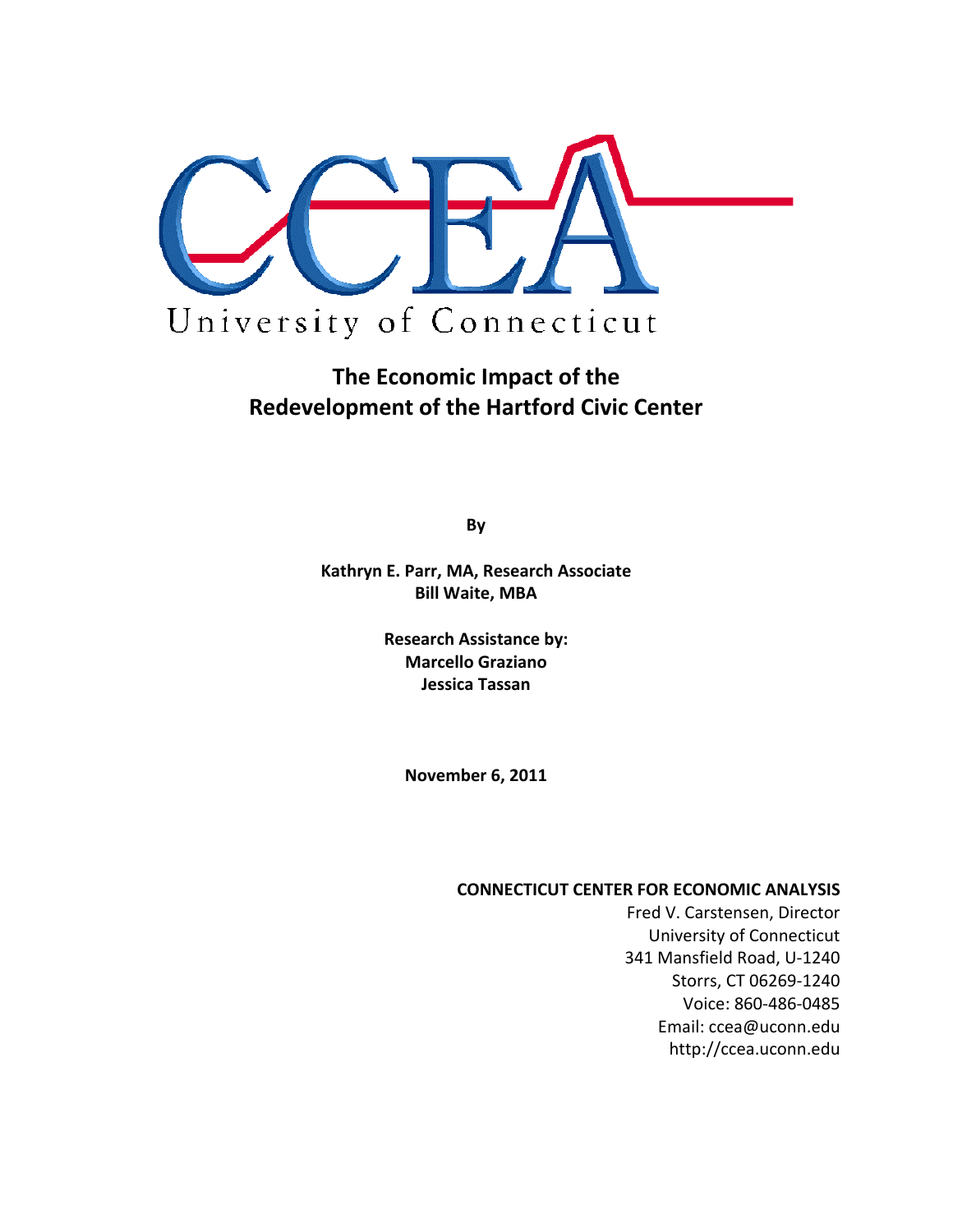CCEA

University of Connecticut

# The Economic Impact of the Redevelopment of the Hartford Civic Center

**By**

**Kathryn E. Parr, MA, Research Associate**
**Bill Waite, MBA**

**Research Assistance by:**
**Marcello Graziano**
**Jessica Tassan**

**November 6, 2011**

**CONNECTICUT CENTER FOR ECONOMIC ANALYSIS**
Fred V. Carstensen, Director
University of Connecticut
341 Mansfield Road, U-1240
Storrs, CT 06269-1240
Voice: 860-486-0485
Email: ccea@uconn.edu
http://ccea.uconn.edu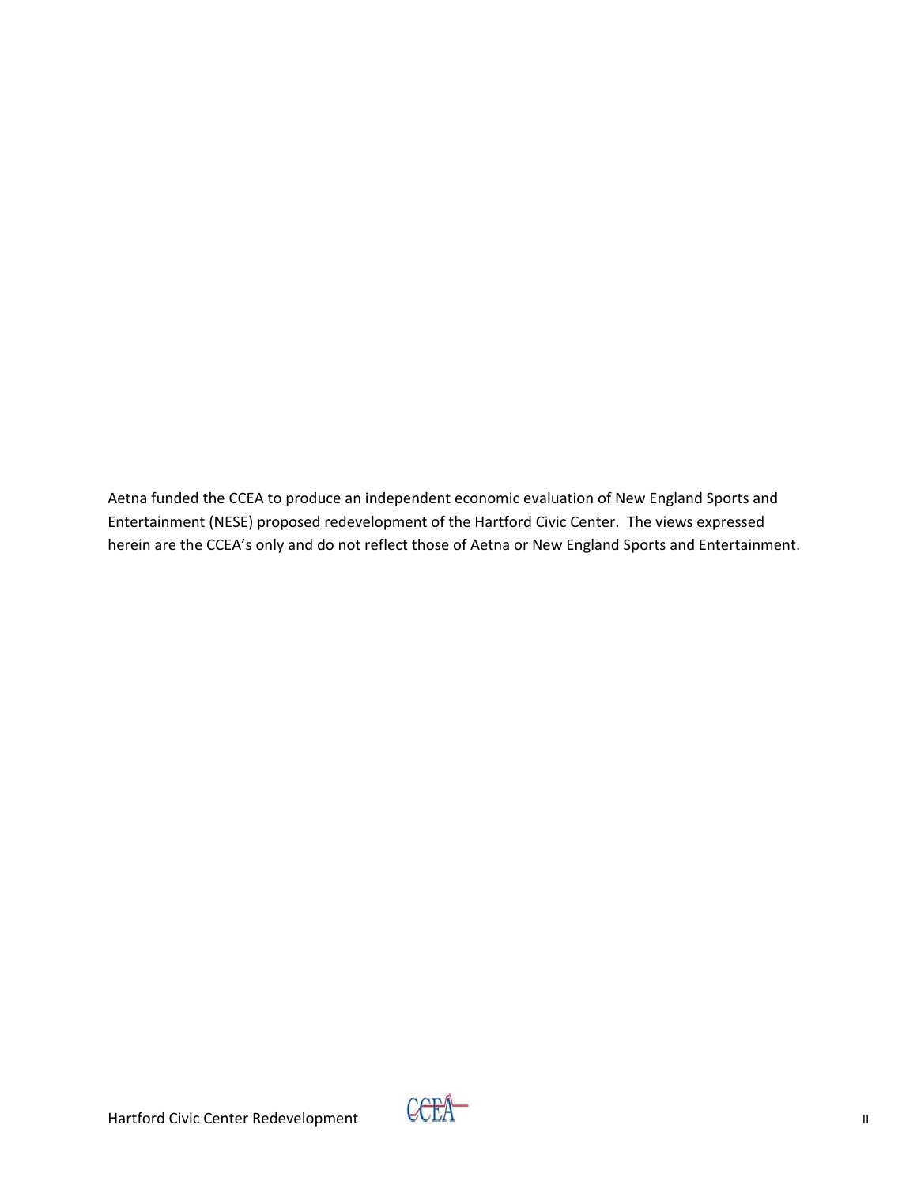Aetna funded the CCEA to produce an independent economic evaluation of New England Sports and Entertainment (NESE) proposed redevelopment of the Hartford Civic Center. The views expressed herein are the CCEA's only and do not reflect those of Aetna or New England Sports and Entertainment.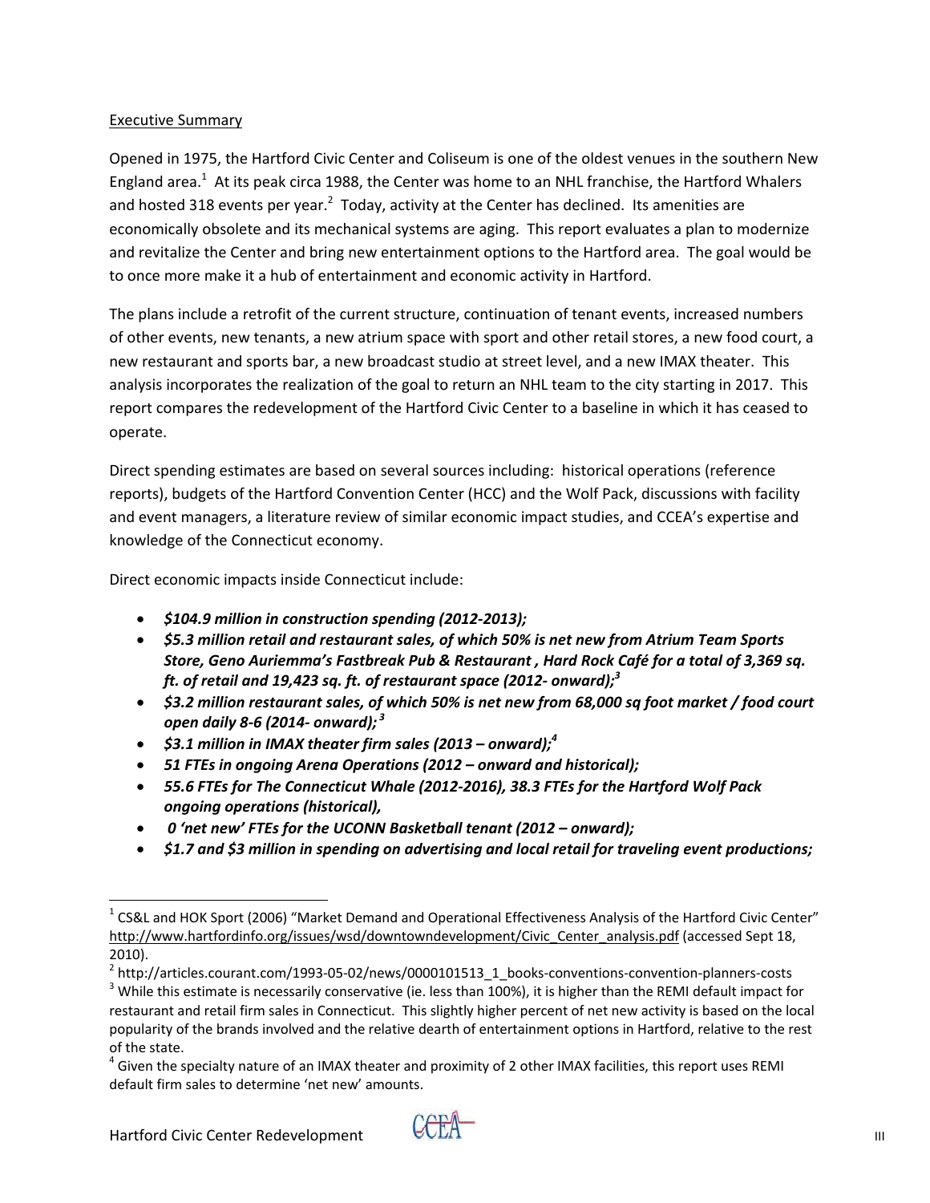Executive Summary

Opened in 1975, the Hartford Civic Center and Coliseum is one of the oldest venues in the southern New England area.[1] At its peak circa 1988, the Center was home to an NHL franchise, the Hartford Whalers and hosted 318 events per year.[2] Today, activity at the Center has declined. Its amenities are economically obsolete and its mechanical systems are aging. This report evaluates a plan to modernize and revitalize the Center and bring new entertainment options to the Hartford area. The goal would be to once more make it a hub of entertainment and economic activity in Hartford.

The plans include a retrofit of the current structure, continuation of tenant events, increased numbers of other events, new tenants, a new atrium space with sport and other retail stores, a new food court, a new restaurant and sports bar, a new broadcast studio at street level, and a new IMAX theater. This analysis incorporates the realization of the goal to return an NHL team to the city starting in 2017. This report compares the redevelopment of the Hartford Civic Center to a baseline in which it has ceased to operate.

Direct spending estimates are based on several sources including: historical operations (reference reports), budgets of the Hartford Convention Center (HCC) and the Wolf Pack, discussions with facility and event managers, a literature review of similar economic impact studies, and CCEA's expertise and knowledge of the Connecticut economy.

Direct economic impacts inside Connecticut include:

- ***$104.9 million in construction spending (2012-2013);***
- ***$5.3 million retail and restaurant sales, of which 50% is net new from Atrium Team Sports Store, Geno Auriemma's Fastbreak Pub & Restaurant , Hard Rock Café for a total of 3,369 sq. ft. of retail and 19,423 sq. ft. of restaurant space (2012- onward);[3]***
- ***$3.2 million restaurant sales, of which 50% is net new from 68,000 sq foot market / food court open daily 8-6 (2014- onward);[3]***
- ***$3.1 million in IMAX theater firm sales (2013 – onward);[4]***
- ***51 FTEs in ongoing Arena Operations (2012 – onward and historical);***
- ***55.6 FTEs for The Connecticut Whale (2012-2016), 38.3 FTEs for the Hartford Wolf Pack ongoing operations (historical),***
- ***0 'net new' FTEs for the UCONN Basketball tenant (2012 – onward);***
- ***$1.7 and $3 million in spending on advertising and local retail for traveling event productions;***

---

[1] CS&L and HOK Sport (2006) "Market Demand and Operational Effectiveness Analysis of the Hartford Civic Center" http://www.hartfordinfo.org/issues/wsd/downtowndevelopment/Civic_Center_analysis.pdf (accessed Sept 18, 2010).

[2] http://articles.courant.com/1993-05-02/news/0000101513_1_books-conventions-convention-planners-costs

[3] While this estimate is necessarily conservative (ie. less than 100%), it is higher than the REMI default impact for restaurant and retail firm sales in Connecticut. This slightly higher percent of net new activity is based on the local popularity of the brands involved and the relative dearth of entertainment options in Hartford, relative to the rest of the state.

[4] Given the specialty nature of an IMAX theater and proximity of 2 other IMAX facilities, this report uses REMI default firm sales to determine 'net new' amounts.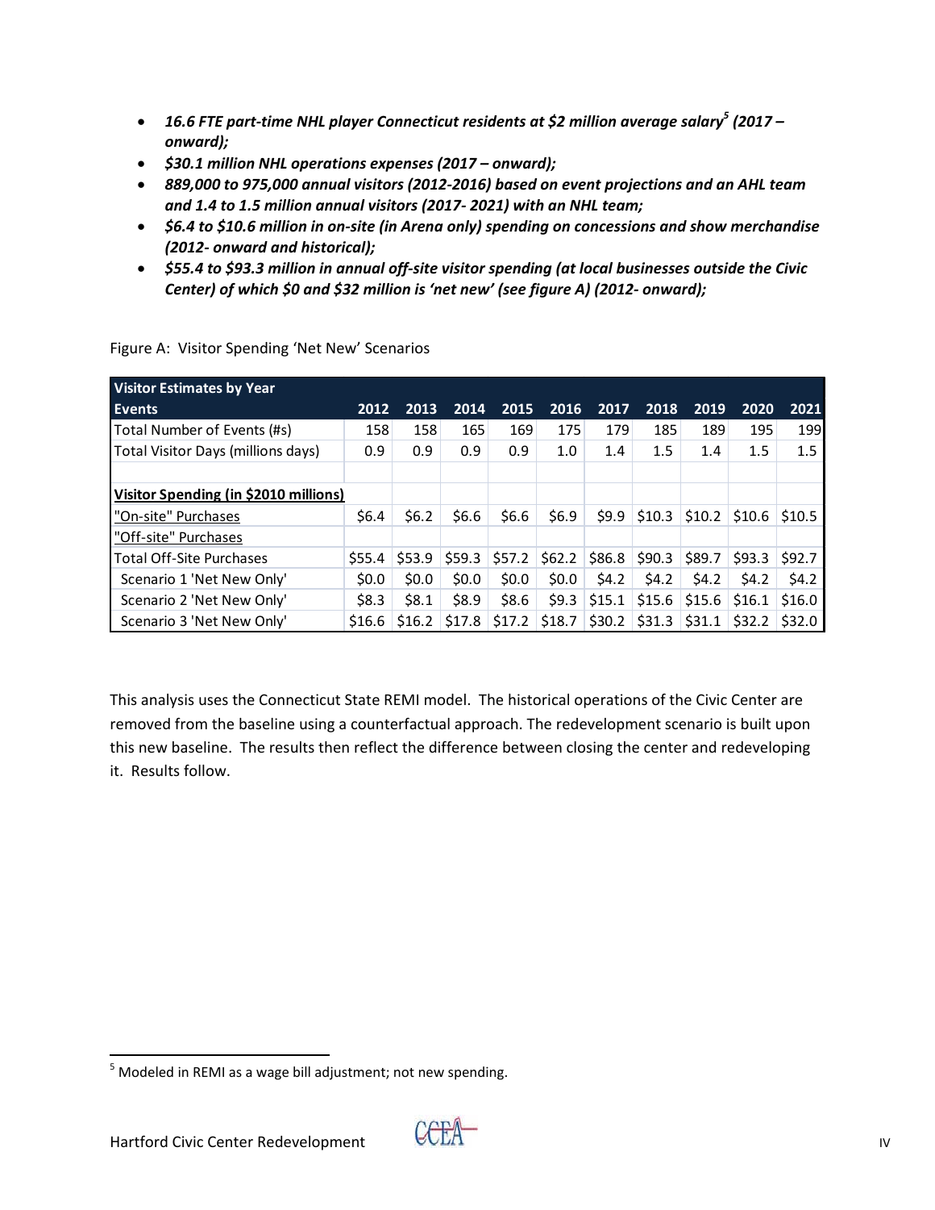- ***16.6 FTE part-time NHL player Connecticut residents at $2 million average salary[5] (2017 – onward);***
- ***$30.1 million NHL operations expenses (2017 – onward);***
- ***889,000 to 975,000 annual visitors (2012-2016) based on event projections and an AHL team and 1.4 to 1.5 million annual visitors (2017- 2021) with an NHL team;***
- ***$6.4 to $10.6 million in on-site (in Arena only) spending on concessions and show merchandise (2012- onward and historical);***
- ***$55.4 to $93.3 million in annual off-site visitor spending (at local businesses outside the Civic Center) of which $0 and $32 million is 'net new' (see figure A) (2012- onward);***

Figure A: Visitor Spending 'Net New' Scenarios

| Visitor Estimates by Year | | | | | | | | | | |
|---|---|---|---|---|---|---|---|---|---|---|
| **Events** | **2012** | **2013** | **2014** | **2015** | **2016** | **2017** | **2018** | **2019** | **2020** | **2021** |
| Total Number of Events (#s) | 158 | 158 | 165 | 169 | 175 | 179 | 185 | 189 | 195 | 199 |
| Total Visitor Days (millions days) | 0.9 | 0.9 | 0.9 | 0.9 | 1.0 | 1.4 | 1.5 | 1.4 | 1.5 | 1.5 |
| | | | | | | | | | | |
| **Visitor Spending (in $2010 millions)** | | | | | | | | | | |
| "On-site" Purchases | $6.4 | $6.2 | $6.6 | $6.6 | $6.9 | $9.9 | $10.3 | $10.2 | $10.6 | $10.5 |
| "Off-site" Purchases | | | | | | | | | | |
| Total Off-Site Purchases | $55.4 | $53.9 | $59.3 | $57.2 | $62.2 | $86.8 | $90.3 | $89.7 | $93.3 | $92.7 |
| Scenario 1 'Net New Only' | $0.0 | $0.0 | $0.0 | $0.0 | $0.0 | $4.2 | $4.2 | $4.2 | $4.2 | $4.2 |
| Scenario 2 'Net New Only' | $8.3 | $8.1 | $8.9 | $8.6 | $9.3 | $15.1 | $15.6 | $15.6 | $16.1 | $16.0 |
| Scenario 3 'Net New Only' | $16.6 | $16.2 | $17.8 | $17.2 | $18.7 | $30.2 | $31.3 | $31.1 | $32.2 | $32.0 |

This analysis uses the Connecticut State REMI model. The historical operations of the Civic Center are removed from the baseline using a counterfactual approach. The redevelopment scenario is built upon this new baseline. The results then reflect the difference between closing the center and redeveloping it. Results follow.

[5] Modeled in REMI as a wage bill adjustment; not new spending.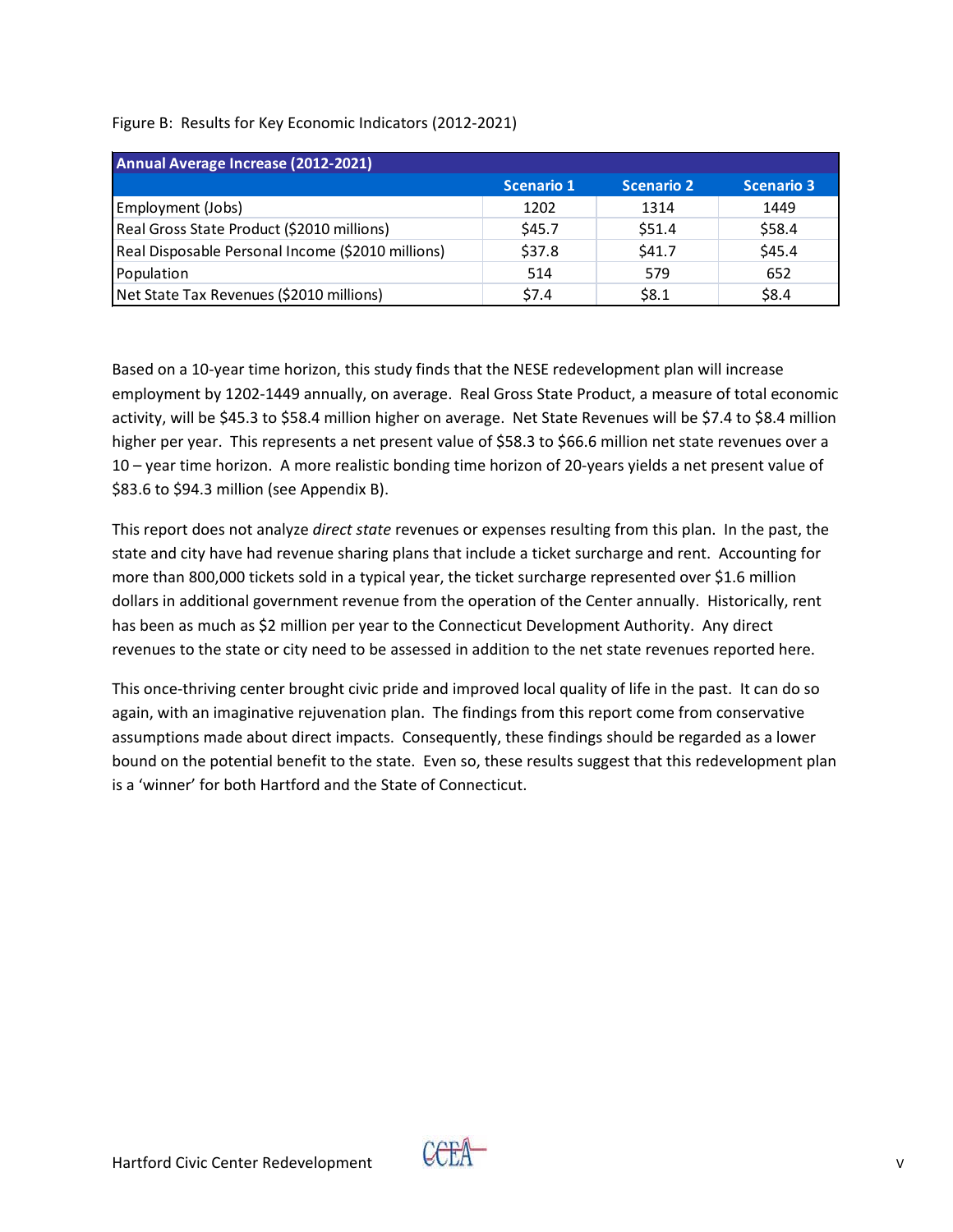Figure B: Results for Key Economic Indicators (2012-2021)

| Annual Average Increase (2012-2021) | Scenario 1 | Scenario 2 | Scenario 3 |
|---|---|---|---|
| Employment (Jobs) | 1202 | 1314 | 1449 |
| Real Gross State Product ($2010 millions) | $45.7 | $51.4 | $58.4 |
| Real Disposable Personal Income ($2010 millions) | $37.8 | $41.7 | $45.4 |
| Population | 514 | 579 | 652 |
| Net State Tax Revenues ($2010 millions) | $7.4 | $8.1 | $8.4 |

Based on a 10-year time horizon, this study finds that the NESE redevelopment plan will increase employment by 1202-1449 annually, on average. Real Gross State Product, a measure of total economic activity, will be $45.3 to $58.4 million higher on average. Net State Revenues will be $7.4 to $8.4 million higher per year. This represents a net present value of $58.3 to $66.6 million net state revenues over a 10 – year time horizon. A more realistic bonding time horizon of 20-years yields a net present value of $83.6 to $94.3 million (see Appendix B).

This report does not analyze *direct state* revenues or expenses resulting from this plan. In the past, the state and city have had revenue sharing plans that include a ticket surcharge and rent. Accounting for more than 800,000 tickets sold in a typical year, the ticket surcharge represented over $1.6 million dollars in additional government revenue from the operation of the Center annually. Historically, rent has been as much as $2 million per year to the Connecticut Development Authority. Any direct revenues to the state or city need to be assessed in addition to the net state revenues reported here.

This once-thriving center brought civic pride and improved local quality of life in the past. It can do so again, with an imaginative rejuvenation plan. The findings from this report come from conservative assumptions made about direct impacts. Consequently, these findings should be regarded as a lower bound on the potential benefit to the state. Even so, these results suggest that this redevelopment plan is a 'winner' for both Hartford and the State of Connecticut.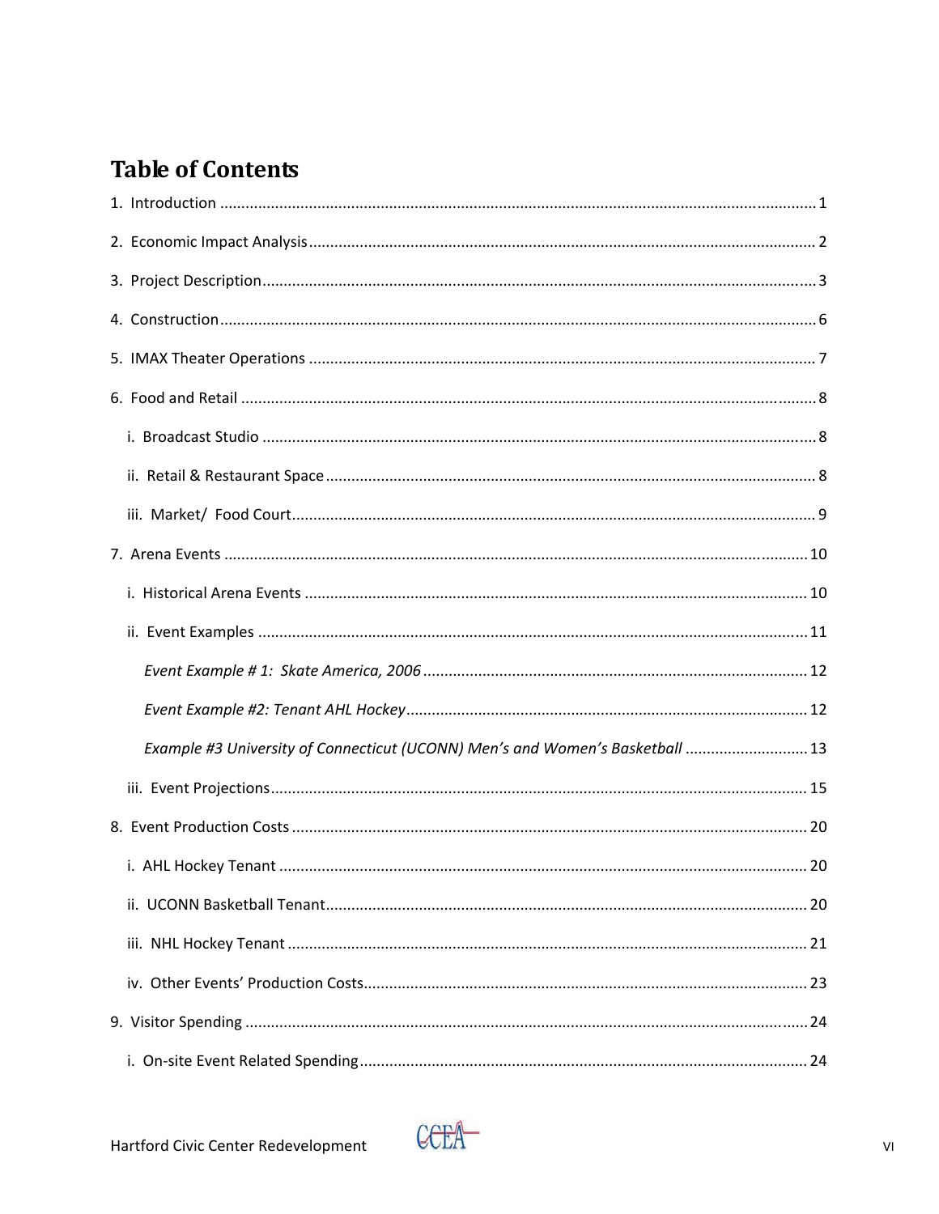# Table of Contents

1. Introduction ........................................................................................................................................ 1

2. Economic Impact Analysis ................................................................................................................... 2

3. Project Description .............................................................................................................................. 3

4. Construction ........................................................................................................................................ 6

5. IMAX Theater Operations .................................................................................................................... 7

6. Food and Retail ................................................................................................................................... 8

   i. Broadcast Studio ............................................................................................................................. 8

   ii. Retail & Restaurant Space ............................................................................................................... 8

   iii. Market/ Food Court ........................................................................................................................ 9

7. Arena Events ..................................................................................................................................... 10

   i. Historical Arena Events .................................................................................................................. 10

   ii. Event Examples ............................................................................................................................. 11

      *Event Example # 1: Skate America, 2006* ...................................................................................... 12

      *Event Example #2: Tenant AHL Hockey* .......................................................................................... 12

      *Example #3 University of Connecticut (UCONN) Men's and Women's Basketball* ......................... 13

   iii. Event Projections .......................................................................................................................... 15

8. Event Production Costs ..................................................................................................................... 20

   i. AHL Hockey Tenant ........................................................................................................................ 20

   ii. UCONN Basketball Tenant ............................................................................................................. 20

   iii. NHL Hockey Tenant ...................................................................................................................... 21

   iv. Other Events' Production Costs .................................................................................................... 23

9. Visitor Spending ................................................................................................................................ 24

   i. On-site Event Related Spending ..................................................................................................... 24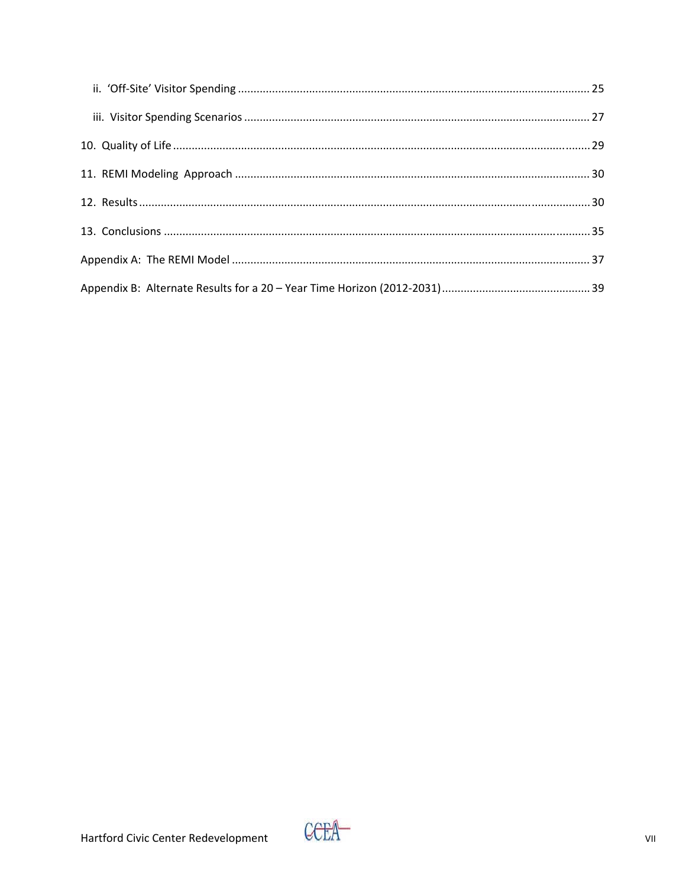ii. 'Off-Site' Visitor Spending ........................................................................................................ 25

iii. Visitor Spending Scenarios ........................................................................................................ 27

10. Quality of Life ........................................................................................................................... 29

11. REMI Modeling Approach ........................................................................................................ 30

12. Results ...................................................................................................................................... 30

13. Conclusions .............................................................................................................................. 35

Appendix A: The REMI Model ........................................................................................................ 37

Appendix B: Alternate Results for a 20 – Year Time Horizon (2012-2031) ..................................... 39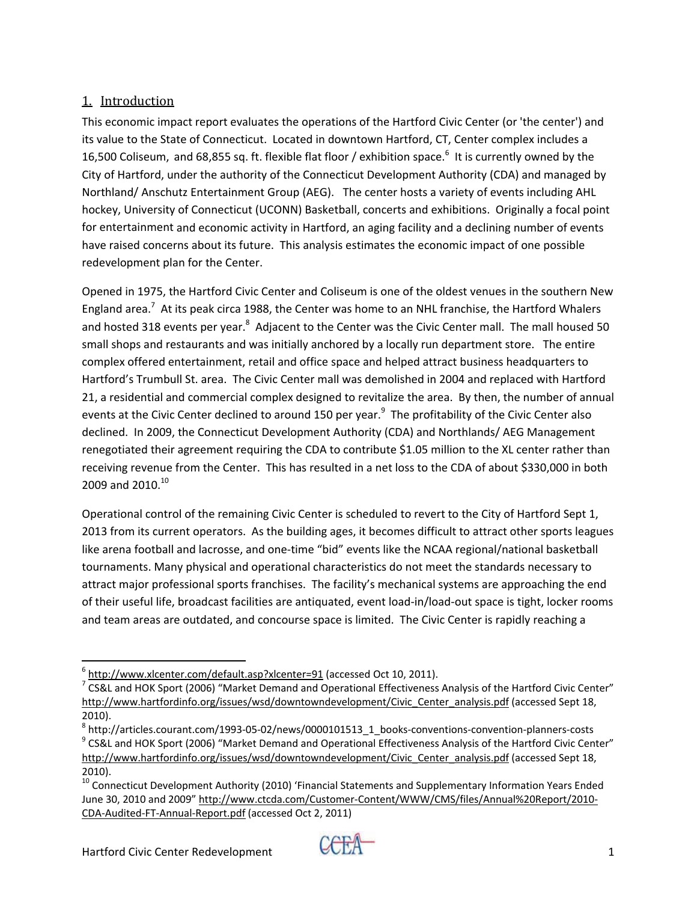## 1. Introduction

This economic impact report evaluates the operations of the Hartford Civic Center (or 'the center') and its value to the State of Connecticut. Located in downtown Hartford, CT, Center complex includes a 16,500 Coliseum, and 68,855 sq. ft. flexible flat floor / exhibition space.[6] It is currently owned by the City of Hartford, under the authority of the Connecticut Development Authority (CDA) and managed by Northland/ Anschutz Entertainment Group (AEG). The center hosts a variety of events including AHL hockey, University of Connecticut (UCONN) Basketball, concerts and exhibitions. Originally a focal point for entertainment and economic activity in Hartford, an aging facility and a declining number of events have raised concerns about its future. This analysis estimates the economic impact of one possible redevelopment plan for the Center.

Opened in 1975, the Hartford Civic Center and Coliseum is one of the oldest venues in the southern New England area.[7] At its peak circa 1988, the Center was home to an NHL franchise, the Hartford Whalers and hosted 318 events per year.[8] Adjacent to the Center was the Civic Center mall. The mall housed 50 small shops and restaurants and was initially anchored by a locally run department store. The entire complex offered entertainment, retail and office space and helped attract business headquarters to Hartford's Trumbull St. area. The Civic Center mall was demolished in 2004 and replaced with Hartford 21, a residential and commercial complex designed to revitalize the area. By then, the number of annual events at the Civic Center declined to around 150 per year.[9] The profitability of the Civic Center also declined. In 2009, the Connecticut Development Authority (CDA) and Northlands/ AEG Management renegotiated their agreement requiring the CDA to contribute $1.05 million to the XL center rather than receiving revenue from the Center. This has resulted in a net loss to the CDA of about $330,000 in both 2009 and 2010.[10]

Operational control of the remaining Civic Center is scheduled to revert to the City of Hartford Sept 1, 2013 from its current operators. As the building ages, it becomes difficult to attract other sports leagues like arena football and lacrosse, and one-time "bid" events like the NCAA regional/national basketball tournaments. Many physical and operational characteristics do not meet the standards necessary to attract major professional sports franchises. The facility's mechanical systems are approaching the end of their useful life, broadcast facilities are antiquated, event load-in/load-out space is tight, locker rooms and team areas are outdated, and concourse space is limited. The Civic Center is rapidly reaching a

---

[6] http://www.xlcenter.com/default.asp?xlcenter=91 (accessed Oct 10, 2011).

[7] CS&L and HOK Sport (2006) "Market Demand and Operational Effectiveness Analysis of the Hartford Civic Center" http://www.hartfordinfo.org/issues/wsd/downtowndevelopment/Civic_Center_analysis.pdf (accessed Sept 18, 2010).

[8] http://articles.courant.com/1993-05-02/news/0000101513_1_books-conventions-convention-planners-costs

[9] CS&L and HOK Sport (2006) "Market Demand and Operational Effectiveness Analysis of the Hartford Civic Center" http://www.hartfordinfo.org/issues/wsd/downtowndevelopment/Civic_Center_analysis.pdf (accessed Sept 18, 2010).

[10] Connecticut Development Authority (2010) 'Financial Statements and Supplementary Information Years Ended June 30, 2010 and 2009" http://www.ctcda.com/Customer-Content/WWW/CMS/files/Annual%20Report/2010-CDA-Audited-FT-Annual-Report.pdf (accessed Oct 2, 2011)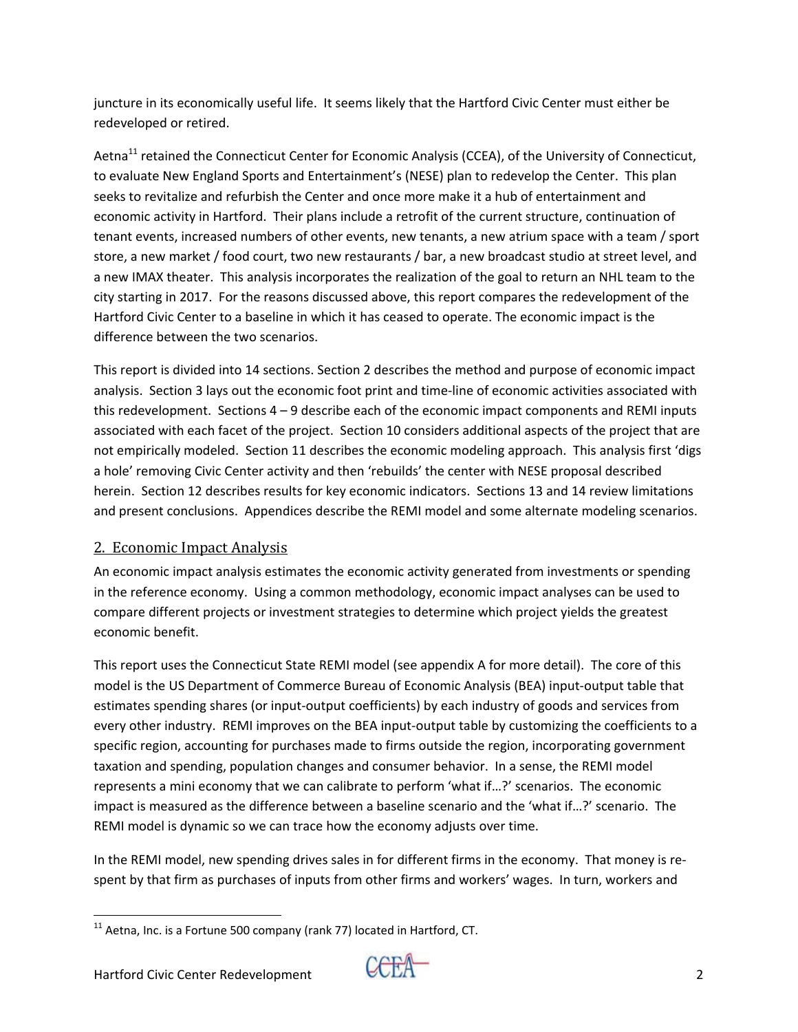juncture in its economically useful life. It seems likely that the Hartford Civic Center must either be redeveloped or retired.

Aetna[11] retained the Connecticut Center for Economic Analysis (CCEA), of the University of Connecticut, to evaluate New England Sports and Entertainment's (NESE) plan to redevelop the Center. This plan seeks to revitalize and refurbish the Center and once more make it a hub of entertainment and economic activity in Hartford. Their plans include a retrofit of the current structure, continuation of tenant events, increased numbers of other events, new tenants, a new atrium space with a team / sport store, a new market / food court, two new restaurants / bar, a new broadcast studio at street level, and a new IMAX theater. This analysis incorporates the realization of the goal to return an NHL team to the city starting in 2017. For the reasons discussed above, this report compares the redevelopment of the Hartford Civic Center to a baseline in which it has ceased to operate. The economic impact is the difference between the two scenarios.

This report is divided into 14 sections. Section 2 describes the method and purpose of economic impact analysis. Section 3 lays out the economic foot print and time-line of economic activities associated with this redevelopment. Sections 4 – 9 describe each of the economic impact components and REMI inputs associated with each facet of the project. Section 10 considers additional aspects of the project that are not empirically modeled. Section 11 describes the economic modeling approach. This analysis first 'digs a hole' removing Civic Center activity and then 'rebuilds' the center with NESE proposal described herein. Section 12 describes results for key economic indicators. Sections 13 and 14 review limitations and present conclusions. Appendices describe the REMI model and some alternate modeling scenarios.

## 2. Economic Impact Analysis

An economic impact analysis estimates the economic activity generated from investments or spending in the reference economy. Using a common methodology, economic impact analyses can be used to compare different projects or investment strategies to determine which project yields the greatest economic benefit.

This report uses the Connecticut State REMI model (see appendix A for more detail). The core of this model is the US Department of Commerce Bureau of Economic Analysis (BEA) input-output table that estimates spending shares (or input-output coefficients) by each industry of goods and services from every other industry. REMI improves on the BEA input-output table by customizing the coefficients to a specific region, accounting for purchases made to firms outside the region, incorporating government taxation and spending, population changes and consumer behavior. In a sense, the REMI model represents a mini economy that we can calibrate to perform 'what if…?' scenarios. The economic impact is measured as the difference between a baseline scenario and the 'what if…?' scenario. The REMI model is dynamic so we can trace how the economy adjusts over time.

In the REMI model, new spending drives sales in for different firms in the economy. That money is re-spent by that firm as purchases of inputs from other firms and workers' wages. In turn, workers and

[11] Aetna, Inc. is a Fortune 500 company (rank 77) located in Hartford, CT.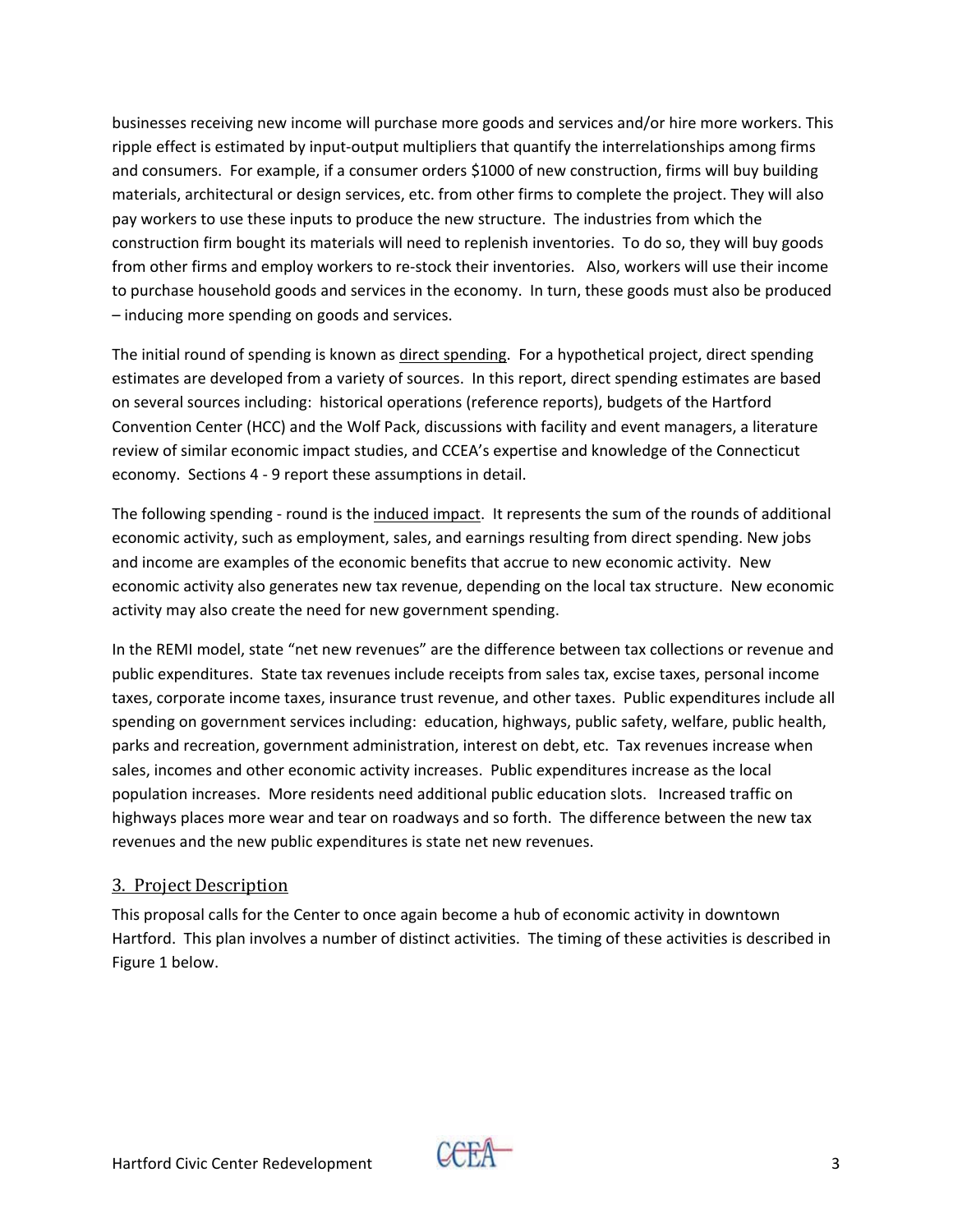businesses receiving new income will purchase more goods and services and/or hire more workers. This ripple effect is estimated by input-output multipliers that quantify the interrelationships among firms and consumers. For example, if a consumer orders $1000 of new construction, firms will buy building materials, architectural or design services, etc. from other firms to complete the project. They will also pay workers to use these inputs to produce the new structure. The industries from which the construction firm bought its materials will need to replenish inventories. To do so, they will buy goods from other firms and employ workers to re-stock their inventories. Also, workers will use their income to purchase household goods and services in the economy. In turn, these goods must also be produced – inducing more spending on goods and services.

The initial round of spending is known as direct spending. For a hypothetical project, direct spending estimates are developed from a variety of sources. In this report, direct spending estimates are based on several sources including: historical operations (reference reports), budgets of the Hartford Convention Center (HCC) and the Wolf Pack, discussions with facility and event managers, a literature review of similar economic impact studies, and CCEA's expertise and knowledge of the Connecticut economy. Sections 4 - 9 report these assumptions in detail.

The following spending - round is the induced impact. It represents the sum of the rounds of additional economic activity, such as employment, sales, and earnings resulting from direct spending. New jobs and income are examples of the economic benefits that accrue to new economic activity. New economic activity also generates new tax revenue, depending on the local tax structure. New economic activity may also create the need for new government spending.

In the REMI model, state "net new revenues" are the difference between tax collections or revenue and public expenditures. State tax revenues include receipts from sales tax, excise taxes, personal income taxes, corporate income taxes, insurance trust revenue, and other taxes. Public expenditures include all spending on government services including: education, highways, public safety, welfare, public health, parks and recreation, government administration, interest on debt, etc. Tax revenues increase when sales, incomes and other economic activity increases. Public expenditures increase as the local population increases. More residents need additional public education slots. Increased traffic on highways places more wear and tear on roadways and so forth. The difference between the new tax revenues and the new public expenditures is state net new revenues.

## 3. Project Description

This proposal calls for the Center to once again become a hub of economic activity in downtown Hartford. This plan involves a number of distinct activities. The timing of these activities is described in Figure 1 below.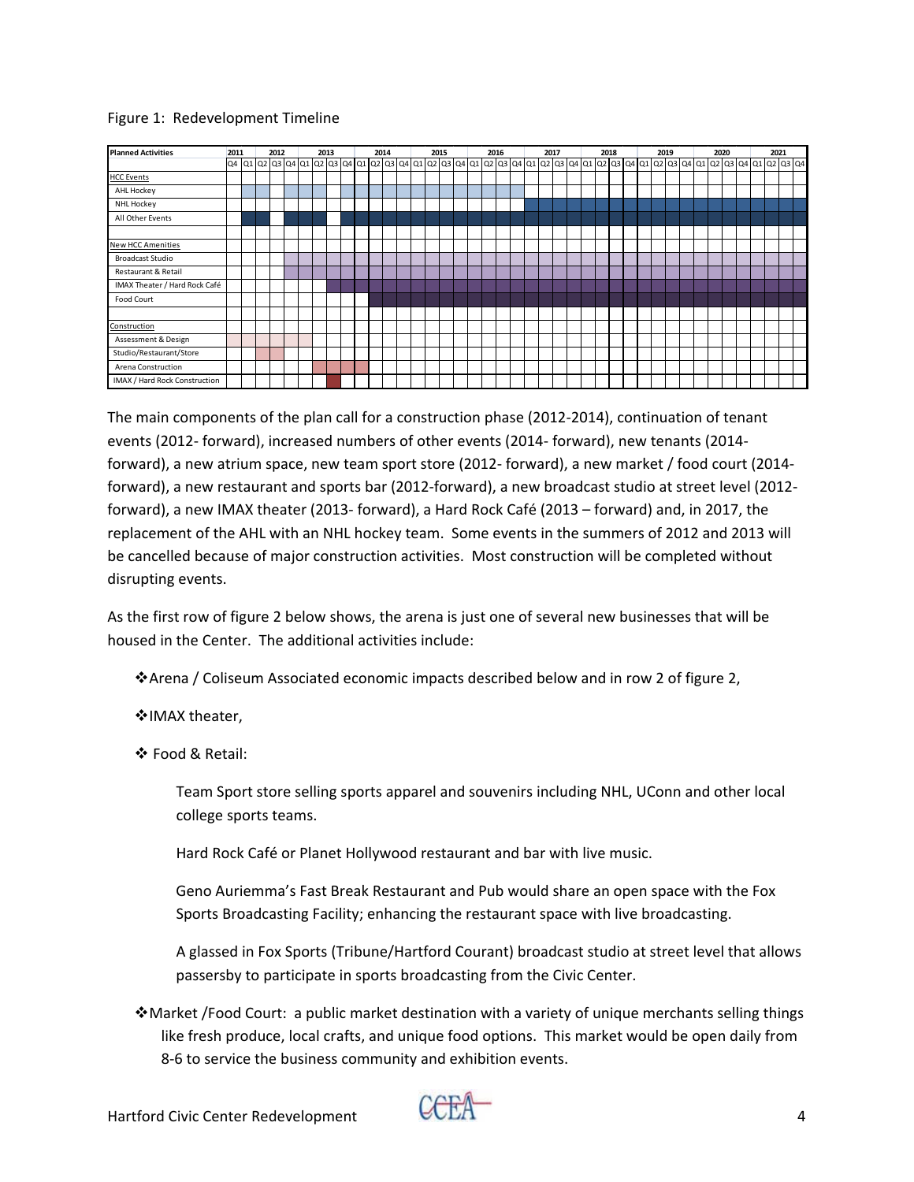Figure 1: Redevelopment Timeline

| Planned Activities | 2011 | 2012 | | | | 2013 | | | | 2014 | | | | 2015 | | | | 2016 | | | | 2017 | | | | 2018 | | | | 2019 | | | | 2020 | | | | 2021 | | | |
|---|---|---|---|---|---|---|---|---|---|---|---|---|---|---|---|---|---|---|---|---|---|---|---|---|---|---|---|---|---|---|---|---|---|---|---|---|---|---|---|---|---|
| | Q4 | Q1 | Q2 | Q3 | Q4 | Q1 | Q2 | Q3 | Q4 | Q1 | Q2 | Q3 | Q4 | Q1 | Q2 | Q3 | Q4 | Q1 | Q2 | Q3 | Q4 | Q1 | Q2 | Q3 | Q4 | Q1 | Q2 | Q3 | Q4 | Q1 | Q2 | Q3 | Q4 | Q1 | Q2 | Q3 | Q4 | Q1 | Q2 | Q3 | Q4 |
| HCC Events | | | | | | | | | | | | | | | | | | | | | | | | | | | | | | | | | | | | | | | | | |
| AHL Hockey | | ■ | ■ | | ■ | ■ | ■ | | ■ | ■ | ■ | ■ | ■ | ■ | ■ | ■ | ■ | ■ | ■ | ■ | ■ | | | | | | | | | | | | | | | | | | | | |
| NHL Hockey | | | | | | | | | | | | | | | | | | | | | | ■ | ■ | ■ | ■ | ■ | ■ | ■ | ■ | ■ | ■ | ■ | ■ | ■ | ■ | ■ | ■ | ■ | ■ | ■ | ■ |
| All Other Events | | ■ | ■ | | ■ | ■ | ■ | | ■ | ■ | ■ | ■ | ■ | ■ | ■ | ■ | ■ | ■ | ■ | ■ | ■ | ■ | ■ | ■ | ■ | ■ | ■ | ■ | ■ | ■ | ■ | ■ | ■ | ■ | ■ | ■ | ■ | ■ | ■ | ■ | ■ |
| New HCC Amenities | | | | | | | | | | | | | | | | | | | | | | | | | | | | | | | | | | | | | | | | | |
| Broadcast Studio | | | | | ■ | ■ | ■ | ■ | ■ | ■ | ■ | ■ | ■ | ■ | ■ | ■ | ■ | ■ | ■ | ■ | ■ | ■ | ■ | ■ | ■ | ■ | ■ | ■ | ■ | ■ | ■ | ■ | ■ | ■ | ■ | ■ | ■ | ■ | ■ | ■ | ■ |
| Restaurant & Retail | | | | | ■ | ■ | ■ | ■ | ■ | ■ | ■ | ■ | ■ | ■ | ■ | ■ | ■ | ■ | ■ | ■ | ■ | ■ | ■ | ■ | ■ | ■ | ■ | ■ | ■ | ■ | ■ | ■ | ■ | ■ | ■ | ■ | ■ | ■ | ■ | ■ | ■ |
| IMAX Theater / Hard Rock Café | | | | | | | | ■ | ■ | ■ | ■ | ■ | ■ | ■ | ■ | ■ | ■ | ■ | ■ | ■ | ■ | ■ | ■ | ■ | ■ | ■ | ■ | ■ | ■ | ■ | ■ | ■ | ■ | ■ | ■ | ■ | ■ | ■ | ■ | ■ | ■ |
| Food Court | | | | | | | | | | | ■ | ■ | ■ | ■ | ■ | ■ | ■ | ■ | ■ | ■ | ■ | ■ | ■ | ■ | ■ | ■ | ■ | ■ | ■ | ■ | ■ | ■ | ■ | ■ | ■ | ■ | ■ | ■ | ■ | ■ | ■ |
| Construction | | | | | | | | | | | | | | | | | | | | | | | | | | | | | | | | | | | | | | | | | |
| Assessment & Design | ■ | ■ | | | ■ | ■ | | | | | | | | | | | | | | | | | | | | | | | | | | | | | | | | | | | |
| Studio/Restaurant/Store | | | ■ | ■ | | | | | | | | | | | | | | | | | | | | | | | | | | | | | | | | | | | | | |
| Arena Construction | | | | | | | ■ | ■ | ■ | ■ | | | | | | | | | | | | | | | | | | | | | | | | | | | | | | | |
| IMAX / Hard Rock Construction | | | | | | | | ■ | | | | | | | | | | | | | | | | | | | | | | | | | | | | | | | | | |

The main components of the plan call for a construction phase (2012-2014), continuation of tenant events (2012- forward), increased numbers of other events (2014- forward), new tenants (2014- forward), a new atrium space, new team sport store (2012- forward), a new market / food court (2014- forward), a new restaurant and sports bar (2012-forward), a new broadcast studio at street level (2012- forward), a new IMAX theater (2013- forward), a Hard Rock Café (2013 – forward) and, in 2017, the replacement of the AHL with an NHL hockey team. Some events in the summers of 2012 and 2013 will be cancelled because of major construction activities. Most construction will be completed without disrupting events.

As the first row of figure 2 below shows, the arena is just one of several new businesses that will be housed in the Center. The additional activities include:

- Arena / Coliseum Associated economic impacts described below and in row 2 of figure 2,
- IMAX theater,
- Food & Retail:

    Team Sport store selling sports apparel and souvenirs including NHL, UConn and other local college sports teams.

    Hard Rock Café or Planet Hollywood restaurant and bar with live music.

    Geno Auriemma's Fast Break Restaurant and Pub would share an open space with the Fox Sports Broadcasting Facility; enhancing the restaurant space with live broadcasting.

    A glassed in Fox Sports (Tribune/Hartford Courant) broadcast studio at street level that allows passersby to participate in sports broadcasting from the Civic Center.

- Market /Food Court: a public market destination with a variety of unique merchants selling things like fresh produce, local crafts, and unique food options. This market would be open daily from 8-6 to service the business community and exhibition events.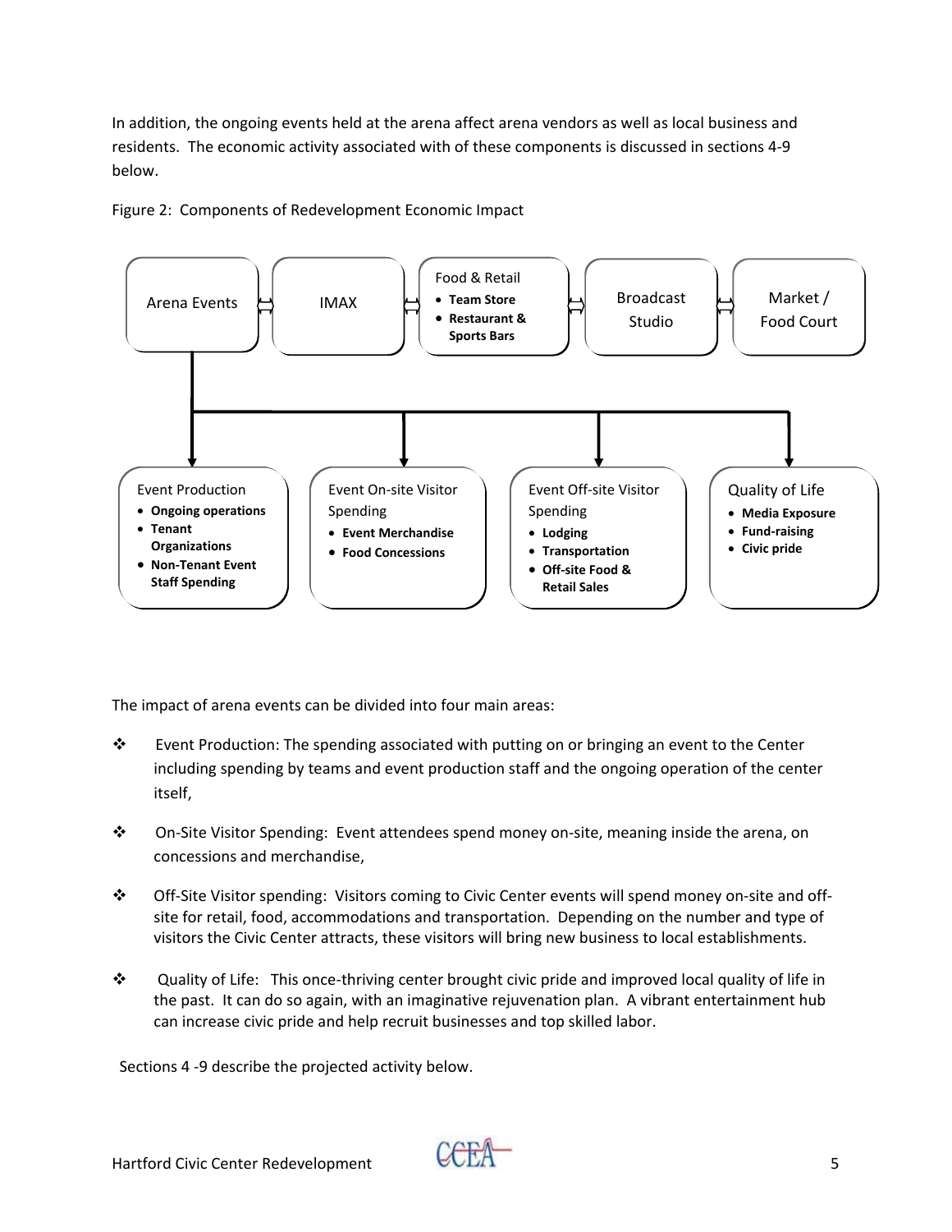In addition, the ongoing events held at the arena affect arena vendors as well as local business and residents. The economic activity associated with of these components is discussed in sections 4-9 below.

Figure 2: Components of Redevelopment Economic Impact

Arena Events ⟺ IMAX ⟺ Food & Retail
- **Team Store**
- **Restaurant & Sports Bars**

⟺ Broadcast Studio ⟺ Market / Food Court

Event Production
- **Ongoing operations**
- **Tenant Organizations**
- **Non-Tenant Event Staff Spending**

Event On-site Visitor Spending
- **Event Merchandise**
- **Food Concessions**

Event Off-site Visitor Spending
- **Lodging**
- **Transportation**
- **Off-site Food & Retail Sales**

Quality of Life
- **Media Exposure**
- **Fund-raising**
- **Civic pride**

The impact of arena events can be divided into four main areas:

- Event Production: The spending associated with putting on or bringing an event to the Center including spending by teams and event production staff and the ongoing operation of the center itself,
- On-Site Visitor Spending: Event attendees spend money on-site, meaning inside the arena, on concessions and merchandise,
- Off-Site Visitor spending: Visitors coming to Civic Center events will spend money on-site and off-site for retail, food, accommodations and transportation. Depending on the number and type of visitors the Civic Center attracts, these visitors will bring new business to local establishments.
- Quality of Life: This once-thriving center brought civic pride and improved local quality of life in the past. It can do so again, with an imaginative rejuvenation plan. A vibrant entertainment hub can increase civic pride and help recruit businesses and top skilled labor.

Sections 4 -9 describe the projected activity below.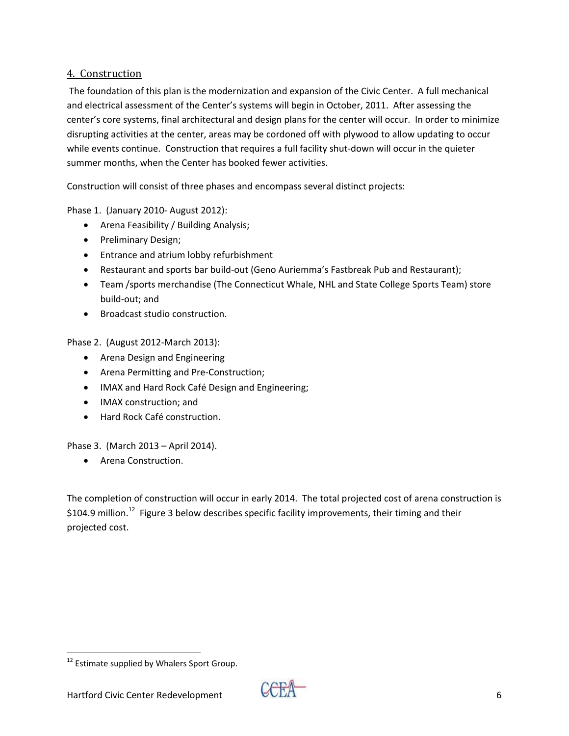## 4. Construction

The foundation of this plan is the modernization and expansion of the Civic Center. A full mechanical and electrical assessment of the Center's systems will begin in October, 2011. After assessing the center's core systems, final architectural and design plans for the center will occur. In order to minimize disrupting activities at the center, areas may be cordoned off with plywood to allow updating to occur while events continue. Construction that requires a full facility shut-down will occur in the quieter summer months, when the Center has booked fewer activities.

Construction will consist of three phases and encompass several distinct projects:

Phase 1. (January 2010- August 2012):

- Arena Feasibility / Building Analysis;
- Preliminary Design;
- Entrance and atrium lobby refurbishment
- Restaurant and sports bar build-out (Geno Auriemma's Fastbreak Pub and Restaurant);
- Team /sports merchandise (The Connecticut Whale, NHL and State College Sports Team) store build-out; and
- Broadcast studio construction.

Phase 2. (August 2012-March 2013):

- Arena Design and Engineering
- Arena Permitting and Pre-Construction;
- IMAX and Hard Rock Café Design and Engineering;
- IMAX construction; and
- Hard Rock Café construction.

Phase 3. (March 2013 – April 2014).

- Arena Construction.

The completion of construction will occur in early 2014. The total projected cost of arena construction is \$104.9 million.[12] Figure 3 below describes specific facility improvements, their timing and their projected cost.

[12] Estimate supplied by Whalers Sport Group.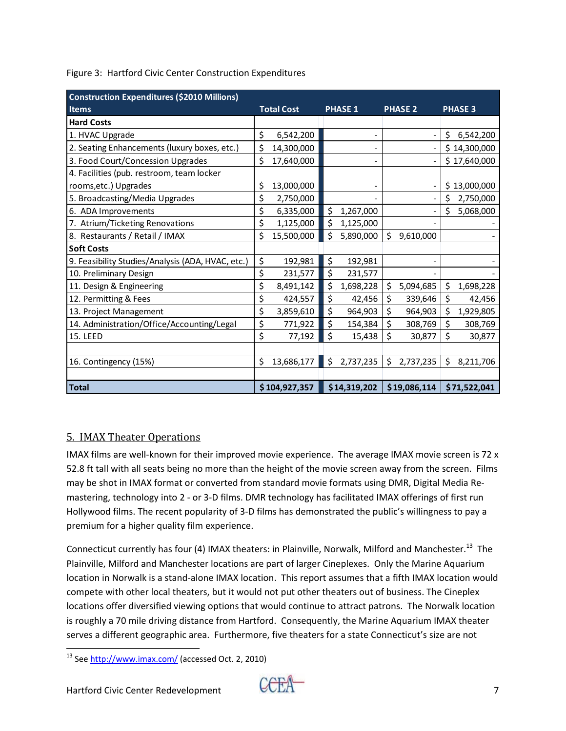Figure 3: Hartford Civic Center Construction Expenditures

| Construction Expenditures ($2010 Millions)<br>Items | Total Cost | PHASE 1 | PHASE 2 | PHASE 3 |
|---|---|---|---|---|
| **Hard Costs** | | | | |
| 1. HVAC Upgrade | $ 6,542,200 | - | - | $ 6,542,200 |
| 2. Seating Enhancements (luxury boxes, etc.) | $ 14,300,000 | - | - | $ 14,300,000 |
| 3. Food Court/Concession Upgrades | $ 17,640,000 | - | - | $ 17,640,000 |
| 4. Facilities (pub. restroom, team locker rooms,etc.) Upgrades | $ 13,000,000 | - | - | $ 13,000,000 |
| 5. Broadcasting/Media Upgrades | $ 2,750,000 | - | - | $ 2,750,000 |
| 6. ADA Improvements | $ 6,335,000 | $ 1,267,000 | - | $ 5,068,000 |
| 7. Atrium/Ticketing Renovations | $ 1,125,000 | $ 1,125,000 | - | - |
| 8. Restaurants / Retail / IMAX | $ 15,500,000 | $ 5,890,000 | $ 9,610,000 | - |
| **Soft Costs** | | | | |
| 9. Feasibility Studies/Analysis (ADA, HVAC, etc.) | $ 192,981 | $ 192,981 | - | - |
| 10. Preliminary Design | $ 231,577 | $ 231,577 | - | - |
| 11. Design & Engineering | $ 8,491,142 | $ 1,698,228 | $ 5,094,685 | $ 1,698,228 |
| 12. Permitting & Fees | $ 424,557 | $ 42,456 | $ 339,646 | $ 42,456 |
| 13. Project Management | $ 3,859,610 | $ 964,903 | $ 964,903 | $ 1,929,805 |
| 14. Administration/Office/Accounting/Legal | $ 771,922 | $ 154,384 | $ 308,769 | $ 308,769 |
| 15. LEED | $ 77,192 | $ 15,438 | $ 30,877 | $ 30,877 |
| | | | | |
| 16. Contingency (15%) | $ 13,686,177 | $ 2,737,235 | $ 2,737,235 | $ 8,211,706 |
| | | | | |
| **Total** | **$ 104,927,357** | **$14,319,202** | **$19,086,114** | **$71,522,041** |

## 5. IMAX Theater Operations

IMAX films are well-known for their improved movie experience. The average IMAX movie screen is 72 x 52.8 ft tall with all seats being no more than the height of the movie screen away from the screen. Films may be shot in IMAX format or converted from standard movie formats using DMR, Digital Media Re-mastering, technology into 2 - or 3-D films. DMR technology has facilitated IMAX offerings of first run Hollywood films. The recent popularity of 3-D films has demonstrated the public's willingness to pay a premium for a higher quality film experience.

Connecticut currently has four (4) IMAX theaters: in Plainville, Norwalk, Milford and Manchester.[13] The Plainville, Milford and Manchester locations are part of larger Cineplexes. Only the Marine Aquarium location in Norwalk is a stand-alone IMAX location. This report assumes that a fifth IMAX location would compete with other local theaters, but it would not put other theaters out of business. The Cineplex locations offer diversified viewing options that would continue to attract patrons. The Norwalk location is roughly a 70 mile driving distance from Hartford. Consequently, the Marine Aquarium IMAX theater serves a different geographic area. Furthermore, five theaters for a state Connecticut's size are not

[13] See http://www.imax.com/ (accessed Oct. 2, 2010)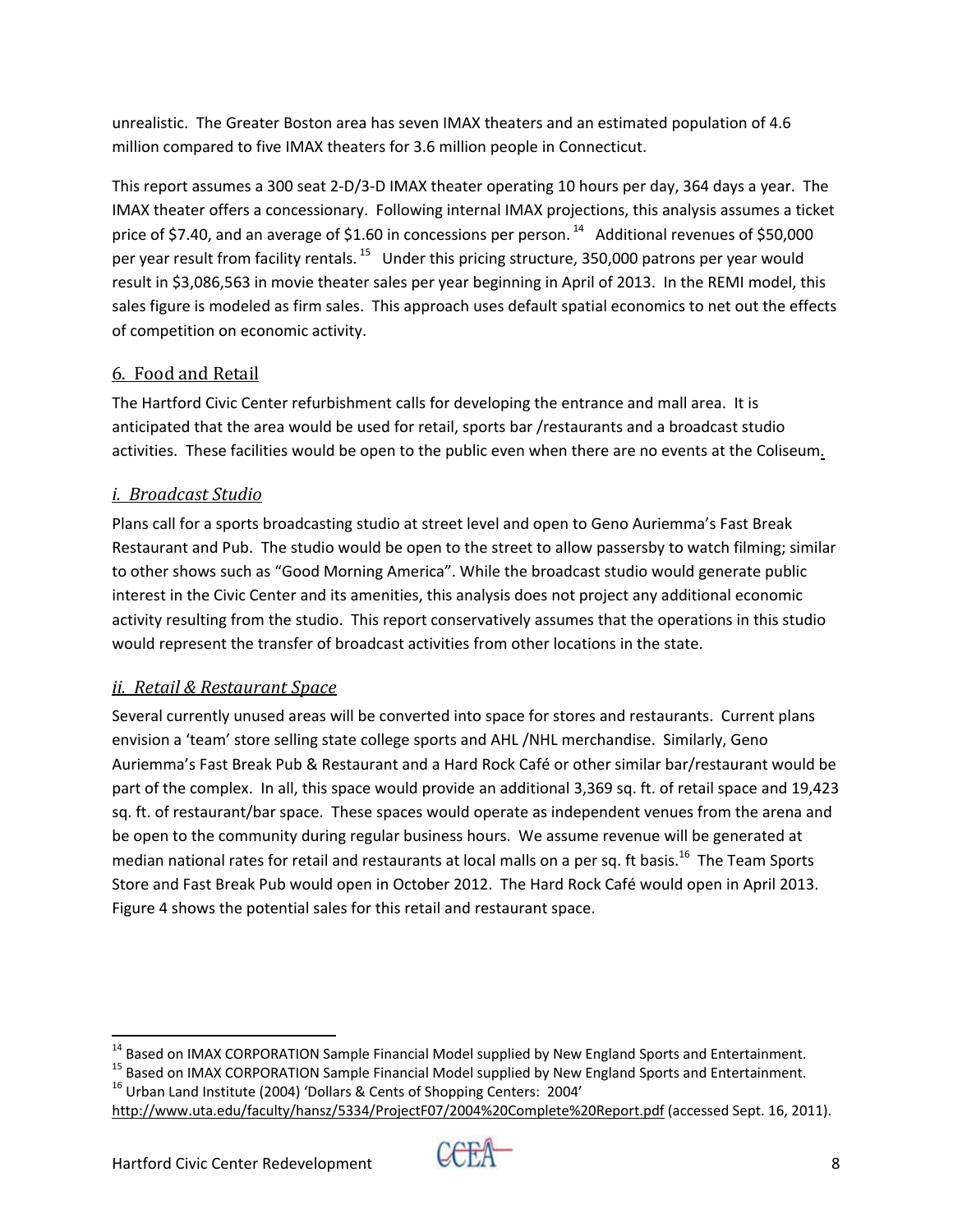unrealistic. The Greater Boston area has seven IMAX theaters and an estimated population of 4.6 million compared to five IMAX theaters for 3.6 million people in Connecticut.

This report assumes a 300 seat 2-D/3-D IMAX theater operating 10 hours per day, 364 days a year. The IMAX theater offers a concessionary. Following internal IMAX projections, this analysis assumes a ticket price of $7.40, and an average of $1.60 in concessions per person.[14] Additional revenues of $50,000 per year result from facility rentals.[15] Under this pricing structure, 350,000 patrons per year would result in $3,086,563 in movie theater sales per year beginning in April of 2013. In the REMI model, this sales figure is modeled as firm sales. This approach uses default spatial economics to net out the effects of competition on economic activity.

## 6. Food and Retail

The Hartford Civic Center refurbishment calls for developing the entrance and mall area. It is anticipated that the area would be used for retail, sports bar /restaurants and a broadcast studio activities. These facilities would be open to the public even when there are no events at the Coliseum.

### *i. Broadcast Studio*

Plans call for a sports broadcasting studio at street level and open to Geno Auriemma's Fast Break Restaurant and Pub. The studio would be open to the street to allow passersby to watch filming; similar to other shows such as "Good Morning America". While the broadcast studio would generate public interest in the Civic Center and its amenities, this analysis does not project any additional economic activity resulting from the studio. This report conservatively assumes that the operations in this studio would represent the transfer of broadcast activities from other locations in the state.

### *ii. Retail & Restaurant Space*

Several currently unused areas will be converted into space for stores and restaurants. Current plans envision a 'team' store selling state college sports and AHL /NHL merchandise. Similarly, Geno Auriemma's Fast Break Pub & Restaurant and a Hard Rock Café or other similar bar/restaurant would be part of the complex. In all, this space would provide an additional 3,369 sq. ft. of retail space and 19,423 sq. ft. of restaurant/bar space. These spaces would operate as independent venues from the arena and be open to the community during regular business hours. We assume revenue will be generated at median national rates for retail and restaurants at local malls on a per sq. ft basis.[16] The Team Sports Store and Fast Break Pub would open in October 2012. The Hard Rock Café would open in April 2013. Figure 4 shows the potential sales for this retail and restaurant space.

---

[14] Based on IMAX CORPORATION Sample Financial Model supplied by New England Sports and Entertainment.

[15] Based on IMAX CORPORATION Sample Financial Model supplied by New England Sports and Entertainment.

[16] Urban Land Institute (2004) 'Dollars & Cents of Shopping Centers: 2004' http://www.uta.edu/faculty/hansz/5334/ProjectF07/2004%20Complete%20Report.pdf (accessed Sept. 16, 2011).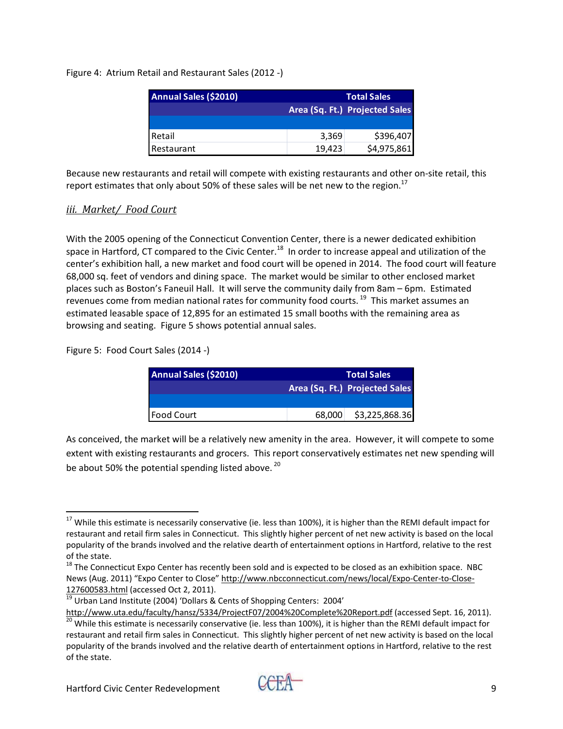Figure 4: Atrium Retail and Restaurant Sales (2012 -)

| Annual Sales ($2010) | | Total Sales |
|---|---|---|
| | Area (Sq. Ft.) | Projected Sales |
| | | |
| Retail | 3,369 | $396,407 |
| Restaurant | 19,423 | $4,975,861 |

Because new restaurants and retail will compete with existing restaurants and other on-site retail, this report estimates that only about 50% of these sales will be net new to the region.[17]

### *iii. Market/ Food Court*

With the 2005 opening of the Connecticut Convention Center, there is a newer dedicated exhibition space in Hartford, CT compared to the Civic Center.[18] In order to increase appeal and utilization of the center's exhibition hall, a new market and food court will be opened in 2014. The food court will feature 68,000 sq. feet of vendors and dining space. The market would be similar to other enclosed market places such as Boston's Faneuil Hall. It will serve the community daily from 8am – 6pm. Estimated revenues come from median national rates for community food courts.[19] This market assumes an estimated leasable space of 12,895 for an estimated 15 small booths with the remaining area as browsing and seating. Figure 5 shows potential annual sales.

Figure 5: Food Court Sales (2014 -)

| Annual Sales ($2010) | | Total Sales |
|---|---|---|
| | Area (Sq. Ft.) | Projected Sales |
| | | |
| Food Court | 68,000 | $3,225,868.36 |

As conceived, the market will be a relatively new amenity in the area. However, it will compete to some extent with existing restaurants and grocers. This report conservatively estimates net new spending will be about 50% the potential spending listed above.[20]

---

[17] While this estimate is necessarily conservative (ie. less than 100%), it is higher than the REMI default impact for restaurant and retail firm sales in Connecticut. This slightly higher percent of net new activity is based on the local popularity of the brands involved and the relative dearth of entertainment options in Hartford, relative to the rest of the state.

[18] The Connecticut Expo Center has recently been sold and is expected to be closed as an exhibition space. NBC News (Aug. 2011) "Expo Center to Close" http://www.nbcconnecticut.com/news/local/Expo-Center-to-Close-127600583.html (accessed Oct 2, 2011).

[19] Urban Land Institute (2004) 'Dollars & Cents of Shopping Centers: 2004' http://www.uta.edu/faculty/hansz/5334/ProjectF07/2004%20Complete%20Report.pdf (accessed Sept. 16, 2011).

[20] While this estimate is necessarily conservative (ie. less than 100%), it is higher than the REMI default impact for restaurant and retail firm sales in Connecticut. This slightly higher percent of net new activity is based on the local popularity of the brands involved and the relative dearth of entertainment options in Hartford, relative to the rest of the state.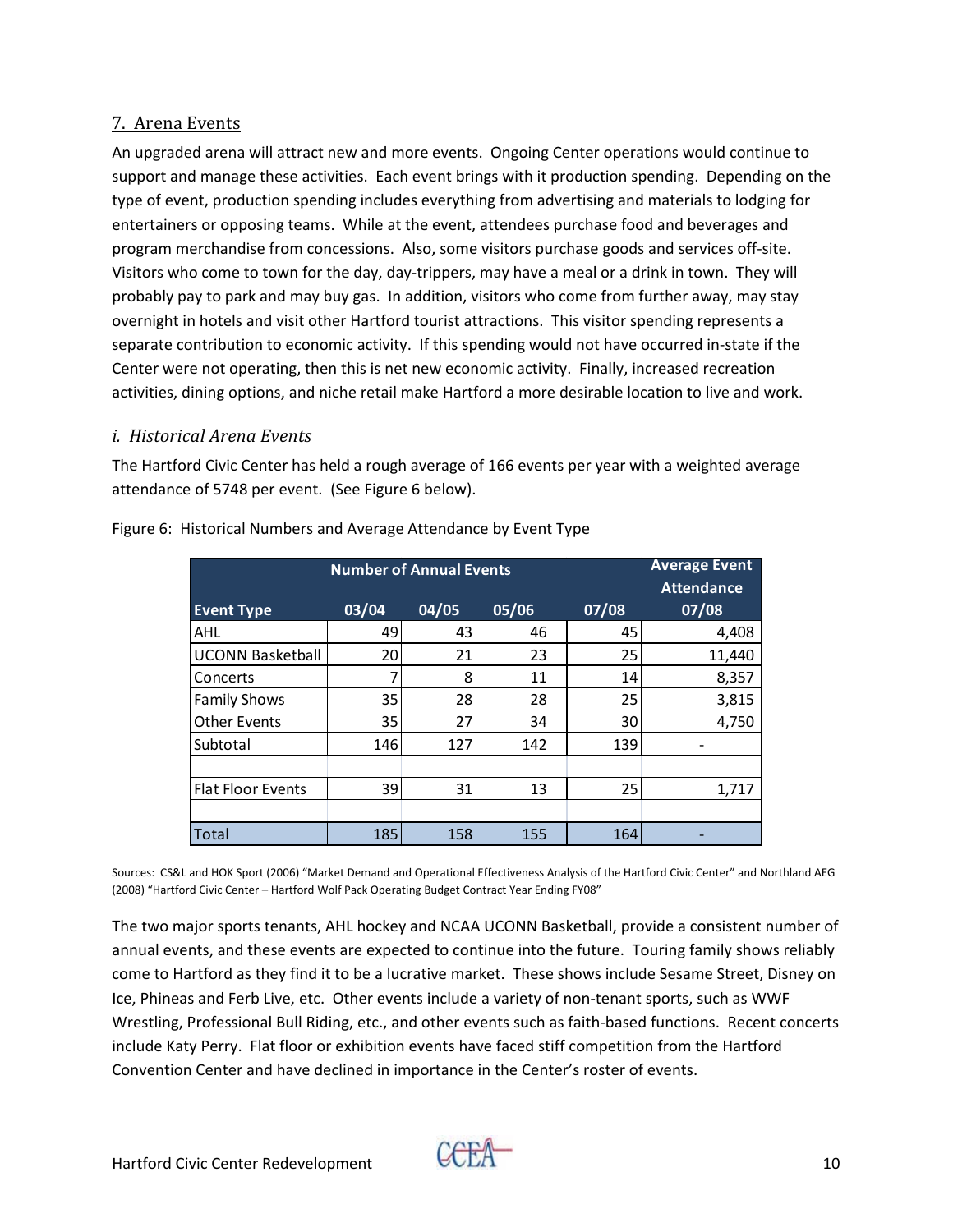## 7. Arena Events

An upgraded arena will attract new and more events. Ongoing Center operations would continue to support and manage these activities. Each event brings with it production spending. Depending on the type of event, production spending includes everything from advertising and materials to lodging for entertainers or opposing teams. While at the event, attendees purchase food and beverages and program merchandise from concessions. Also, some visitors purchase goods and services off-site. Visitors who come to town for the day, day-trippers, may have a meal or a drink in town. They will probably pay to park and may buy gas. In addition, visitors who come from further away, may stay overnight in hotels and visit other Hartford tourist attractions. This visitor spending represents a separate contribution to economic activity. If this spending would not have occurred in-state if the Center were not operating, then this is net new economic activity. Finally, increased recreation activities, dining options, and niche retail make Hartford a more desirable location to live and work.

### *i. Historical Arena Events*

The Hartford Civic Center has held a rough average of 166 events per year with a weighted average attendance of 5748 per event. (See Figure 6 below).

Figure 6: Historical Numbers and Average Attendance by Event Type

| | Number of Annual Events | | | | Average Event Attendance |
|---|---|---|---|---|---|
| Event Type | 03/04 | 04/05 | 05/06 | 07/08 | 07/08 |
| AHL | 49 | 43 | 46 | 45 | 4,408 |
| UCONN Basketball | 20 | 21 | 23 | 25 | 11,440 |
| Concerts | 7 | 8 | 11 | 14 | 8,357 |
| Family Shows | 35 | 28 | 28 | 25 | 3,815 |
| Other Events | 35 | 27 | 34 | 30 | 4,750 |
| Subtotal | 146 | 127 | 142 | 139 | - |
| | | | | | |
| Flat Floor Events | 39 | 31 | 13 | 25 | 1,717 |
| | | | | | |
| Total | 185 | 158 | 155 | 164 | - |

Sources: CS&L and HOK Sport (2006) "Market Demand and Operational Effectiveness Analysis of the Hartford Civic Center" and Northland AEG (2008) "Hartford Civic Center – Hartford Wolf Pack Operating Budget Contract Year Ending FY08"

The two major sports tenants, AHL hockey and NCAA UCONN Basketball, provide a consistent number of annual events, and these events are expected to continue into the future. Touring family shows reliably come to Hartford as they find it to be a lucrative market. These shows include Sesame Street, Disney on Ice, Phineas and Ferb Live, etc. Other events include a variety of non-tenant sports, such as WWF Wrestling, Professional Bull Riding, etc., and other events such as faith-based functions. Recent concerts include Katy Perry. Flat floor or exhibition events have faced stiff competition from the Hartford Convention Center and have declined in importance in the Center's roster of events.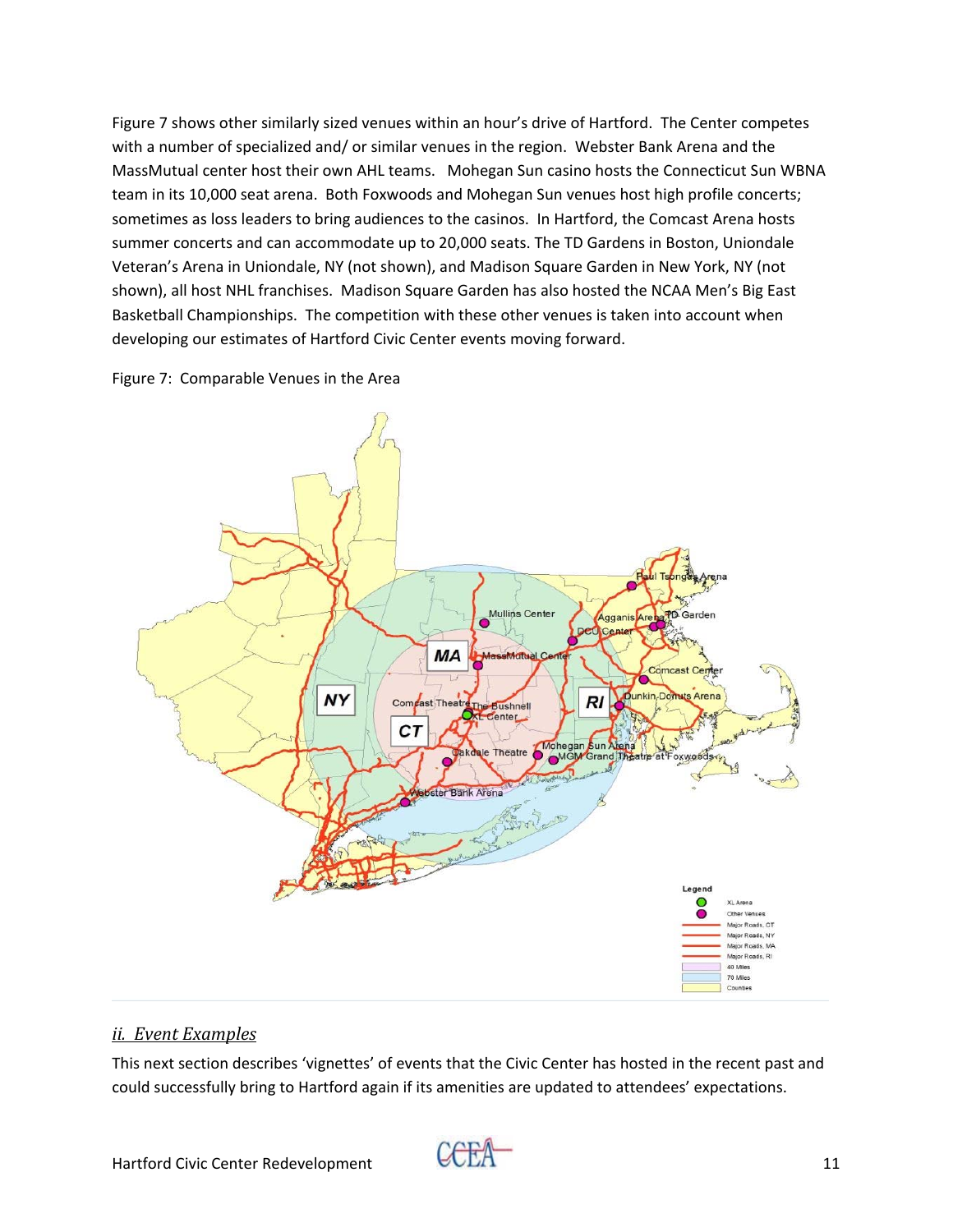Figure 7 shows other similarly sized venues within an hour's drive of Hartford. The Center competes with a number of specialized and/ or similar venues in the region. Webster Bank Arena and the MassMutual center host their own AHL teams. Mohegan Sun casino hosts the Connecticut Sun WBNA team in its 10,000 seat arena. Both Foxwoods and Mohegan Sun venues host high profile concerts; sometimes as loss leaders to bring audiences to the casinos. In Hartford, the Comcast Arena hosts summer concerts and can accommodate up to 20,000 seats. The TD Gardens in Boston, Uniondale Veteran's Arena in Uniondale, NY (not shown), and Madison Square Garden in New York, NY (not shown), all host NHL franchises. Madison Square Garden has also hosted the NCAA Men's Big East Basketball Championships. The competition with these other venues is taken into account when developing our estimates of Hartford Civic Center events moving forward.

Figure 7: Comparable Venues in the Area

### *ii. Event Examples*

This next section describes 'vignettes' of events that the Civic Center has hosted in the recent past and could successfully bring to Hartford again if its amenities are updated to attendees' expectations.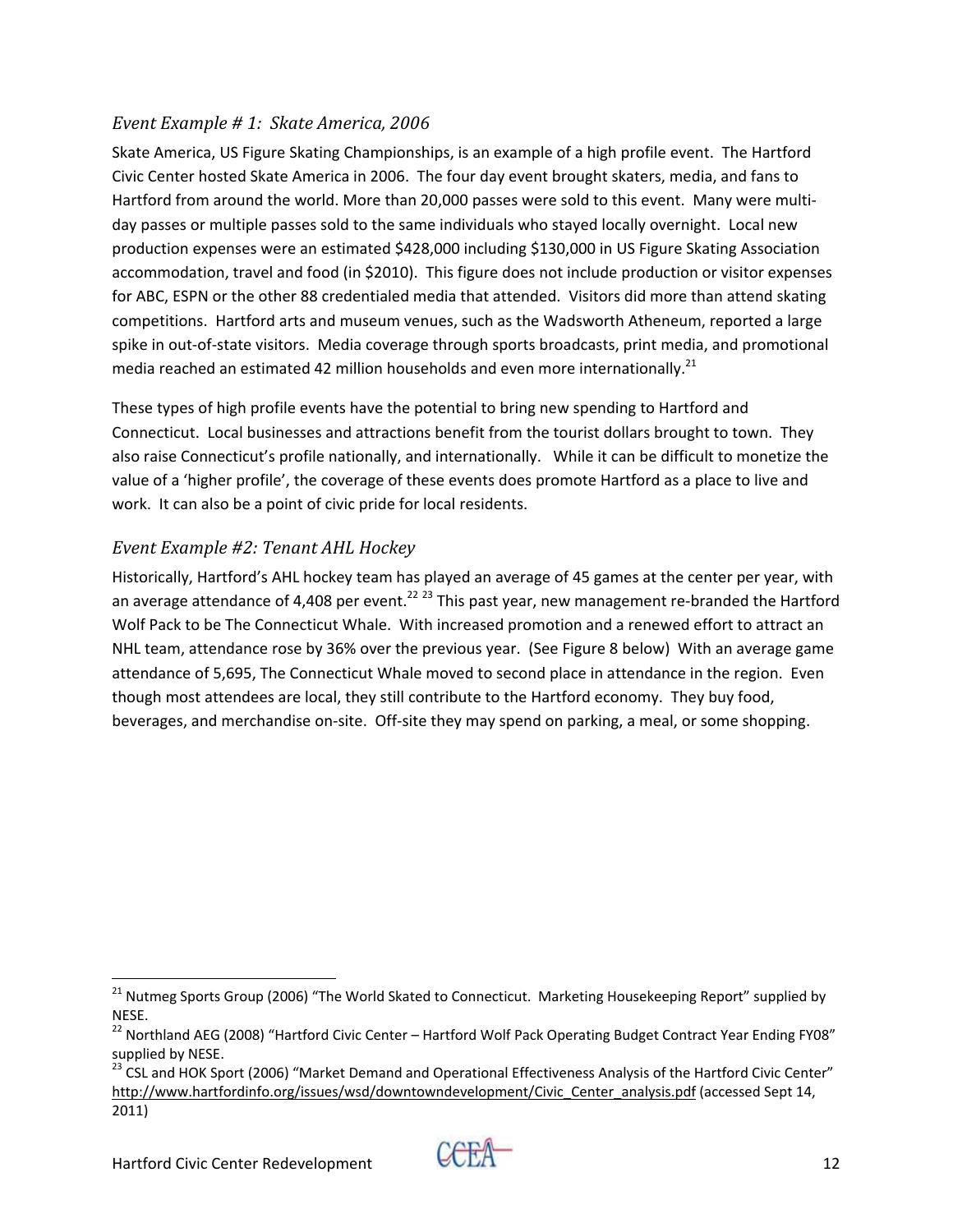### *Event Example # 1: Skate America, 2006*

Skate America, US Figure Skating Championships, is an example of a high profile event. The Hartford Civic Center hosted Skate America in 2006. The four day event brought skaters, media, and fans to Hartford from around the world. More than 20,000 passes were sold to this event. Many were multi-day passes or multiple passes sold to the same individuals who stayed locally overnight. Local new production expenses were an estimated $428,000 including $130,000 in US Figure Skating Association accommodation, travel and food (in $2010). This figure does not include production or visitor expenses for ABC, ESPN or the other 88 credentialed media that attended. Visitors did more than attend skating competitions. Hartford arts and museum venues, such as the Wadsworth Atheneum, reported a large spike in out-of-state visitors. Media coverage through sports broadcasts, print media, and promotional media reached an estimated 42 million households and even more internationally.[21]

These types of high profile events have the potential to bring new spending to Hartford and Connecticut. Local businesses and attractions benefit from the tourist dollars brought to town. They also raise Connecticut's profile nationally, and internationally. While it can be difficult to monetize the value of a 'higher profile', the coverage of these events does promote Hartford as a place to live and work. It can also be a point of civic pride for local residents.

### *Event Example #2: Tenant AHL Hockey*

Historically, Hartford's AHL hockey team has played an average of 45 games at the center per year, with an average attendance of 4,408 per event.[22] [23] This past year, new management re-branded the Hartford Wolf Pack to be The Connecticut Whale. With increased promotion and a renewed effort to attract an NHL team, attendance rose by 36% over the previous year. (See Figure 8 below) With an average game attendance of 5,695, The Connecticut Whale moved to second place in attendance in the region. Even though most attendees are local, they still contribute to the Hartford economy. They buy food, beverages, and merchandise on-site. Off-site they may spend on parking, a meal, or some shopping.

---

[21] Nutmeg Sports Group (2006) "The World Skated to Connecticut. Marketing Housekeeping Report" supplied by NESE.

[22] Northland AEG (2008) "Hartford Civic Center – Hartford Wolf Pack Operating Budget Contract Year Ending FY08" supplied by NESE.

[23] CSL and HOK Sport (2006) "Market Demand and Operational Effectiveness Analysis of the Hartford Civic Center" http://www.hartfordinfo.org/issues/wsd/downtowndevelopment/Civic_Center_analysis.pdf (accessed Sept 14, 2011)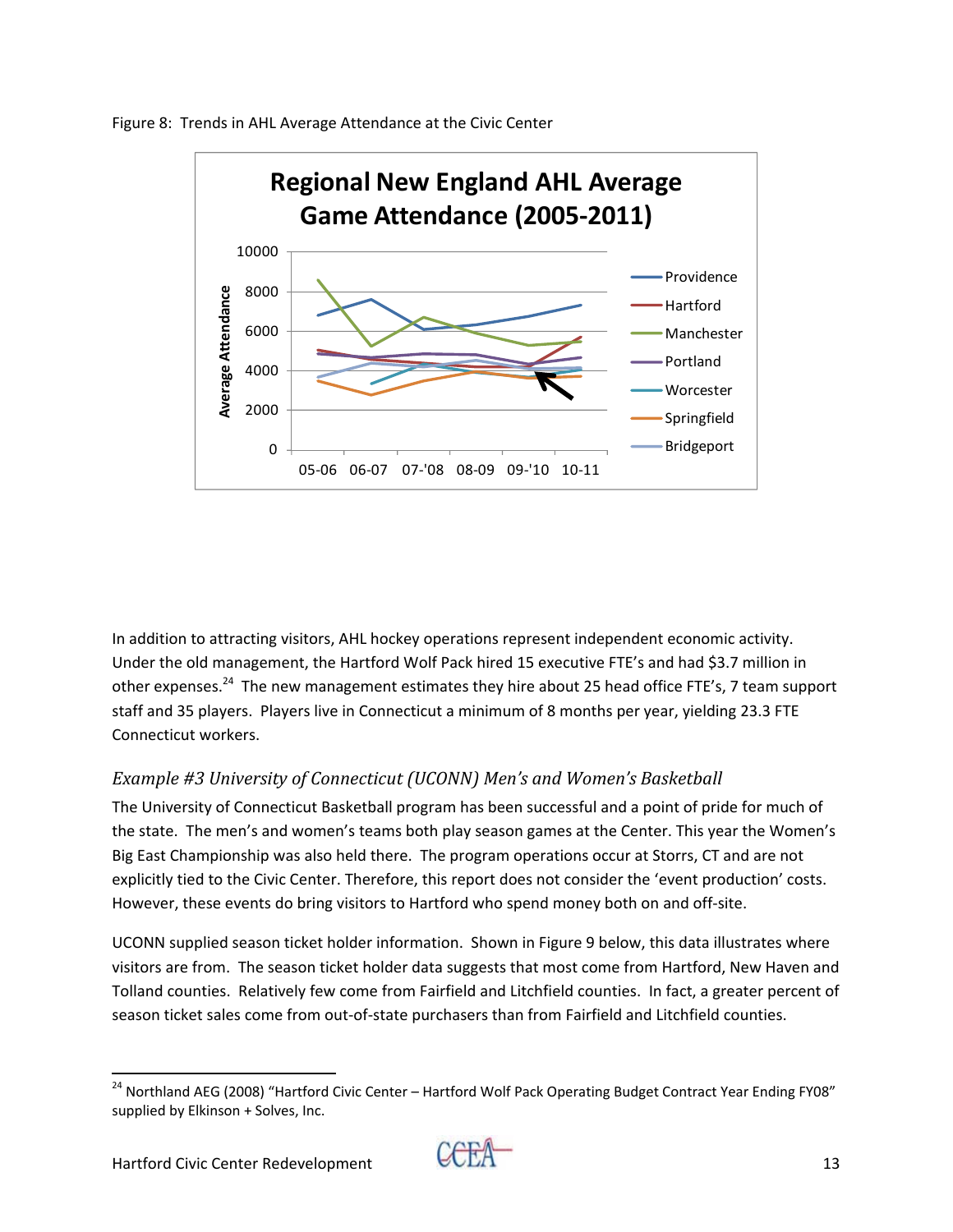Figure 8: Trends in AHL Average Attendance at the Civic Center

In addition to attracting visitors, AHL hockey operations represent independent economic activity. Under the old management, the Hartford Wolf Pack hired 15 executive FTE's and had $3.7 million in other expenses.[24] The new management estimates they hire about 25 head office FTE's, 7 team support staff and 35 players. Players live in Connecticut a minimum of 8 months per year, yielding 23.3 FTE Connecticut workers.

### *Example #3 University of Connecticut (UCONN) Men's and Women's Basketball*

The University of Connecticut Basketball program has been successful and a point of pride for much of the state. The men's and women's teams both play season games at the Center. This year the Women's Big East Championship was also held there. The program operations occur at Storrs, CT and are not explicitly tied to the Civic Center. Therefore, this report does not consider the 'event production' costs. However, these events do bring visitors to Hartford who spend money both on and off-site.

UCONN supplied season ticket holder information. Shown in Figure 9 below, this data illustrates where visitors are from. The season ticket holder data suggests that most come from Hartford, New Haven and Tolland counties. Relatively few come from Fairfield and Litchfield counties. In fact, a greater percent of season ticket sales come from out-of-state purchasers than from Fairfield and Litchfield counties.

[24] Northland AEG (2008) "Hartford Civic Center – Hartford Wolf Pack Operating Budget Contract Year Ending FY08" supplied by Elkinson + Solves, Inc.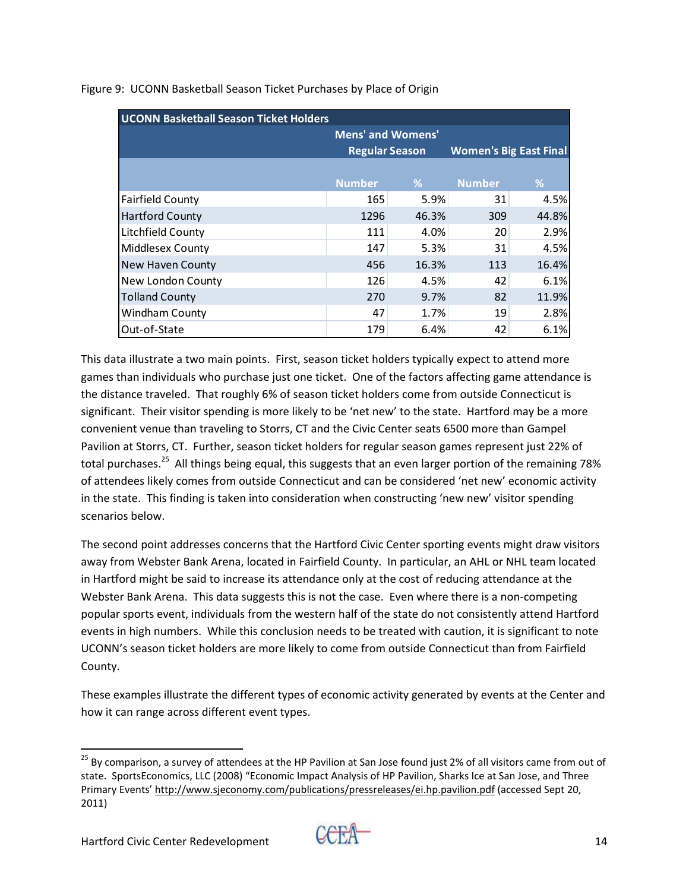Figure 9: UCONN Basketball Season Ticket Purchases by Place of Origin

| UCONN Basketball Season Ticket Holders | Mens' and Womens' Regular Season | | Women's Big East Final | |
|---|---|---|---|---|
| | Number | % | Number | % |
| Fairfield County | 165 | 5.9% | 31 | 4.5% |
| Hartford County | 1296 | 46.3% | 309 | 44.8% |
| Litchfield County | 111 | 4.0% | 20 | 2.9% |
| Middlesex County | 147 | 5.3% | 31 | 4.5% |
| New Haven County | 456 | 16.3% | 113 | 16.4% |
| New London County | 126 | 4.5% | 42 | 6.1% |
| Tolland County | 270 | 9.7% | 82 | 11.9% |
| Windham County | 47 | 1.7% | 19 | 2.8% |
| Out-of-State | 179 | 6.4% | 42 | 6.1% |

This data illustrate a two main points. First, season ticket holders typically expect to attend more games than individuals who purchase just one ticket. One of the factors affecting game attendance is the distance traveled. That roughly 6% of season ticket holders come from outside Connecticut is significant. Their visitor spending is more likely to be 'net new' to the state. Hartford may be a more convenient venue than traveling to Storrs, CT and the Civic Center seats 6500 more than Gampel Pavilion at Storrs, CT. Further, season ticket holders for regular season games represent just 22% of total purchases.[25] All things being equal, this suggests that an even larger portion of the remaining 78% of attendees likely comes from outside Connecticut and can be considered 'net new' economic activity in the state. This finding is taken into consideration when constructing 'new new' visitor spending scenarios below.

The second point addresses concerns that the Hartford Civic Center sporting events might draw visitors away from Webster Bank Arena, located in Fairfield County. In particular, an AHL or NHL team located in Hartford might be said to increase its attendance only at the cost of reducing attendance at the Webster Bank Arena. This data suggests this is not the case. Even where there is a non-competing popular sports event, individuals from the western half of the state do not consistently attend Hartford events in high numbers. While this conclusion needs to be treated with caution, it is significant to note UCONN's season ticket holders are more likely to come from outside Connecticut than from Fairfield County.

These examples illustrate the different types of economic activity generated by events at the Center and how it can range across different event types.

[25] By comparison, a survey of attendees at the HP Pavilion at San Jose found just 2% of all visitors came from out of state. SportsEconomics, LLC (2008) "Economic Impact Analysis of HP Pavilion, Sharks Ice at San Jose, and Three Primary Events' http://www.sjeconomy.com/publications/pressreleases/ei.hp.pavilion.pdf (accessed Sept 20, 2011)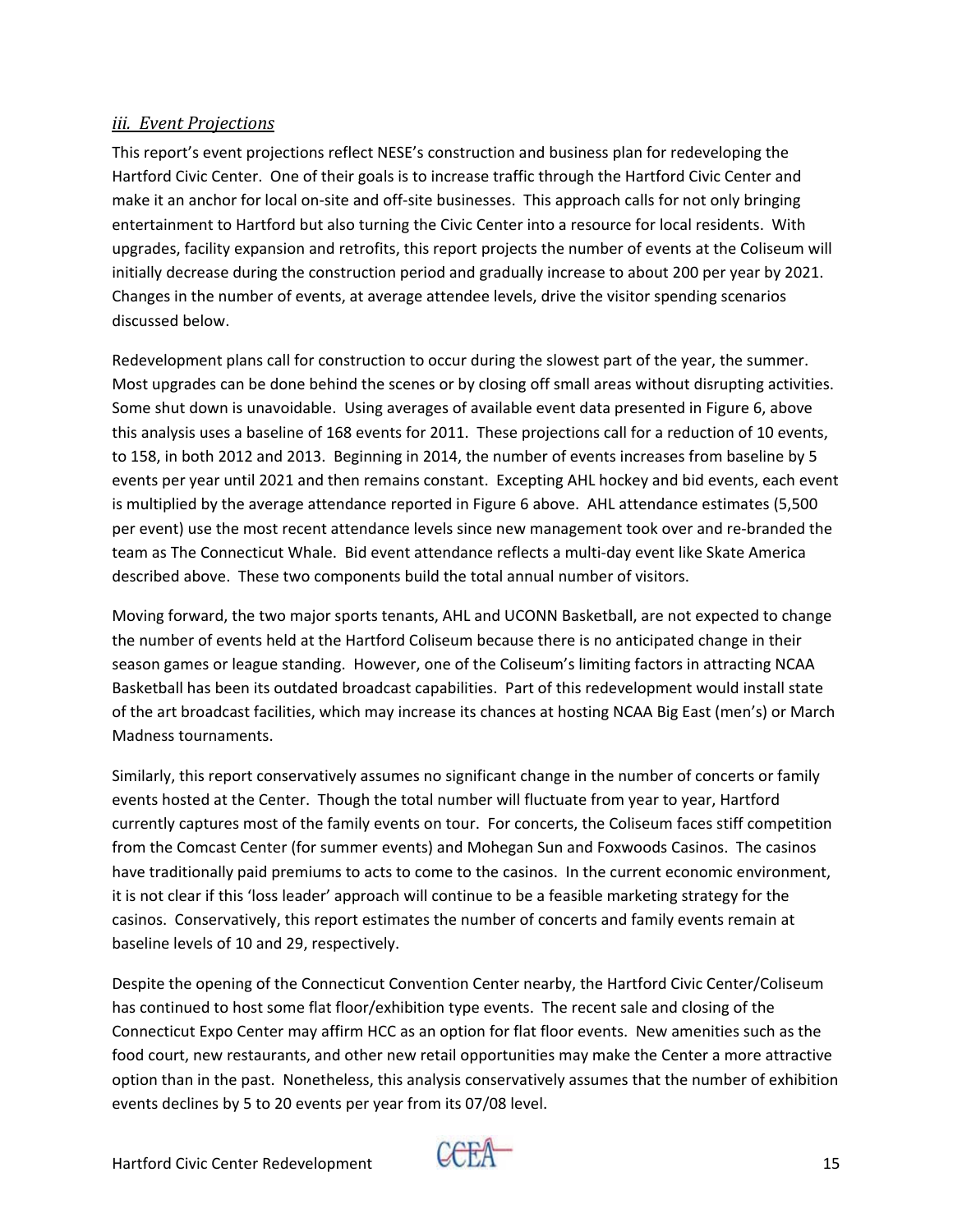### *iii. Event Projections*

This report's event projections reflect NESE's construction and business plan for redeveloping the Hartford Civic Center. One of their goals is to increase traffic through the Hartford Civic Center and make it an anchor for local on-site and off-site businesses. This approach calls for not only bringing entertainment to Hartford but also turning the Civic Center into a resource for local residents. With upgrades, facility expansion and retrofits, this report projects the number of events at the Coliseum will initially decrease during the construction period and gradually increase to about 200 per year by 2021. Changes in the number of events, at average attendee levels, drive the visitor spending scenarios discussed below.

Redevelopment plans call for construction to occur during the slowest part of the year, the summer. Most upgrades can be done behind the scenes or by closing off small areas without disrupting activities. Some shut down is unavoidable. Using averages of available event data presented in Figure 6, above this analysis uses a baseline of 168 events for 2011. These projections call for a reduction of 10 events, to 158, in both 2012 and 2013. Beginning in 2014, the number of events increases from baseline by 5 events per year until 2021 and then remains constant. Excepting AHL hockey and bid events, each event is multiplied by the average attendance reported in Figure 6 above. AHL attendance estimates (5,500 per event) use the most recent attendance levels since new management took over and re-branded the team as The Connecticut Whale. Bid event attendance reflects a multi-day event like Skate America described above. These two components build the total annual number of visitors.

Moving forward, the two major sports tenants, AHL and UCONN Basketball, are not expected to change the number of events held at the Hartford Coliseum because there is no anticipated change in their season games or league standing. However, one of the Coliseum's limiting factors in attracting NCAA Basketball has been its outdated broadcast capabilities. Part of this redevelopment would install state of the art broadcast facilities, which may increase its chances at hosting NCAA Big East (men's) or March Madness tournaments.

Similarly, this report conservatively assumes no significant change in the number of concerts or family events hosted at the Center. Though the total number will fluctuate from year to year, Hartford currently captures most of the family events on tour. For concerts, the Coliseum faces stiff competition from the Comcast Center (for summer events) and Mohegan Sun and Foxwoods Casinos. The casinos have traditionally paid premiums to acts to come to the casinos. In the current economic environment, it is not clear if this 'loss leader' approach will continue to be a feasible marketing strategy for the casinos. Conservatively, this report estimates the number of concerts and family events remain at baseline levels of 10 and 29, respectively.

Despite the opening of the Connecticut Convention Center nearby, the Hartford Civic Center/Coliseum has continued to host some flat floor/exhibition type events. The recent sale and closing of the Connecticut Expo Center may affirm HCC as an option for flat floor events. New amenities such as the food court, new restaurants, and other new retail opportunities may make the Center a more attractive option than in the past. Nonetheless, this analysis conservatively assumes that the number of exhibition events declines by 5 to 20 events per year from its 07/08 level.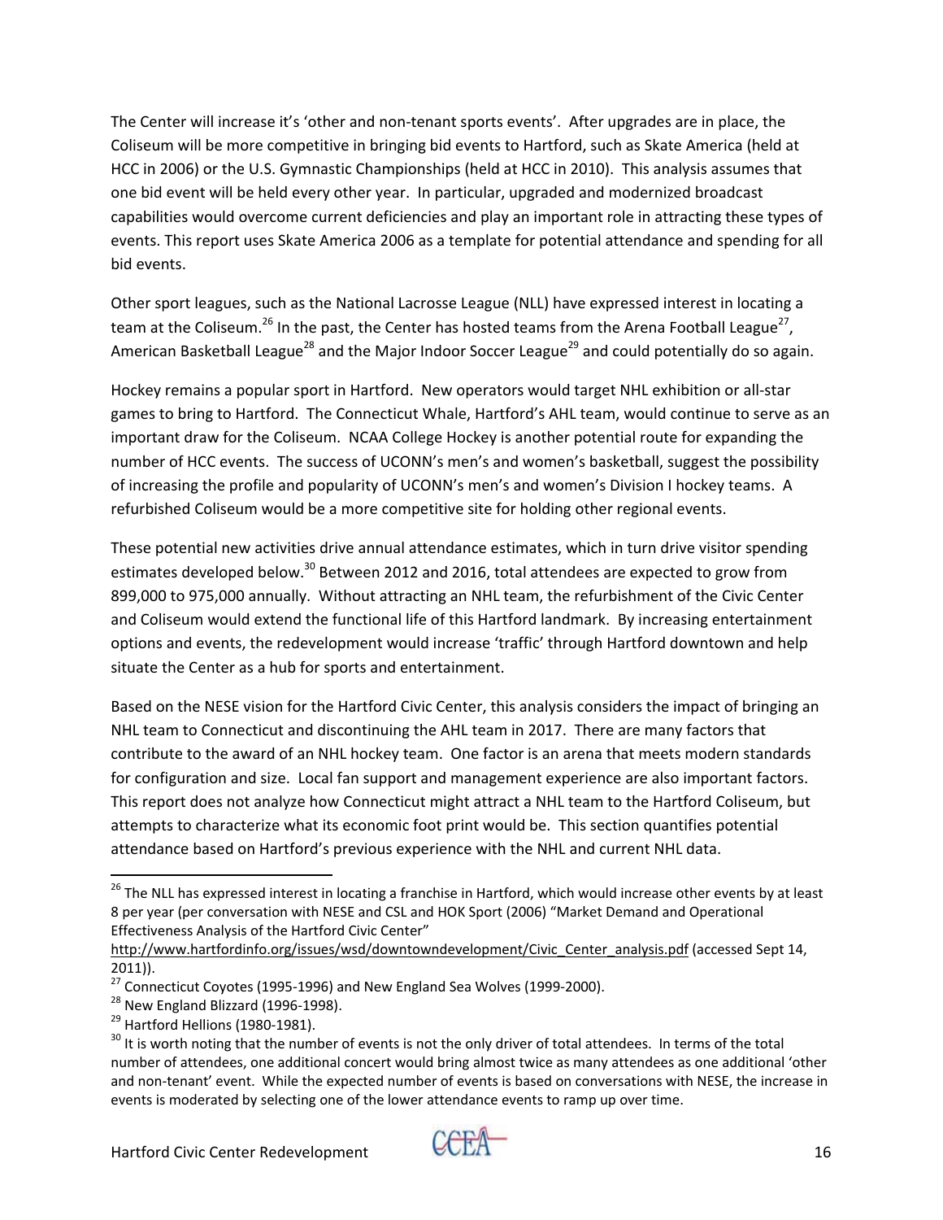The Center will increase it's 'other and non-tenant sports events'. After upgrades are in place, the Coliseum will be more competitive in bringing bid events to Hartford, such as Skate America (held at HCC in 2006) or the U.S. Gymnastic Championships (held at HCC in 2010). This analysis assumes that one bid event will be held every other year. In particular, upgraded and modernized broadcast capabilities would overcome current deficiencies and play an important role in attracting these types of events. This report uses Skate America 2006 as a template for potential attendance and spending for all bid events.

Other sport leagues, such as the National Lacrosse League (NLL) have expressed interest in locating a team at the Coliseum.[26] In the past, the Center has hosted teams from the Arena Football League[27], American Basketball League[28] and the Major Indoor Soccer League[29] and could potentially do so again.

Hockey remains a popular sport in Hartford. New operators would target NHL exhibition or all-star games to bring to Hartford. The Connecticut Whale, Hartford's AHL team, would continue to serve as an important draw for the Coliseum. NCAA College Hockey is another potential route for expanding the number of HCC events. The success of UCONN's men's and women's basketball, suggest the possibility of increasing the profile and popularity of UCONN's men's and women's Division I hockey teams. A refurbished Coliseum would be a more competitive site for holding other regional events.

These potential new activities drive annual attendance estimates, which in turn drive visitor spending estimates developed below.[30] Between 2012 and 2016, total attendees are expected to grow from 899,000 to 975,000 annually. Without attracting an NHL team, the refurbishment of the Civic Center and Coliseum would extend the functional life of this Hartford landmark. By increasing entertainment options and events, the redevelopment would increase 'traffic' through Hartford downtown and help situate the Center as a hub for sports and entertainment.

Based on the NESE vision for the Hartford Civic Center, this analysis considers the impact of bringing an NHL team to Connecticut and discontinuing the AHL team in 2017. There are many factors that contribute to the award of an NHL hockey team. One factor is an arena that meets modern standards for configuration and size. Local fan support and management experience are also important factors. This report does not analyze how Connecticut might attract a NHL team to the Hartford Coliseum, but attempts to characterize what its economic foot print would be. This section quantifies potential attendance based on Hartford's previous experience with the NHL and current NHL data.

---

[26] The NLL has expressed interest in locating a franchise in Hartford, which would increase other events by at least 8 per year (per conversation with NESE and CSL and HOK Sport (2006) "Market Demand and Operational Effectiveness Analysis of the Hartford Civic Center" http://www.hartfordinfo.org/issues/wsd/downtowndevelopment/Civic_Center_analysis.pdf (accessed Sept 14, 2011)).

[27] Connecticut Coyotes (1995-1996) and New England Sea Wolves (1999-2000).

[28] New England Blizzard (1996-1998).

[29] Hartford Hellions (1980-1981).

[30] It is worth noting that the number of events is not the only driver of total attendees. In terms of the total number of attendees, one additional concert would bring almost twice as many attendees as one additional 'other and non-tenant' event. While the expected number of events is based on conversations with NESE, the increase in events is moderated by selecting one of the lower attendance events to ramp up over time.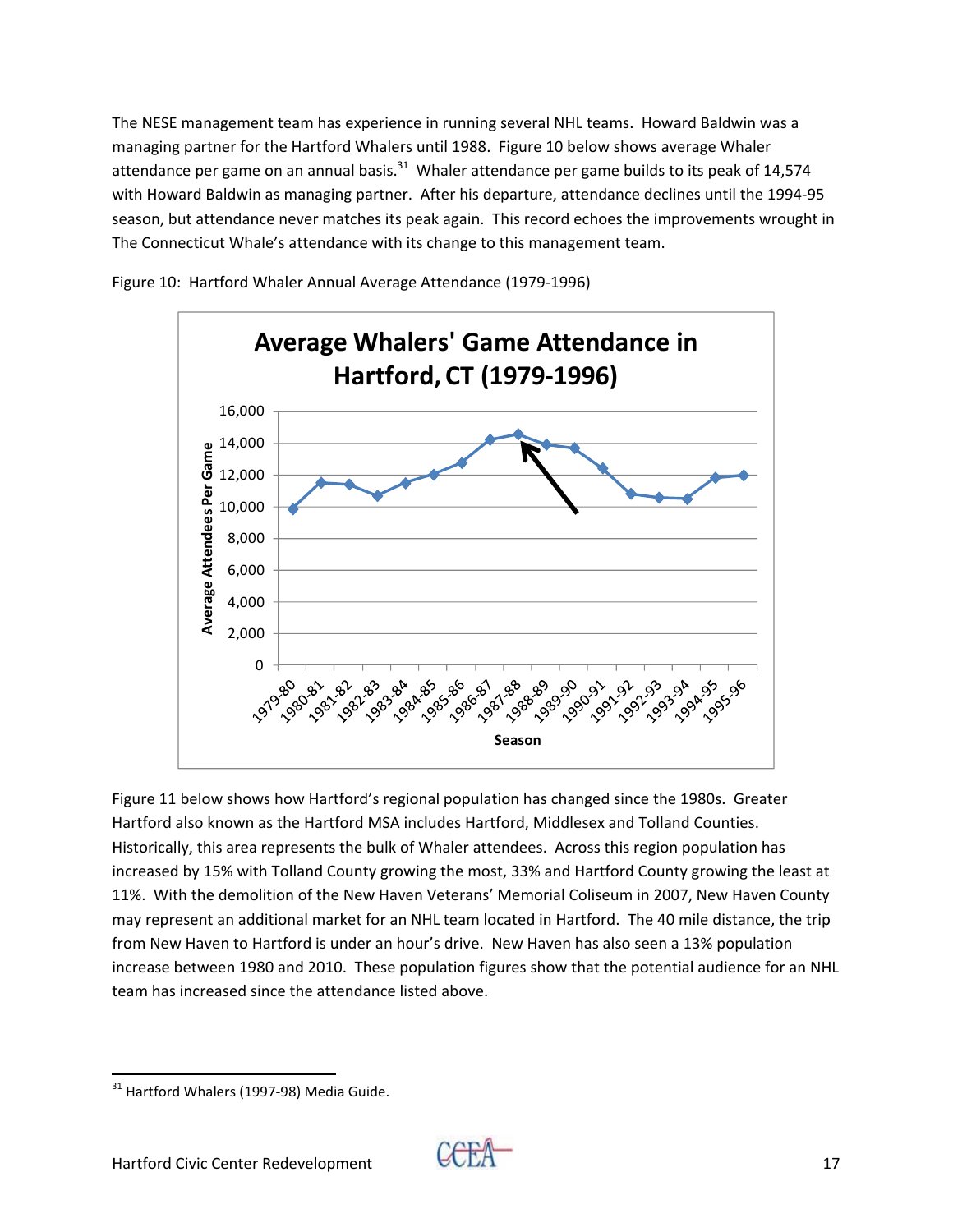The NESE management team has experience in running several NHL teams. Howard Baldwin was a managing partner for the Hartford Whalers until 1988. Figure 10 below shows average Whaler attendance per game on an annual basis.[31] Whaler attendance per game builds to its peak of 14,574 with Howard Baldwin as managing partner. After his departure, attendance declines until the 1994-95 season, but attendance never matches its peak again. This record echoes the improvements wrought in The Connecticut Whale's attendance with its change to this management team.

Figure 10: Hartford Whaler Annual Average Attendance (1979-1996)

Figure 11 below shows how Hartford's regional population has changed since the 1980s. Greater Hartford also known as the Hartford MSA includes Hartford, Middlesex and Tolland Counties. Historically, this area represents the bulk of Whaler attendees. Across this region population has increased by 15% with Tolland County growing the most, 33% and Hartford County growing the least at 11%. With the demolition of the New Haven Veterans' Memorial Coliseum in 2007, New Haven County may represent an additional market for an NHL team located in Hartford. The 40 mile distance, the trip from New Haven to Hartford is under an hour's drive. New Haven has also seen a 13% population increase between 1980 and 2010. These population figures show that the potential audience for an NHL team has increased since the attendance listed above.

[31] Hartford Whalers (1997-98) Media Guide.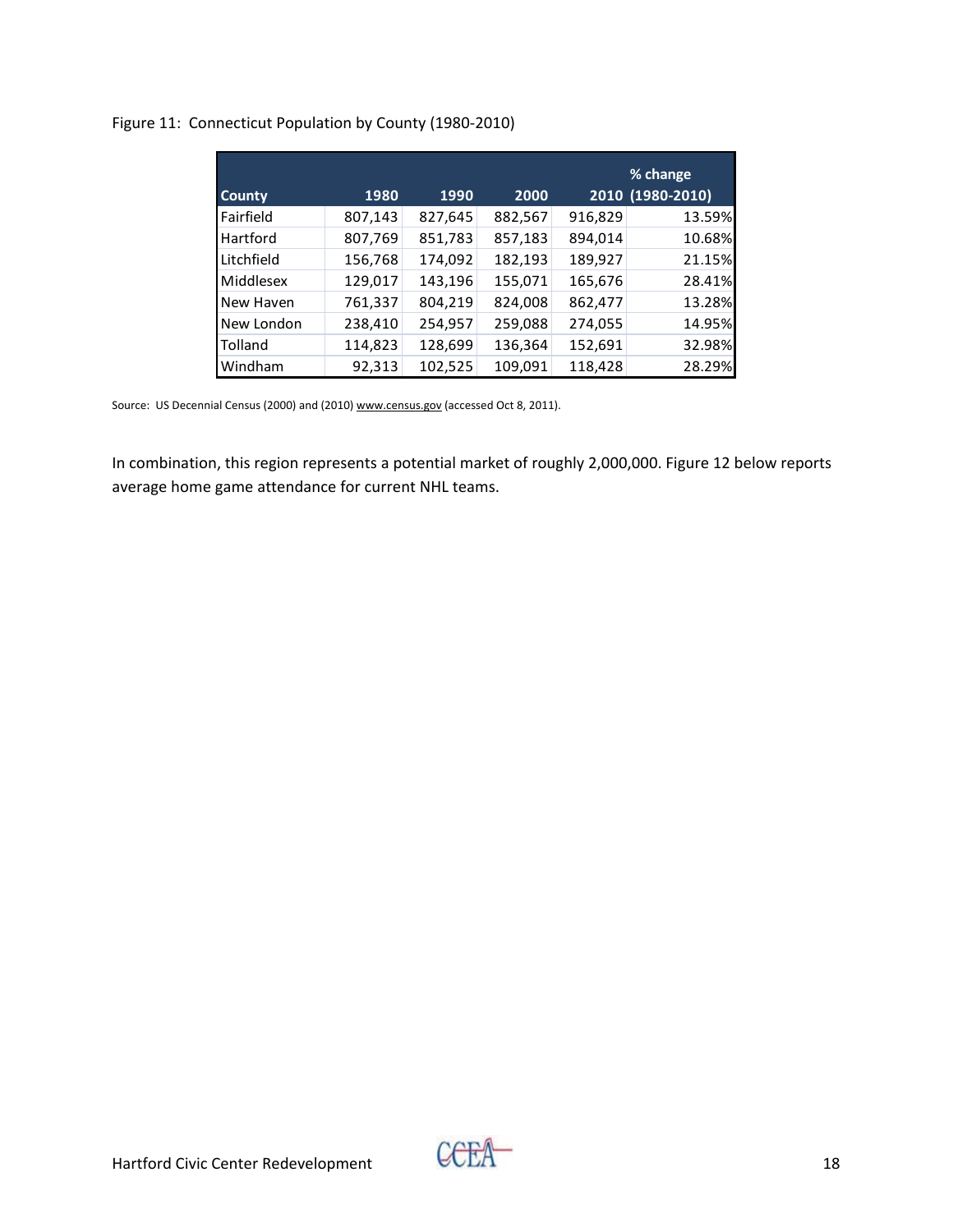Figure 11: Connecticut Population by County (1980-2010)

| County | 1980 | 1990 | 2000 | 2010 | % change (1980-2010) |
|---|---|---|---|---|---|
| Fairfield | 807,143 | 827,645 | 882,567 | 916,829 | 13.59% |
| Hartford | 807,769 | 851,783 | 857,183 | 894,014 | 10.68% |
| Litchfield | 156,768 | 174,092 | 182,193 | 189,927 | 21.15% |
| Middlesex | 129,017 | 143,196 | 155,071 | 165,676 | 28.41% |
| New Haven | 761,337 | 804,219 | 824,008 | 862,477 | 13.28% |
| New London | 238,410 | 254,957 | 259,088 | 274,055 | 14.95% |
| Tolland | 114,823 | 128,699 | 136,364 | 152,691 | 32.98% |
| Windham | 92,313 | 102,525 | 109,091 | 118,428 | 28.29% |

Source: US Decennial Census (2000) and (2010) www.census.gov (accessed Oct 8, 2011).

In combination, this region represents a potential market of roughly 2,000,000. Figure 12 below reports average home game attendance for current NHL teams.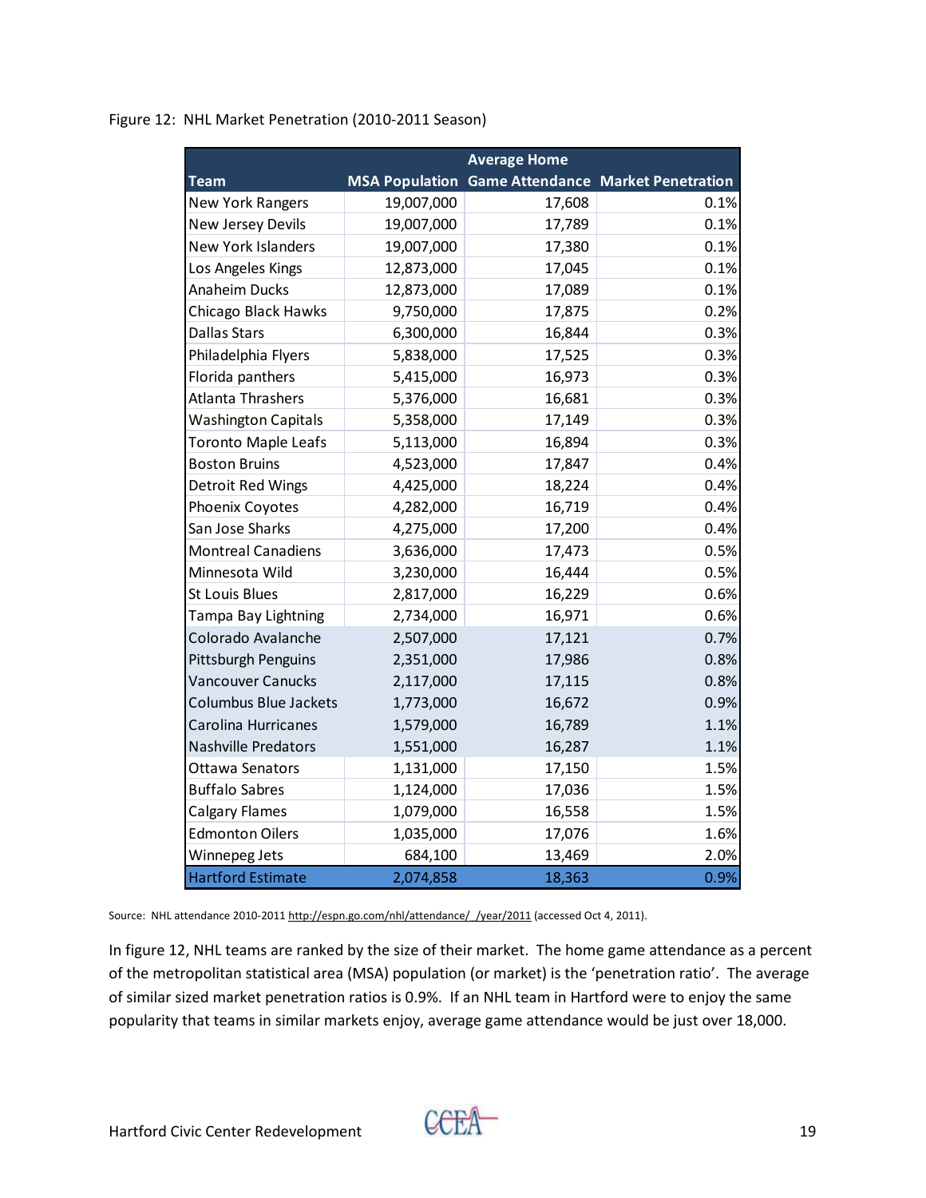Figure 12: NHL Market Penetration (2010-2011 Season)

| Team | MSA Population | Average Home Game Attendance | Market Penetration |
|---|---|---|---|
| New York Rangers | 19,007,000 | 17,608 | 0.1% |
| New Jersey Devils | 19,007,000 | 17,789 | 0.1% |
| New York Islanders | 19,007,000 | 17,380 | 0.1% |
| Los Angeles Kings | 12,873,000 | 17,045 | 0.1% |
| Anaheim Ducks | 12,873,000 | 17,089 | 0.1% |
| Chicago Black Hawks | 9,750,000 | 17,875 | 0.2% |
| Dallas Stars | 6,300,000 | 16,844 | 0.3% |
| Philadelphia Flyers | 5,838,000 | 17,525 | 0.3% |
| Florida panthers | 5,415,000 | 16,973 | 0.3% |
| Atlanta Thrashers | 5,376,000 | 16,681 | 0.3% |
| Washington Capitals | 5,358,000 | 17,149 | 0.3% |
| Toronto Maple Leafs | 5,113,000 | 16,894 | 0.3% |
| Boston Bruins | 4,523,000 | 17,847 | 0.4% |
| Detroit Red Wings | 4,425,000 | 18,224 | 0.4% |
| Phoenix Coyotes | 4,282,000 | 16,719 | 0.4% |
| San Jose Sharks | 4,275,000 | 17,200 | 0.4% |
| Montreal Canadiens | 3,636,000 | 17,473 | 0.5% |
| Minnesota Wild | 3,230,000 | 16,444 | 0.5% |
| St Louis Blues | 2,817,000 | 16,229 | 0.6% |
| Tampa Bay Lightning | 2,734,000 | 16,971 | 0.6% |
| Colorado Avalanche | 2,507,000 | 17,121 | 0.7% |
| Pittsburgh Penguins | 2,351,000 | 17,986 | 0.8% |
| Vancouver Canucks | 2,117,000 | 17,115 | 0.8% |
| Columbus Blue Jackets | 1,773,000 | 16,672 | 0.9% |
| Carolina Hurricanes | 1,579,000 | 16,789 | 1.1% |
| Nashville Predators | 1,551,000 | 16,287 | 1.1% |
| Ottawa Senators | 1,131,000 | 17,150 | 1.5% |
| Buffalo Sabres | 1,124,000 | 17,036 | 1.5% |
| Calgary Flames | 1,079,000 | 16,558 | 1.5% |
| Edmonton Oilers | 1,035,000 | 17,076 | 1.6% |
| Winnepeg Jets | 684,100 | 13,469 | 2.0% |
| Hartford Estimate | 2,074,858 | 18,363 | 0.9% |

Source: NHL attendance 2010-2011 http://espn.go.com/nhl/attendance/_/year/2011 (accessed Oct 4, 2011).

In figure 12, NHL teams are ranked by the size of their market. The home game attendance as a percent of the metropolitan statistical area (MSA) population (or market) is the 'penetration ratio'. The average of similar sized market penetration ratios is 0.9%. If an NHL team in Hartford were to enjoy the same popularity that teams in similar markets enjoy, average game attendance would be just over 18,000.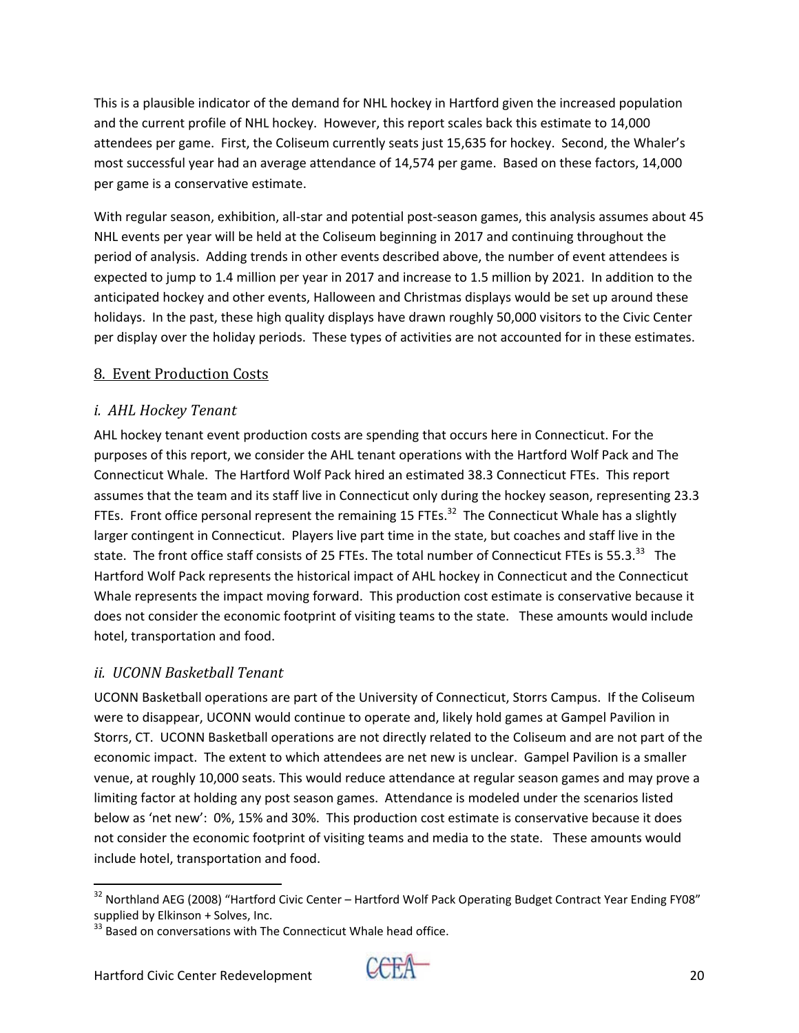This is a plausible indicator of the demand for NHL hockey in Hartford given the increased population and the current profile of NHL hockey. However, this report scales back this estimate to 14,000 attendees per game. First, the Coliseum currently seats just 15,635 for hockey. Second, the Whaler's most successful year had an average attendance of 14,574 per game. Based on these factors, 14,000 per game is a conservative estimate.

With regular season, exhibition, all-star and potential post-season games, this analysis assumes about 45 NHL events per year will be held at the Coliseum beginning in 2017 and continuing throughout the period of analysis. Adding trends in other events described above, the number of event attendees is expected to jump to 1.4 million per year in 2017 and increase to 1.5 million by 2021. In addition to the anticipated hockey and other events, Halloween and Christmas displays would be set up around these holidays. In the past, these high quality displays have drawn roughly 50,000 visitors to the Civic Center per display over the holiday periods. These types of activities are not accounted for in these estimates.

## 8. Event Production Costs

### *i. AHL Hockey Tenant*

AHL hockey tenant event production costs are spending that occurs here in Connecticut. For the purposes of this report, we consider the AHL tenant operations with the Hartford Wolf Pack and The Connecticut Whale. The Hartford Wolf Pack hired an estimated 38.3 Connecticut FTEs. This report assumes that the team and its staff live in Connecticut only during the hockey season, representing 23.3 FTEs. Front office personal represent the remaining 15 FTEs.[32] The Connecticut Whale has a slightly larger contingent in Connecticut. Players live part time in the state, but coaches and staff live in the state. The front office staff consists of 25 FTEs. The total number of Connecticut FTEs is 55.3.[33] The Hartford Wolf Pack represents the historical impact of AHL hockey in Connecticut and the Connecticut Whale represents the impact moving forward. This production cost estimate is conservative because it does not consider the economic footprint of visiting teams to the state. These amounts would include hotel, transportation and food.

### *ii. UCONN Basketball Tenant*

UCONN Basketball operations are part of the University of Connecticut, Storrs Campus. If the Coliseum were to disappear, UCONN would continue to operate and, likely hold games at Gampel Pavilion in Storrs, CT. UCONN Basketball operations are not directly related to the Coliseum and are not part of the economic impact. The extent to which attendees are net new is unclear. Gampel Pavilion is a smaller venue, at roughly 10,000 seats. This would reduce attendance at regular season games and may prove a limiting factor at holding any post season games. Attendance is modeled under the scenarios listed below as 'net new': 0%, 15% and 30%. This production cost estimate is conservative because it does not consider the economic footprint of visiting teams and media to the state. These amounts would include hotel, transportation and food.

---

[32] Northland AEG (2008) "Hartford Civic Center – Hartford Wolf Pack Operating Budget Contract Year Ending FY08" supplied by Elkinson + Solves, Inc.

[33] Based on conversations with The Connecticut Whale head office.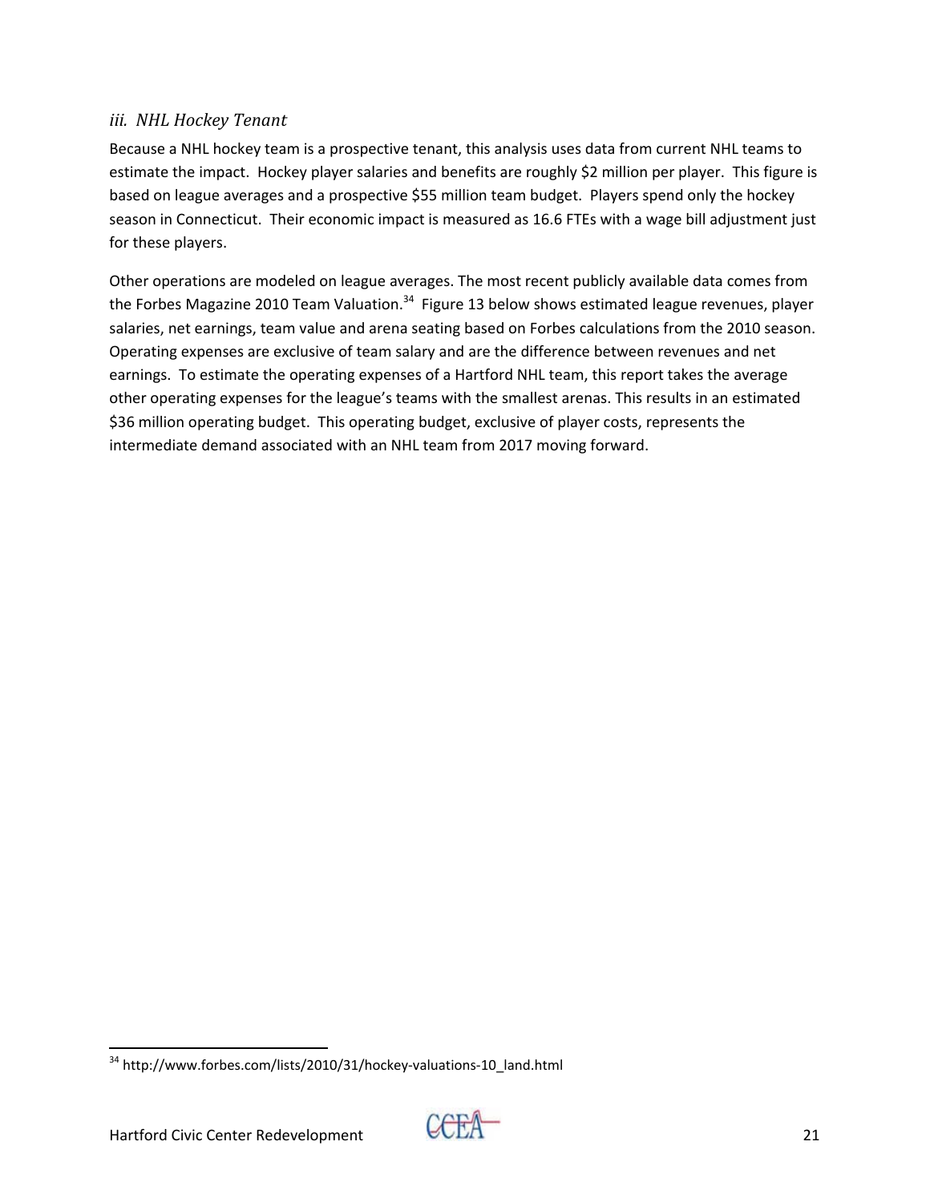### *iii. NHL Hockey Tenant*

Because a NHL hockey team is a prospective tenant, this analysis uses data from current NHL teams to estimate the impact. Hockey player salaries and benefits are roughly $2 million per player. This figure is based on league averages and a prospective $55 million team budget. Players spend only the hockey season in Connecticut. Their economic impact is measured as 16.6 FTEs with a wage bill adjustment just for these players.

Other operations are modeled on league averages. The most recent publicly available data comes from the Forbes Magazine 2010 Team Valuation.[34] Figure 13 below shows estimated league revenues, player salaries, net earnings, team value and arena seating based on Forbes calculations from the 2010 season. Operating expenses are exclusive of team salary and are the difference between revenues and net earnings. To estimate the operating expenses of a Hartford NHL team, this report takes the average other operating expenses for the league's teams with the smallest arenas. This results in an estimated $36 million operating budget. This operating budget, exclusive of player costs, represents the intermediate demand associated with an NHL team from 2017 moving forward.

[34] http://www.forbes.com/lists/2010/31/hockey-valuations-10_land.html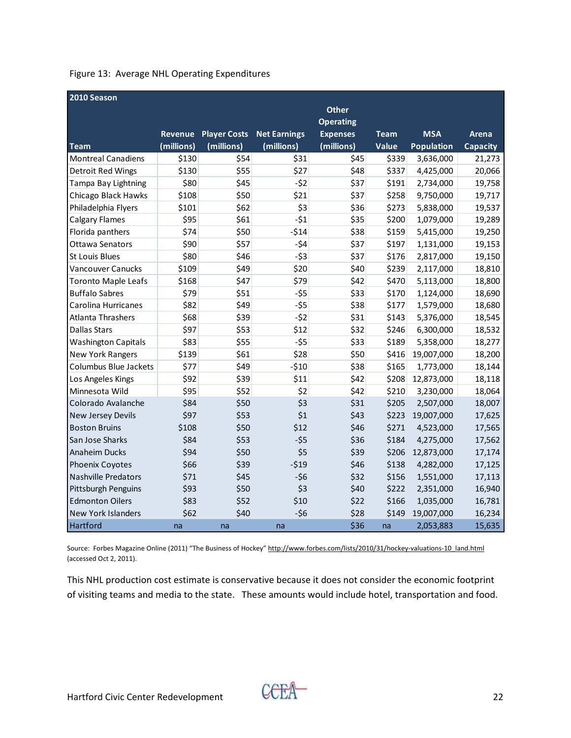Figure 13: Average NHL Operating Expenditures

| 2010 Season | | | | | | | |
|---|---|---|---|---|---|---|---|
| Team | Revenue (millions) | Player Costs (millions) | Net Earnings (millions) | Other Operating Expenses (millions) | Team Value | MSA Population | Arena Capacity |
| Montreal Canadiens | $130 | $54 | $31 | $45 | $339 | 3,636,000 | 21,273 |
| Detroit Red Wings | $130 | $55 | $27 | $48 | $337 | 4,425,000 | 20,066 |
| Tampa Bay Lightning | $80 | $45 | -$2 | $37 | $191 | 2,734,000 | 19,758 |
| Chicago Black Hawks | $108 | $50 | $21 | $37 | $258 | 9,750,000 | 19,717 |
| Philadelphia Flyers | $101 | $62 | $3 | $36 | $273 | 5,838,000 | 19,537 |
| Calgary Flames | $95 | $61 | -$1 | $35 | $200 | 1,079,000 | 19,289 |
| Florida panthers | $74 | $50 | -$14 | $38 | $159 | 5,415,000 | 19,250 |
| Ottawa Senators | $90 | $57 | -$4 | $37 | $197 | 1,131,000 | 19,153 |
| St Louis Blues | $80 | $46 | -$3 | $37 | $176 | 2,817,000 | 19,150 |
| Vancouver Canucks | $109 | $49 | $20 | $40 | $239 | 2,117,000 | 18,810 |
| Toronto Maple Leafs | $168 | $47 | $79 | $42 | $470 | 5,113,000 | 18,800 |
| Buffalo Sabres | $79 | $51 | -$5 | $33 | $170 | 1,124,000 | 18,690 |
| Carolina Hurricanes | $82 | $49 | -$5 | $38 | $177 | 1,579,000 | 18,680 |
| Atlanta Thrashers | $68 | $39 | -$2 | $31 | $143 | 5,376,000 | 18,545 |
| Dallas Stars | $97 | $53 | $12 | $32 | $246 | 6,300,000 | 18,532 |
| Washington Capitals | $83 | $55 | -$5 | $33 | $189 | 5,358,000 | 18,277 |
| New York Rangers | $139 | $61 | $28 | $50 | $416 | 19,007,000 | 18,200 |
| Columbus Blue Jackets | $77 | $49 | -$10 | $38 | $165 | 1,773,000 | 18,144 |
| Los Angeles Kings | $92 | $39 | $11 | $42 | $208 | 12,873,000 | 18,118 |
| Minnesota Wild | $95 | $52 | $2 | $42 | $210 | 3,230,000 | 18,064 |
| Colorado Avalanche | $84 | $50 | $3 | $31 | $205 | 2,507,000 | 18,007 |
| New Jersey Devils | $97 | $53 | $1 | $43 | $223 | 19,007,000 | 17,625 |
| Boston Bruins | $108 | $50 | $12 | $46 | $271 | 4,523,000 | 17,565 |
| San Jose Sharks | $84 | $53 | -$5 | $36 | $184 | 4,275,000 | 17,562 |
| Anaheim Ducks | $94 | $50 | $5 | $39 | $206 | 12,873,000 | 17,174 |
| Phoenix Coyotes | $66 | $39 | -$19 | $46 | $138 | 4,282,000 | 17,125 |
| Nashville Predators | $71 | $45 | -$6 | $32 | $156 | 1,551,000 | 17,113 |
| Pittsburgh Penguins | $93 | $50 | $3 | $40 | $222 | 2,351,000 | 16,940 |
| Edmonton Oilers | $83 | $52 | $10 | $22 | $166 | 1,035,000 | 16,781 |
| New York Islanders | $62 | $40 | -$6 | $28 | $149 | 19,007,000 | 16,234 |
| Hartford | na | na | na | $36 | na | 2,053,883 | 15,635 |

Source: Forbes Magazine Online (2011) "The Business of Hockey" http://www.forbes.com/lists/2010/31/hockey-valuations-10_land.html (accessed Oct 2, 2011).

This NHL production cost estimate is conservative because it does not consider the economic footprint of visiting teams and media to the state. These amounts would include hotel, transportation and food.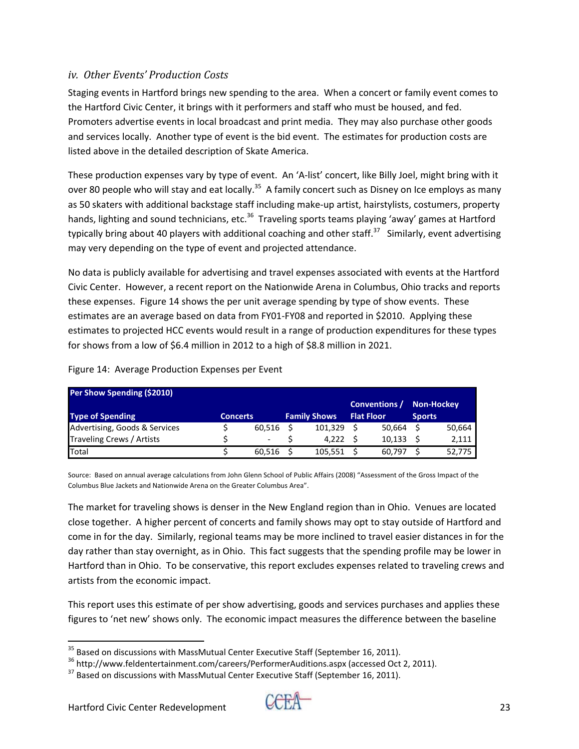### *iv. Other Events' Production Costs*

Staging events in Hartford brings new spending to the area. When a concert or family event comes to the Hartford Civic Center, it brings with it performers and staff who must be housed, and fed. Promoters advertise events in local broadcast and print media. They may also purchase other goods and services locally. Another type of event is the bid event. The estimates for production costs are listed above in the detailed description of Skate America.

These production expenses vary by type of event. An 'A-list' concert, like Billy Joel, might bring with it over 80 people who will stay and eat locally.[35] A family concert such as Disney on Ice employs as many as 50 skaters with additional backstage staff including make-up artist, hairstylists, costumers, property hands, lighting and sound technicians, etc.[36] Traveling sports teams playing 'away' games at Hartford typically bring about 40 players with additional coaching and other staff.[37] Similarly, event advertising may very depending on the type of event and projected attendance.

No data is publicly available for advertising and travel expenses associated with events at the Hartford Civic Center. However, a recent report on the Nationwide Arena in Columbus, Ohio tracks and reports these expenses. Figure 14 shows the per unit average spending by type of show events. These estimates are an average based on data from FY01-FY08 and reported in $2010. Applying these estimates to projected HCC events would result in a range of production expenditures for these types for shows from a low of $6.4 million in 2012 to a high of $8.8 million in 2021.

Figure 14: Average Production Expenses per Event

| Per Show Spending ($2010) | | | | |
|---|---|---|---|---|
| Type of Spending | Concerts | Family Shows | Conventions / Flat Floor | Non-Hockey Sports |
| Advertising, Goods & Services | $ 60,516 | $ 101,329 | $ 50,664 | $ 50,664 |
| Traveling Crews / Artists | $ - | $ 4,222 | $ 10,133 | $ 2,111 |
| Total | $ 60,516 | $ 105,551 | $ 60,797 | $ 52,775 |

Source: Based on annual average calculations from John Glenn School of Public Affairs (2008) "Assessment of the Gross Impact of the Columbus Blue Jackets and Nationwide Arena on the Greater Columbus Area".

The market for traveling shows is denser in the New England region than in Ohio. Venues are located close together. A higher percent of concerts and family shows may opt to stay outside of Hartford and come in for the day. Similarly, regional teams may be more inclined to travel easier distances in for the day rather than stay overnight, as in Ohio. This fact suggests that the spending profile may be lower in Hartford than in Ohio. To be conservative, this report excludes expenses related to traveling crews and artists from the economic impact.

This report uses this estimate of per show advertising, goods and services purchases and applies these figures to 'net new' shows only. The economic impact measures the difference between the baseline

[35] Based on discussions with MassMutual Center Executive Staff (September 16, 2011).

[36] http://www.feldentertainment.com/careers/PerformerAuditions.aspx (accessed Oct 2, 2011).

[37] Based on discussions with MassMutual Center Executive Staff (September 16, 2011).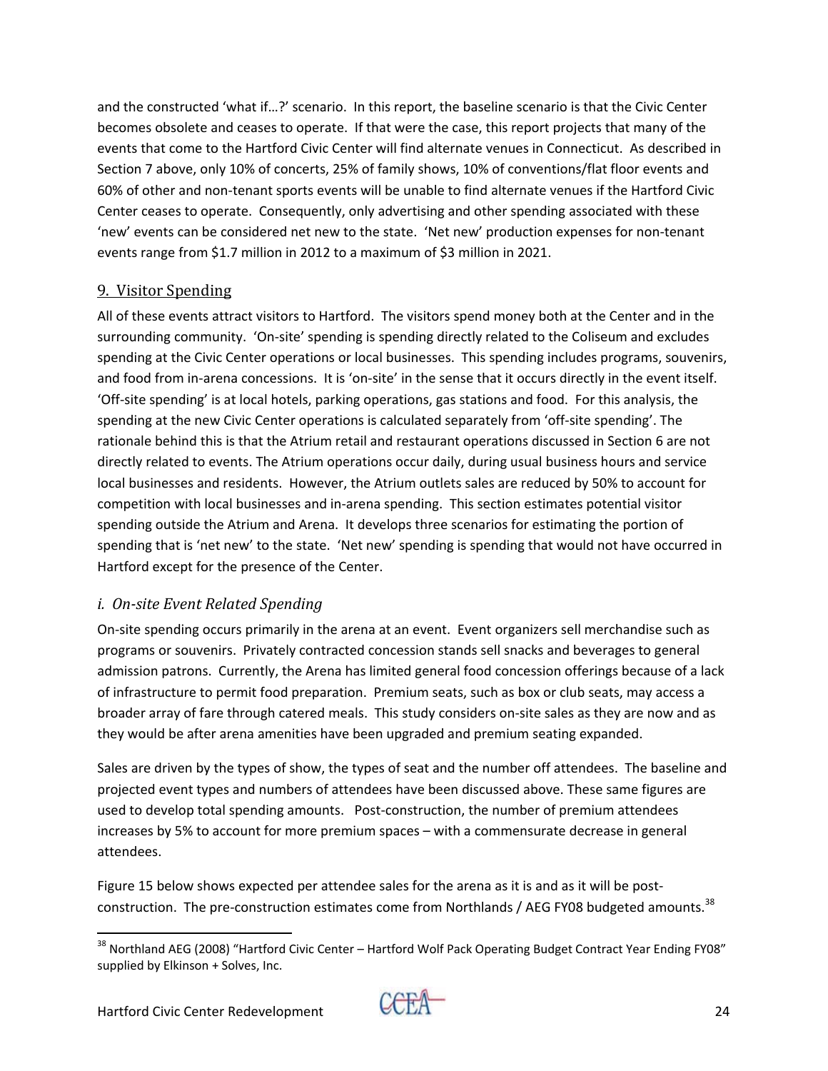and the constructed 'what if…?' scenario. In this report, the baseline scenario is that the Civic Center becomes obsolete and ceases to operate. If that were the case, this report projects that many of the events that come to the Hartford Civic Center will find alternate venues in Connecticut. As described in Section 7 above, only 10% of concerts, 25% of family shows, 10% of conventions/flat floor events and 60% of other and non-tenant sports events will be unable to find alternate venues if the Hartford Civic Center ceases to operate. Consequently, only advertising and other spending associated with these 'new' events can be considered net new to the state. 'Net new' production expenses for non-tenant events range from $1.7 million in 2012 to a maximum of $3 million in 2021.

## 9. Visitor Spending

All of these events attract visitors to Hartford. The visitors spend money both at the Center and in the surrounding community. 'On-site' spending is spending directly related to the Coliseum and excludes spending at the Civic Center operations or local businesses. This spending includes programs, souvenirs, and food from in-arena concessions. It is 'on-site' in the sense that it occurs directly in the event itself. 'Off-site spending' is at local hotels, parking operations, gas stations and food. For this analysis, the spending at the new Civic Center operations is calculated separately from 'off-site spending'. The rationale behind this is that the Atrium retail and restaurant operations discussed in Section 6 are not directly related to events. The Atrium operations occur daily, during usual business hours and service local businesses and residents. However, the Atrium outlets sales are reduced by 50% to account for competition with local businesses and in-arena spending. This section estimates potential visitor spending outside the Atrium and Arena. It develops three scenarios for estimating the portion of spending that is 'net new' to the state. 'Net new' spending is spending that would not have occurred in Hartford except for the presence of the Center.

### *i. On-site Event Related Spending*

On-site spending occurs primarily in the arena at an event. Event organizers sell merchandise such as programs or souvenirs. Privately contracted concession stands sell snacks and beverages to general admission patrons. Currently, the Arena has limited general food concession offerings because of a lack of infrastructure to permit food preparation. Premium seats, such as box or club seats, may access a broader array of fare through catered meals. This study considers on-site sales as they are now and as they would be after arena amenities have been upgraded and premium seating expanded.

Sales are driven by the types of show, the types of seat and the number off attendees. The baseline and projected event types and numbers of attendees have been discussed above. These same figures are used to develop total spending amounts. Post-construction, the number of premium attendees increases by 5% to account for more premium spaces – with a commensurate decrease in general attendees.

Figure 15 below shows expected per attendee sales for the arena as it is and as it will be post-construction. The pre-construction estimates come from Northlands / AEG FY08 budgeted amounts.[38]

[38] Northland AEG (2008) "Hartford Civic Center – Hartford Wolf Pack Operating Budget Contract Year Ending FY08" supplied by Elkinson + Solves, Inc.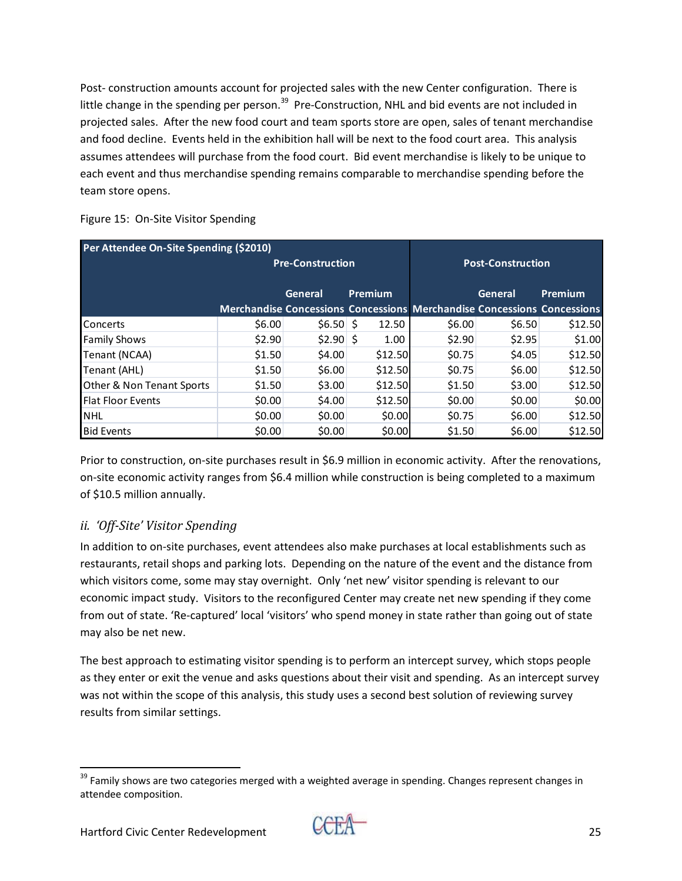Post- construction amounts account for projected sales with the new Center configuration. There is little change in the spending per person.[39] Pre-Construction, NHL and bid events are not included in projected sales. After the new food court and team sports store are open, sales of tenant merchandise and food decline. Events held in the exhibition hall will be next to the food court area. This analysis assumes attendees will purchase from the food court. Bid event merchandise is likely to be unique to each event and thus merchandise spending remains comparable to merchandise spending before the team store opens.

Figure 15: On-Site Visitor Spending

| Per Attendee On-Site Spending ($2010) | Pre-Construction | | | Post-Construction | | |
|---|---|---|---|---|---|---|
| | Merchandise | General Concessions | Premium Concessions | Merchandise | General Concessions | Premium Concessions |
| Concerts | $6.00 | $6.50 | $ 12.50 | $6.00 | $6.50 | $12.50 |
| Family Shows | $2.90 | $2.90 | $ 1.00 | $2.90 | $2.95 | $1.00 |
| Tenant (NCAA) | $1.50 | $4.00 | $12.50 | $0.75 | $4.05 | $12.50 |
| Tenant (AHL) | $1.50 | $6.00 | $12.50 | $0.75 | $6.00 | $12.50 |
| Other & Non Tenant Sports | $1.50 | $3.00 | $12.50 | $1.50 | $3.00 | $12.50 |
| Flat Floor Events | $0.00 | $4.00 | $12.50 | $0.00 | $0.00 | $0.00 |
| NHL | $0.00 | $0.00 | $0.00 | $0.75 | $6.00 | $12.50 |
| Bid Events | $0.00 | $0.00 | $0.00 | $1.50 | $6.00 | $12.50 |

Prior to construction, on-site purchases result in $6.9 million in economic activity. After the renovations, on-site economic activity ranges from $6.4 million while construction is being completed to a maximum of $10.5 million annually.

### *ii. 'Off-Site' Visitor Spending*

In addition to on-site purchases, event attendees also make purchases at local establishments such as restaurants, retail shops and parking lots. Depending on the nature of the event and the distance from which visitors come, some may stay overnight. Only 'net new' visitor spending is relevant to our economic impact study. Visitors to the reconfigured Center may create net new spending if they come from out of state. 'Re-captured' local 'visitors' who spend money in state rather than going out of state may also be net new.

The best approach to estimating visitor spending is to perform an intercept survey, which stops people as they enter or exit the venue and asks questions about their visit and spending. As an intercept survey was not within the scope of this analysis, this study uses a second best solution of reviewing survey results from similar settings.

---

[39] Family shows are two categories merged with a weighted average in spending. Changes represent changes in attendee composition.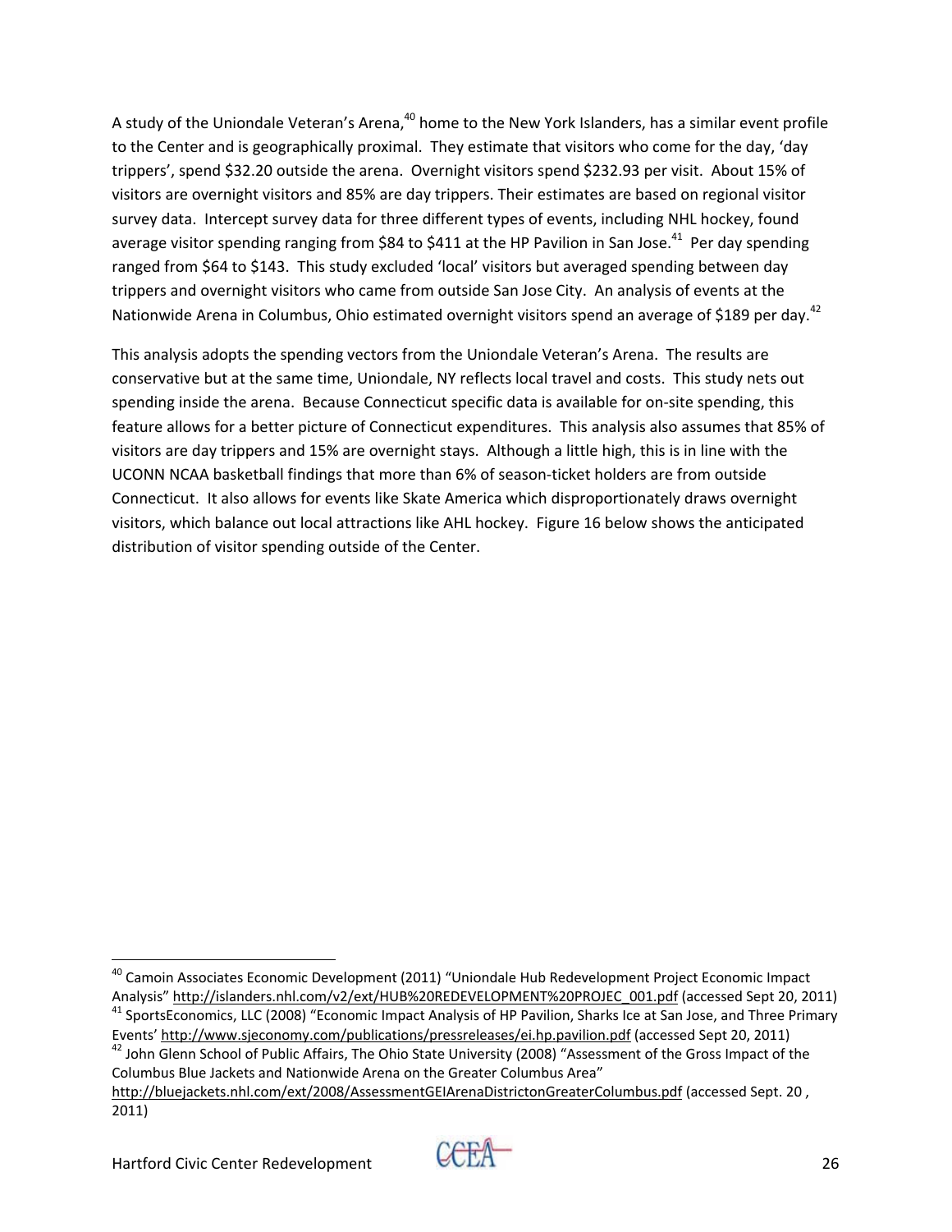A study of the Uniondale Veteran's Arena,[40] home to the New York Islanders, has a similar event profile to the Center and is geographically proximal. They estimate that visitors who come for the day, 'day trippers', spend $32.20 outside the arena. Overnight visitors spend $232.93 per visit. About 15% of visitors are overnight visitors and 85% are day trippers. Their estimates are based on regional visitor survey data. Intercept survey data for three different types of events, including NHL hockey, found average visitor spending ranging from $84 to $411 at the HP Pavilion in San Jose.[41] Per day spending ranged from $64 to $143. This study excluded 'local' visitors but averaged spending between day trippers and overnight visitors who came from outside San Jose City. An analysis of events at the Nationwide Arena in Columbus, Ohio estimated overnight visitors spend an average of $189 per day.[42]

This analysis adopts the spending vectors from the Uniondale Veteran's Arena. The results are conservative but at the same time, Uniondale, NY reflects local travel and costs. This study nets out spending inside the arena. Because Connecticut specific data is available for on-site spending, this feature allows for a better picture of Connecticut expenditures. This analysis also assumes that 85% of visitors are day trippers and 15% are overnight stays. Although a little high, this is in line with the UCONN NCAA basketball findings that more than 6% of season-ticket holders are from outside Connecticut. It also allows for events like Skate America which disproportionately draws overnight visitors, which balance out local attractions like AHL hockey. Figure 16 below shows the anticipated distribution of visitor spending outside of the Center.

---

[40] Camoin Associates Economic Development (2011) "Uniondale Hub Redevelopment Project Economic Impact Analysis" http://islanders.nhl.com/v2/ext/HUB%20REDEVELOPMENT%20PROJEC_001.pdf (accessed Sept 20, 2011)

[41] SportsEconomics, LLC (2008) "Economic Impact Analysis of HP Pavilion, Sharks Ice at San Jose, and Three Primary Events' http://www.sjeconomy.com/publications/pressreleases/ei.hp.pavilion.pdf (accessed Sept 20, 2011)

[42] John Glenn School of Public Affairs, The Ohio State University (2008) "Assessment of the Gross Impact of the Columbus Blue Jackets and Nationwide Arena on the Greater Columbus Area" http://bluejackets.nhl.com/ext/2008/AssessmentGEIArenaDistrictonGreaterColumbus.pdf (accessed Sept. 20 , 2011)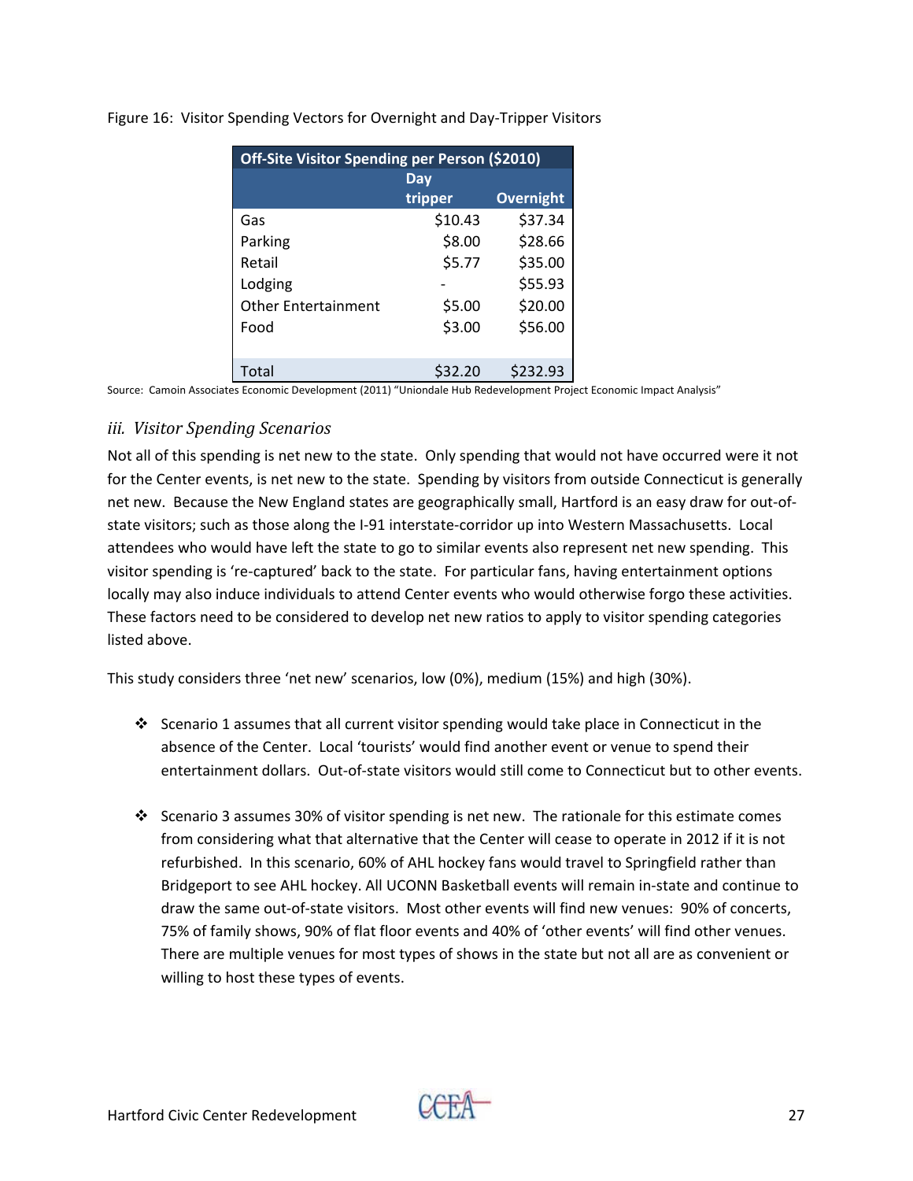Figure 16: Visitor Spending Vectors for Overnight and Day-Tripper Visitors

| Off-Site Visitor Spending per Person ($2010) | | |
|---|---|---|
| | Day tripper | Overnight |
| Gas | $10.43 | $37.34 |
| Parking | $8.00 | $28.66 |
| Retail | $5.77 | $35.00 |
| Lodging | - | $55.93 |
| Other Entertainment | $5.00 | $20.00 |
| Food | $3.00 | $56.00 |
| Total | $32.20 | $232.93 |

Source: Camoin Associates Economic Development (2011) "Uniondale Hub Redevelopment Project Economic Impact Analysis"

### *iii. Visitor Spending Scenarios*

Not all of this spending is net new to the state. Only spending that would not have occurred were it not for the Center events, is net new to the state. Spending by visitors from outside Connecticut is generally net new. Because the New England states are geographically small, Hartford is an easy draw for out-of-state visitors; such as those along the I-91 interstate-corridor up into Western Massachusetts. Local attendees who would have left the state to go to similar events also represent net new spending. This visitor spending is 're-captured' back to the state. For particular fans, having entertainment options locally may also induce individuals to attend Center events who would otherwise forgo these activities. These factors need to be considered to develop net new ratios to apply to visitor spending categories listed above.

This study considers three 'net new' scenarios, low (0%), medium (15%) and high (30%).

- Scenario 1 assumes that all current visitor spending would take place in Connecticut in the absence of the Center. Local 'tourists' would find another event or venue to spend their entertainment dollars. Out-of-state visitors would still come to Connecticut but to other events.

- Scenario 3 assumes 30% of visitor spending is net new. The rationale for this estimate comes from considering what that alternative that the Center will cease to operate in 2012 if it is not refurbished. In this scenario, 60% of AHL hockey fans would travel to Springfield rather than Bridgeport to see AHL hockey. All UCONN Basketball events will remain in-state and continue to draw the same out-of-state visitors. Most other events will find new venues: 90% of concerts, 75% of family shows, 90% of flat floor events and 40% of 'other events' will find other venues. There are multiple venues for most types of shows in the state but not all are as convenient or willing to host these types of events.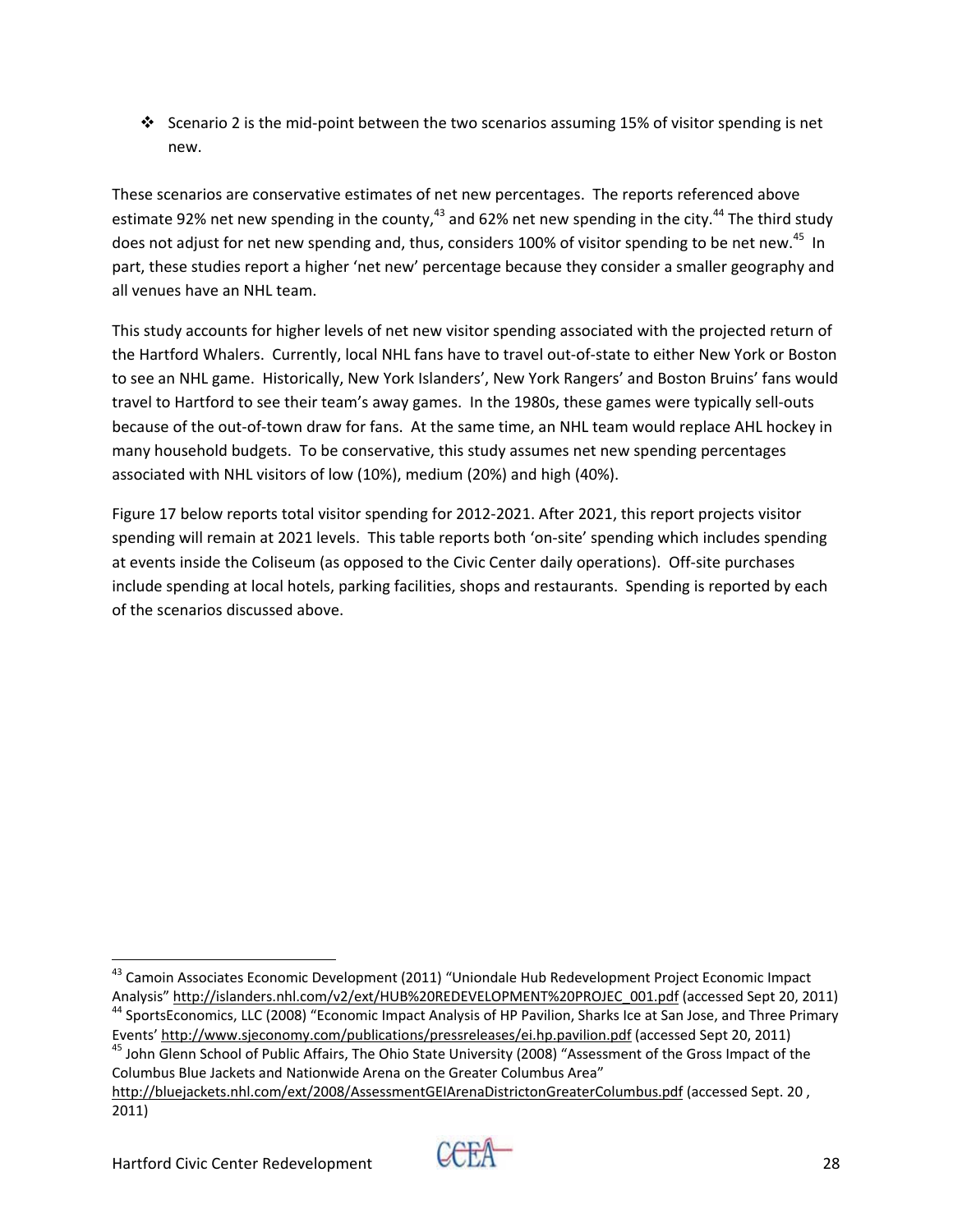- Scenario 2 is the mid-point between the two scenarios assuming 15% of visitor spending is net new.

These scenarios are conservative estimates of net new percentages. The reports referenced above estimate 92% net new spending in the county,[43] and 62% net new spending in the city.[44] The third study does not adjust for net new spending and, thus, considers 100% of visitor spending to be net new.[45] In part, these studies report a higher 'net new' percentage because they consider a smaller geography and all venues have an NHL team.

This study accounts for higher levels of net new visitor spending associated with the projected return of the Hartford Whalers. Currently, local NHL fans have to travel out-of-state to either New York or Boston to see an NHL game. Historically, New York Islanders', New York Rangers' and Boston Bruins' fans would travel to Hartford to see their team's away games. In the 1980s, these games were typically sell-outs because of the out-of-town draw for fans. At the same time, an NHL team would replace AHL hockey in many household budgets. To be conservative, this study assumes net new spending percentages associated with NHL visitors of low (10%), medium (20%) and high (40%).

Figure 17 below reports total visitor spending for 2012-2021. After 2021, this report projects visitor spending will remain at 2021 levels. This table reports both 'on-site' spending which includes spending at events inside the Coliseum (as opposed to the Civic Center daily operations). Off-site purchases include spending at local hotels, parking facilities, shops and restaurants. Spending is reported by each of the scenarios discussed above.

---

[43] Camoin Associates Economic Development (2011) "Uniondale Hub Redevelopment Project Economic Impact Analysis" http://islanders.nhl.com/v2/ext/HUB%20REDEVELOPMENT%20PROJEC_001.pdf (accessed Sept 20, 2011)

[44] SportsEconomics, LLC (2008) "Economic Impact Analysis of HP Pavilion, Sharks Ice at San Jose, and Three Primary Events' http://www.sjeconomy.com/publications/pressreleases/ei.hp.pavilion.pdf (accessed Sept 20, 2011)

[45] John Glenn School of Public Affairs, The Ohio State University (2008) "Assessment of the Gross Impact of the Columbus Blue Jackets and Nationwide Arena on the Greater Columbus Area" http://bluejackets.nhl.com/ext/2008/AssessmentGEIArenaDistrictonGreaterColumbus.pdf (accessed Sept. 20 , 2011)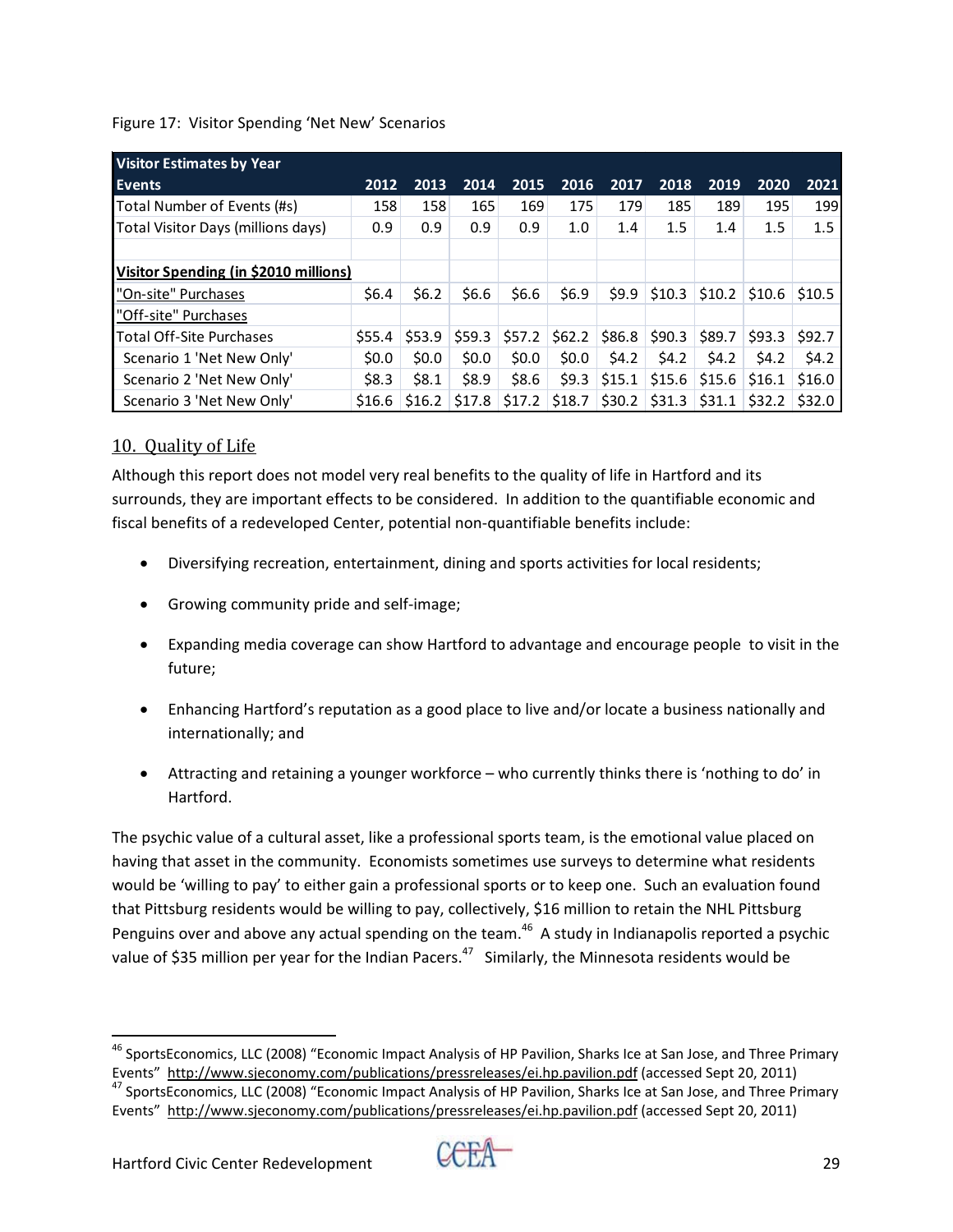Figure 17: Visitor Spending 'Net New' Scenarios

| Visitor Estimates by Year | | | | | | | | | | |
|---|---|---|---|---|---|---|---|---|---|---|
| **Events** | **2012** | **2013** | **2014** | **2015** | **2016** | **2017** | **2018** | **2019** | **2020** | **2021** |
| Total Number of Events (#s) | 158 | 158 | 165 | 169 | 175 | 179 | 185 | 189 | 195 | 199 |
| Total Visitor Days (millions days) | 0.9 | 0.9 | 0.9 | 0.9 | 1.0 | 1.4 | 1.5 | 1.4 | 1.5 | 1.5 |
| | | | | | | | | | | |
| **Visitor Spending (in $2010 millions)** | | | | | | | | | | |
| "On-site" Purchases | $6.4 | $6.2 | $6.6 | $6.6 | $6.9 | $9.9 | $10.3 | $10.2 | $10.6 | $10.5 |
| "Off-site" Purchases | | | | | | | | | | |
| Total Off-Site Purchases | $55.4 | $53.9 | $59.3 | $57.2 | $62.2 | $86.8 | $90.3 | $89.7 | $93.3 | $92.7 |
| Scenario 1 'Net New Only' | $0.0 | $0.0 | $0.0 | $0.0 | $0.0 | $4.2 | $4.2 | $4.2 | $4.2 | $4.2 |
| Scenario 2 'Net New Only' | $8.3 | $8.1 | $8.9 | $8.6 | $9.3 | $15.1 | $15.6 | $15.6 | $16.1 | $16.0 |
| Scenario 3 'Net New Only' | $16.6 | $16.2 | $17.8 | $17.2 | $18.7 | $30.2 | $31.3 | $31.1 | $32.2 | $32.0 |

## 10. Quality of Life

Although this report does not model very real benefits to the quality of life in Hartford and its surrounds, they are important effects to be considered. In addition to the quantifiable economic and fiscal benefits of a redeveloped Center, potential non-quantifiable benefits include:

- Diversifying recreation, entertainment, dining and sports activities for local residents;
- Growing community pride and self-image;
- Expanding media coverage can show Hartford to advantage and encourage people to visit in the future;
- Enhancing Hartford's reputation as a good place to live and/or locate a business nationally and internationally; and
- Attracting and retaining a younger workforce – who currently thinks there is 'nothing to do' in Hartford.

The psychic value of a cultural asset, like a professional sports team, is the emotional value placed on having that asset in the community. Economists sometimes use surveys to determine what residents would be 'willing to pay' to either gain a professional sports or to keep one. Such an evaluation found that Pittsburg residents would be willing to pay, collectively, $16 million to retain the NHL Pittsburg Penguins over and above any actual spending on the team.[46] A study in Indianapolis reported a psychic value of $35 million per year for the Indian Pacers.[47] Similarly, the Minnesota residents would be

[46] SportsEconomics, LLC (2008) "Economic Impact Analysis of HP Pavilion, Sharks Ice at San Jose, and Three Primary Events" http://www.sjeconomy.com/publications/pressreleases/ei.hp.pavilion.pdf (accessed Sept 20, 2011)

[47] SportsEconomics, LLC (2008) "Economic Impact Analysis of HP Pavilion, Sharks Ice at San Jose, and Three Primary Events" http://www.sjeconomy.com/publications/pressreleases/ei.hp.pavilion.pdf (accessed Sept 20, 2011)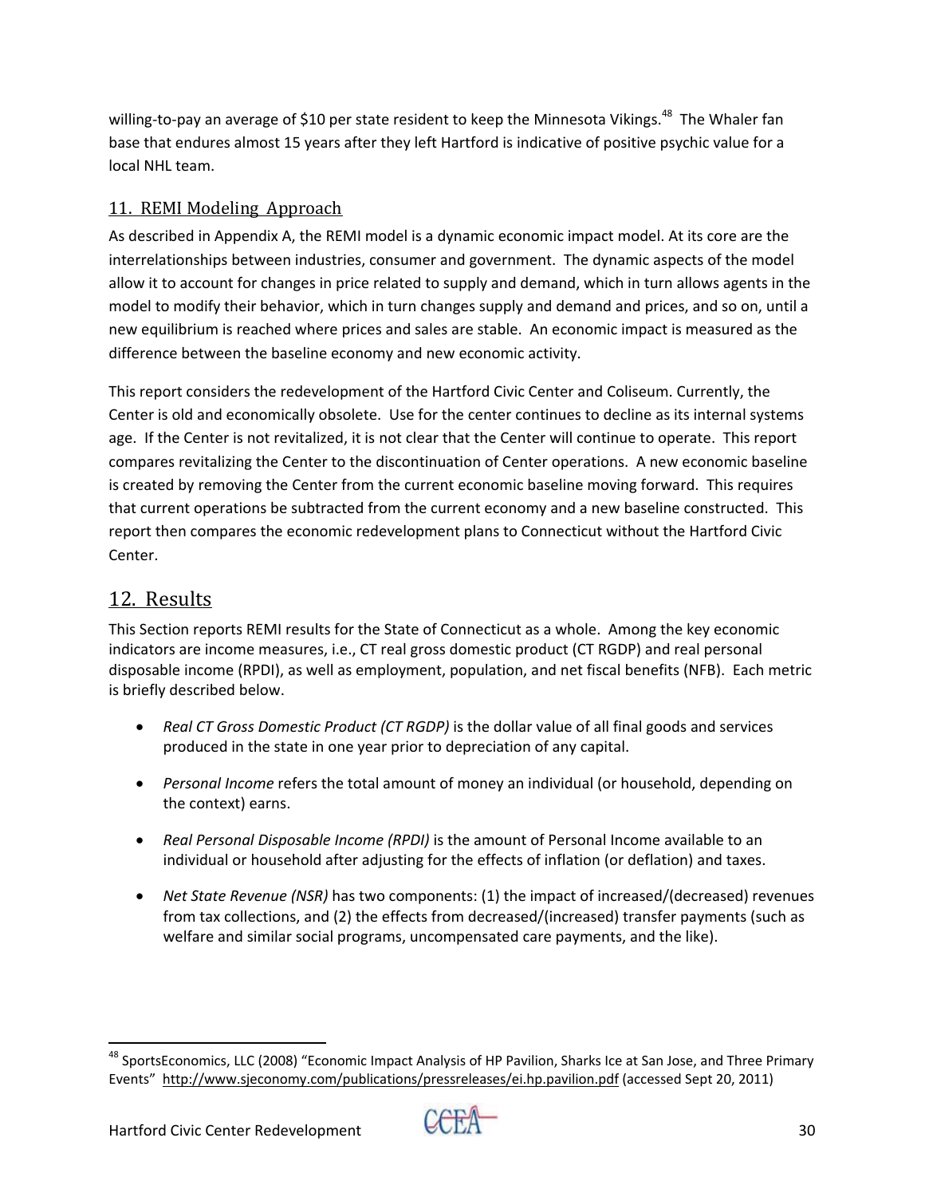willing-to-pay an average of $10 per state resident to keep the Minnesota Vikings.[48] The Whaler fan base that endures almost 15 years after they left Hartford is indicative of positive psychic value for a local NHL team.

## 11. REMI Modeling Approach

As described in Appendix A, the REMI model is a dynamic economic impact model. At its core are the interrelationships between industries, consumer and government. The dynamic aspects of the model allow it to account for changes in price related to supply and demand, which in turn allows agents in the model to modify their behavior, which in turn changes supply and demand and prices, and so on, until a new equilibrium is reached where prices and sales are stable. An economic impact is measured as the difference between the baseline economy and new economic activity.

This report considers the redevelopment of the Hartford Civic Center and Coliseum. Currently, the Center is old and economically obsolete. Use for the center continues to decline as its internal systems age. If the Center is not revitalized, it is not clear that the Center will continue to operate. This report compares revitalizing the Center to the discontinuation of Center operations. A new economic baseline is created by removing the Center from the current economic baseline moving forward. This requires that current operations be subtracted from the current economy and a new baseline constructed. This report then compares the economic redevelopment plans to Connecticut without the Hartford Civic Center.

## 12. Results

This Section reports REMI results for the State of Connecticut as a whole. Among the key economic indicators are income measures, i.e., CT real gross domestic product (CT RGDP) and real personal disposable income (RPDI), as well as employment, population, and net fiscal benefits (NFB). Each metric is briefly described below.

- *Real CT Gross Domestic Product (CT RGDP)* is the dollar value of all final goods and services produced in the state in one year prior to depreciation of any capital.
- *Personal Income* refers the total amount of money an individual (or household, depending on the context) earns.
- *Real Personal Disposable Income (RPDI)* is the amount of Personal Income available to an individual or household after adjusting for the effects of inflation (or deflation) and taxes.
- *Net State Revenue (NSR)* has two components: (1) the impact of increased/(decreased) revenues from tax collections, and (2) the effects from decreased/(increased) transfer payments (such as welfare and similar social programs, uncompensated care payments, and the like).

---

[48] SportsEconomics, LLC (2008) "Economic Impact Analysis of HP Pavilion, Sharks Ice at San Jose, and Three Primary Events" http://www.sjeconomy.com/publications/pressreleases/ei.hp.pavilion.pdf (accessed Sept 20, 2011)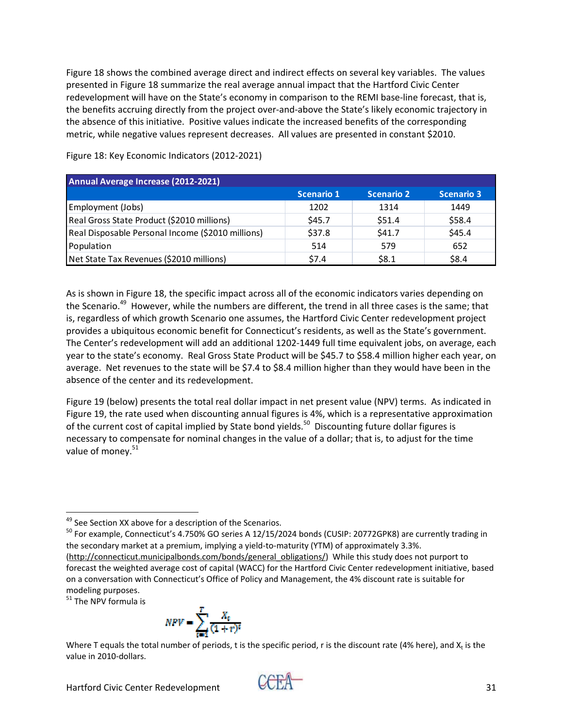Figure 18 shows the combined average direct and indirect effects on several key variables. The values presented in Figure 18 summarize the real average annual impact that the Hartford Civic Center redevelopment will have on the State's economy in comparison to the REMI base-line forecast, that is, the benefits accruing directly from the project over-and-above the State's likely economic trajectory in the absence of this initiative. Positive values indicate the increased benefits of the corresponding metric, while negative values represent decreases. All values are presented in constant $2010.

Figure 18: Key Economic Indicators (2012-2021)

| Annual Average Increase (2012-2021) | | | |
|---|---|---|---|
| | Scenario 1 | Scenario 2 | Scenario 3 |
| Employment (Jobs) | 1202 | 1314 | 1449 |
| Real Gross State Product ($2010 millions) | $45.7 | $51.4 | $58.4 |
| Real Disposable Personal Income ($2010 millions) | $37.8 | $41.7 | $45.4 |
| Population | 514 | 579 | 652 |
| Net State Tax Revenues ($2010 millions) | $7.4 | $8.1 | $8.4 |

As is shown in Figure 18, the specific impact across all of the economic indicators varies depending on the Scenario.[49] However, while the numbers are different, the trend in all three cases is the same; that is, regardless of which growth Scenario one assumes, the Hartford Civic Center redevelopment project provides a ubiquitous economic benefit for Connecticut's residents, as well as the State's government. The Center's redevelopment will add an additional 1202-1449 full time equivalent jobs, on average, each year to the state's economy. Real Gross State Product will be $45.7 to $58.4 million higher each year, on average. Net revenues to the state will be $7.4 to $8.4 million higher than they would have been in the absence of the center and its redevelopment.

Figure 19 (below) presents the total real dollar impact in net present value (NPV) terms. As indicated in Figure 19, the rate used when discounting annual figures is 4%, which is a representative approximation of the current cost of capital implied by State bond yields.[50] Discounting future dollar figures is necessary to compensate for nominal changes in the value of a dollar; that is, to adjust for the time value of money.[51]

---

[49] See Section XX above for a description of the Scenarios.

[50] For example, Connecticut's 4.750% GO series A 12/15/2024 bonds (CUSIP: 20772GPK8) are currently trading in the secondary market at a premium, implying a yield-to-maturity (YTM) of approximately 3.3%. (http://connecticut.municipalbonds.com/bonds/general_obligations/) While this study does not purport to forecast the weighted average cost of capital (WACC) for the Hartford Civic Center redevelopment initiative, based on a conversation with Connecticut's Office of Policy and Management, the 4% discount rate is suitable for modeling purposes.

[51] The NPV formula is

$$NPV = \sum_{t=1}^{T} \frac{X_t}{(1+r)^t}$$

Where T equals the total number of periods, t is the specific period, r is the discount rate (4% here), and $X_t$ is the value in 2010-dollars.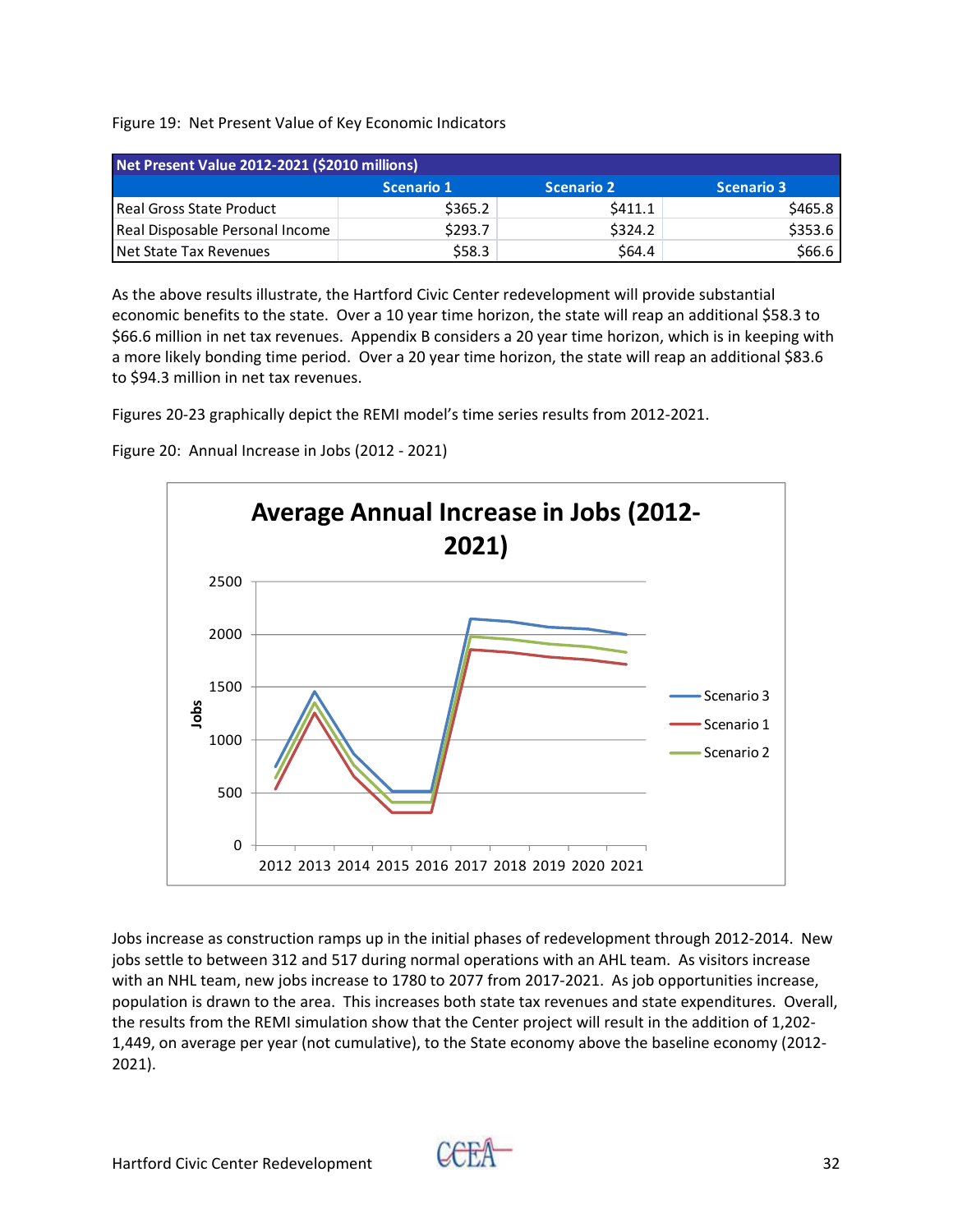Figure 19: Net Present Value of Key Economic Indicators

| Net Present Value 2012-2021 ($2010 millions) | | | |
|---|---|---|---|
| | Scenario 1 | Scenario 2 | Scenario 3 |
| Real Gross State Product | $365.2 | $411.1 | $465.8 |
| Real Disposable Personal Income | $293.7 | $324.2 | $353.6 |
| Net State Tax Revenues | $58.3 | $64.4 | $66.6 |

As the above results illustrate, the Hartford Civic Center redevelopment will provide substantial economic benefits to the state. Over a 10 year time horizon, the state will reap an additional $58.3 to $66.6 million in net tax revenues. Appendix B considers a 20 year time horizon, which is in keeping with a more likely bonding time period. Over a 20 year time horizon, the state will reap an additional $83.6 to $94.3 million in net tax revenues.

Figures 20-23 graphically depict the REMI model's time series results from 2012-2021.

Figure 20: Annual Increase in Jobs (2012 - 2021)

Jobs increase as construction ramps up in the initial phases of redevelopment through 2012-2014. New jobs settle to between 312 and 517 during normal operations with an AHL team. As visitors increase with an NHL team, new jobs increase to 1780 to 2077 from 2017-2021. As job opportunities increase, population is drawn to the area. This increases both state tax revenues and state expenditures. Overall, the results from the REMI simulation show that the Center project will result in the addition of 1,202-1,449, on average per year (not cumulative), to the State economy above the baseline economy (2012-2021).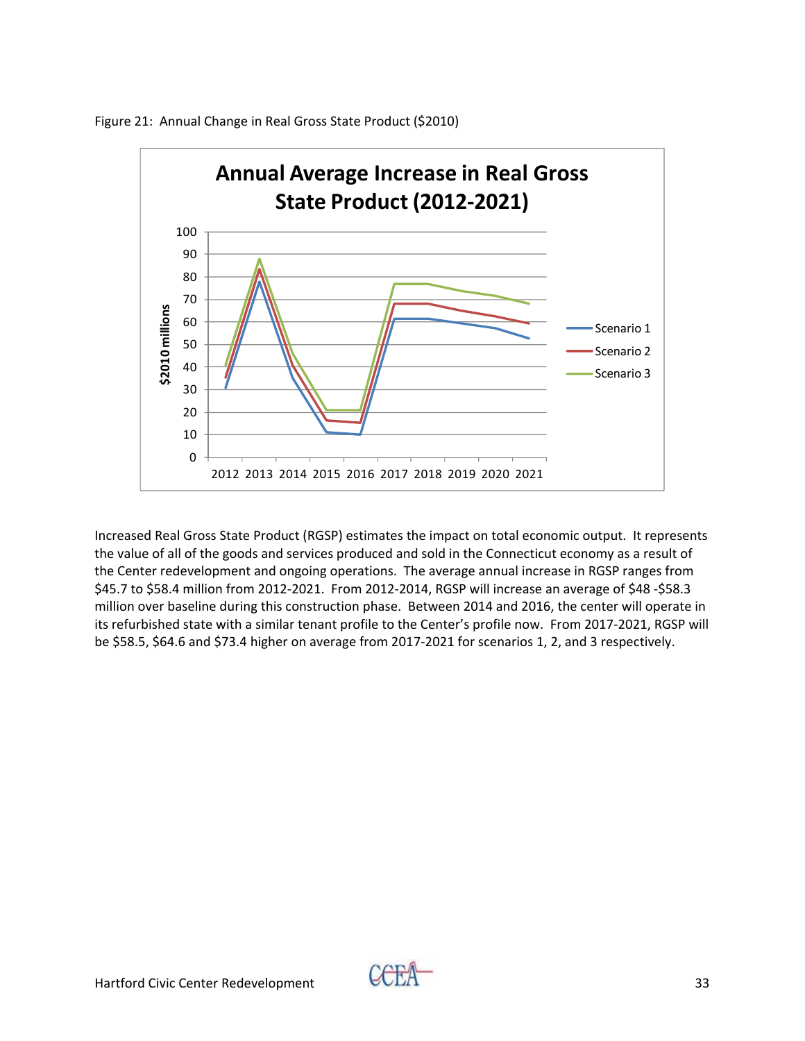Figure 21: Annual Change in Real Gross State Product ($2010)

Increased Real Gross State Product (RGSP) estimates the impact on total economic output. It represents the value of all of the goods and services produced and sold in the Connecticut economy as a result of the Center redevelopment and ongoing operations. The average annual increase in RGSP ranges from $45.7 to $58.4 million from 2012-2021. From 2012-2014, RGSP will increase an average of $48 -$58.3 million over baseline during this construction phase. Between 2014 and 2016, the center will operate in its refurbished state with a similar tenant profile to the Center's profile now. From 2017-2021, RGSP will be $58.5, $64.6 and $73.4 higher on average from 2017-2021 for scenarios 1, 2, and 3 respectively.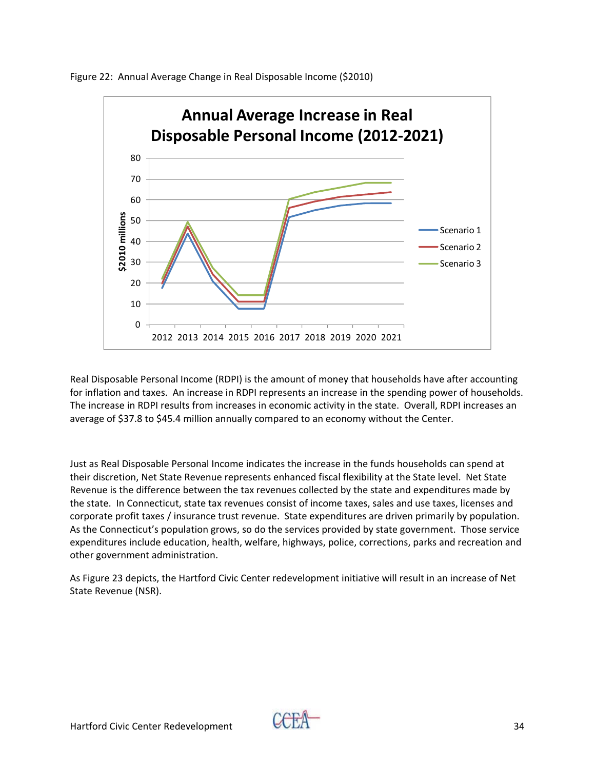Figure 22: Annual Average Change in Real Disposable Income ($2010)

Real Disposable Personal Income (RDPI) is the amount of money that households have after accounting for inflation and taxes. An increase in RDPI represents an increase in the spending power of households. The increase in RDPI results from increases in economic activity in the state. Overall, RDPI increases an average of $37.8 to $45.4 million annually compared to an economy without the Center.

Just as Real Disposable Personal Income indicates the increase in the funds households can spend at their discretion, Net State Revenue represents enhanced fiscal flexibility at the State level. Net State Revenue is the difference between the tax revenues collected by the state and expenditures made by the state. In Connecticut, state tax revenues consist of income taxes, sales and use taxes, licenses and corporate profit taxes / insurance trust revenue. State expenditures are driven primarily by population. As the Connecticut's population grows, so do the services provided by state government. Those service expenditures include education, health, welfare, highways, police, corrections, parks and recreation and other government administration.

As Figure 23 depicts, the Hartford Civic Center redevelopment initiative will result in an increase of Net State Revenue (NSR).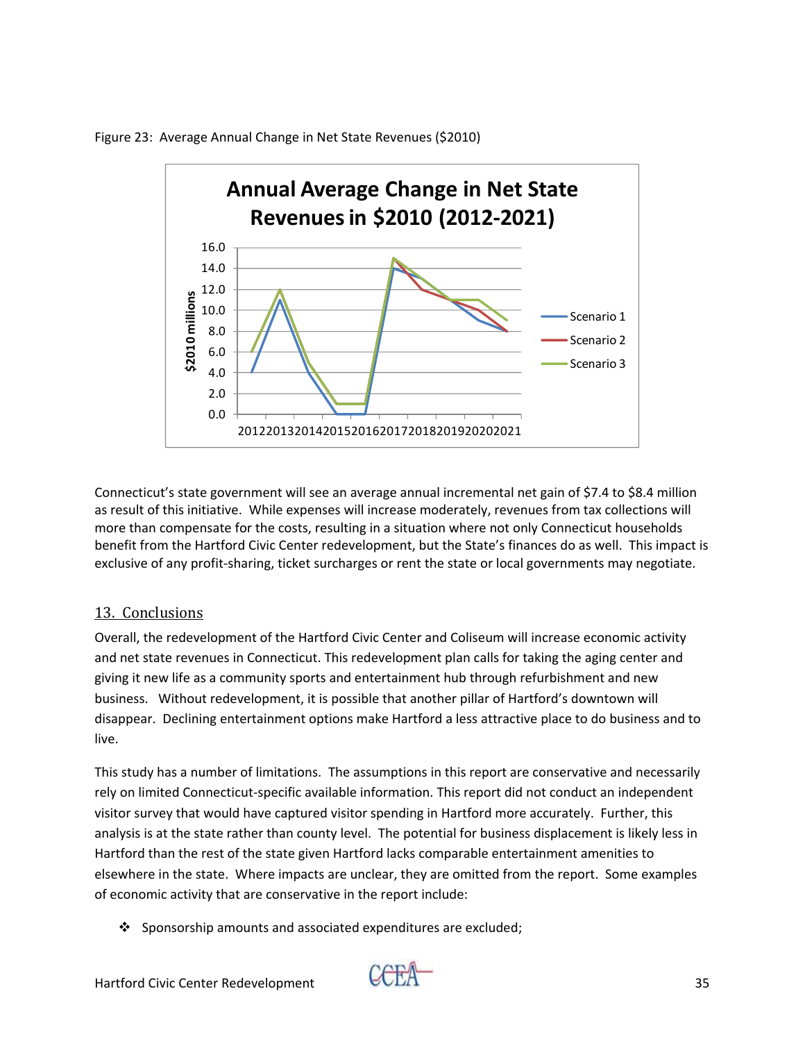Figure 23: Average Annual Change in Net State Revenues ($2010)

Connecticut's state government will see an average annual incremental net gain of $7.4 to $8.4 million as result of this initiative. While expenses will increase moderately, revenues from tax collections will more than compensate for the costs, resulting in a situation where not only Connecticut households benefit from the Hartford Civic Center redevelopment, but the State's finances do as well. This impact is exclusive of any profit-sharing, ticket surcharges or rent the state or local governments may negotiate.

## 13. Conclusions

Overall, the redevelopment of the Hartford Civic Center and Coliseum will increase economic activity and net state revenues in Connecticut. This redevelopment plan calls for taking the aging center and giving it new life as a community sports and entertainment hub through refurbishment and new business. Without redevelopment, it is possible that another pillar of Hartford's downtown will disappear. Declining entertainment options make Hartford a less attractive place to do business and to live.

This study has a number of limitations. The assumptions in this report are conservative and necessarily rely on limited Connecticut-specific available information. This report did not conduct an independent visitor survey that would have captured visitor spending in Hartford more accurately. Further, this analysis is at the state rather than county level. The potential for business displacement is likely less in Hartford than the rest of the state given Hartford lacks comparable entertainment amenities to elsewhere in the state. Where impacts are unclear, they are omitted from the report. Some examples of economic activity that are conservative in the report include:

- Sponsorship amounts and associated expenditures are excluded;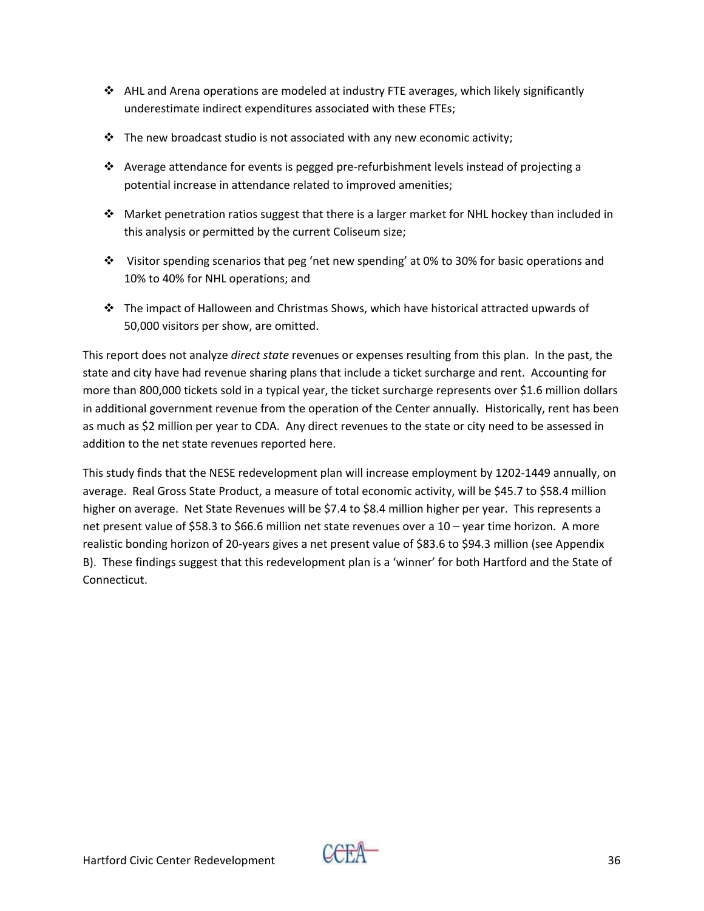- AHL and Arena operations are modeled at industry FTE averages, which likely significantly underestimate indirect expenditures associated with these FTEs;
- The new broadcast studio is not associated with any new economic activity;
- Average attendance for events is pegged pre-refurbishment levels instead of projecting a potential increase in attendance related to improved amenities;
- Market penetration ratios suggest that there is a larger market for NHL hockey than included in this analysis or permitted by the current Coliseum size;
- Visitor spending scenarios that peg 'net new spending' at 0% to 30% for basic operations and 10% to 40% for NHL operations; and
- The impact of Halloween and Christmas Shows, which have historical attracted upwards of 50,000 visitors per show, are omitted.

This report does not analyze *direct state* revenues or expenses resulting from this plan. In the past, the state and city have had revenue sharing plans that include a ticket surcharge and rent. Accounting for more than 800,000 tickets sold in a typical year, the ticket surcharge represents over $1.6 million dollars in additional government revenue from the operation of the Center annually. Historically, rent has been as much as $2 million per year to CDA. Any direct revenues to the state or city need to be assessed in addition to the net state revenues reported here.

This study finds that the NESE redevelopment plan will increase employment by 1202-1449 annually, on average. Real Gross State Product, a measure of total economic activity, will be $45.7 to $58.4 million higher on average. Net State Revenues will be $7.4 to $8.4 million higher per year. This represents a net present value of $58.3 to $66.6 million net state revenues over a 10 – year time horizon. A more realistic bonding horizon of 20-years gives a net present value of $83.6 to $94.3 million (see Appendix B). These findings suggest that this redevelopment plan is a 'winner' for both Hartford and the State of Connecticut.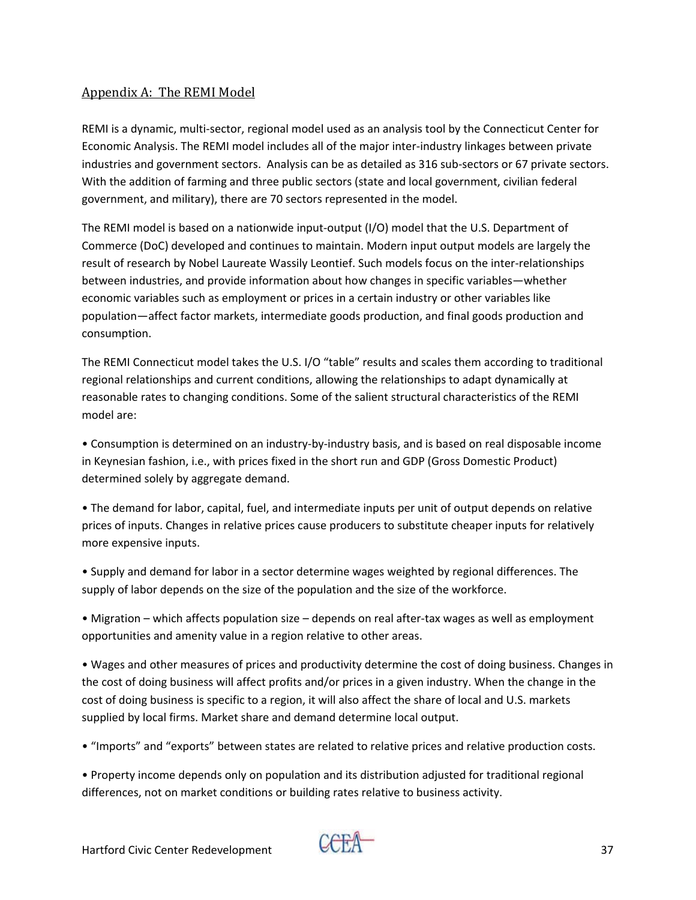## Appendix A: The REMI Model

REMI is a dynamic, multi-sector, regional model used as an analysis tool by the Connecticut Center for Economic Analysis. The REMI model includes all of the major inter-industry linkages between private industries and government sectors. Analysis can be as detailed as 316 sub-sectors or 67 private sectors. With the addition of farming and three public sectors (state and local government, civilian federal government, and military), there are 70 sectors represented in the model.

The REMI model is based on a nationwide input-output (I/O) model that the U.S. Department of Commerce (DoC) developed and continues to maintain. Modern input output models are largely the result of research by Nobel Laureate Wassily Leontief. Such models focus on the inter-relationships between industries, and provide information about how changes in specific variables—whether economic variables such as employment or prices in a certain industry or other variables like population—affect factor markets, intermediate goods production, and final goods production and consumption.

The REMI Connecticut model takes the U.S. I/O "table" results and scales them according to traditional regional relationships and current conditions, allowing the relationships to adapt dynamically at reasonable rates to changing conditions. Some of the salient structural characteristics of the REMI model are:

- Consumption is determined on an industry-by-industry basis, and is based on real disposable income in Keynesian fashion, i.e., with prices fixed in the short run and GDP (Gross Domestic Product) determined solely by aggregate demand.

- The demand for labor, capital, fuel, and intermediate inputs per unit of output depends on relative prices of inputs. Changes in relative prices cause producers to substitute cheaper inputs for relatively more expensive inputs.

- Supply and demand for labor in a sector determine wages weighted by regional differences. The supply of labor depends on the size of the population and the size of the workforce.

- Migration – which affects population size – depends on real after-tax wages as well as employment opportunities and amenity value in a region relative to other areas.

- Wages and other measures of prices and productivity determine the cost of doing business. Changes in the cost of doing business will affect profits and/or prices in a given industry. When the change in the cost of doing business is specific to a region, it will also affect the share of local and U.S. markets supplied by local firms. Market share and demand determine local output.

- "Imports" and "exports" between states are related to relative prices and relative production costs.

- Property income depends only on population and its distribution adjusted for traditional regional differences, not on market conditions or building rates relative to business activity.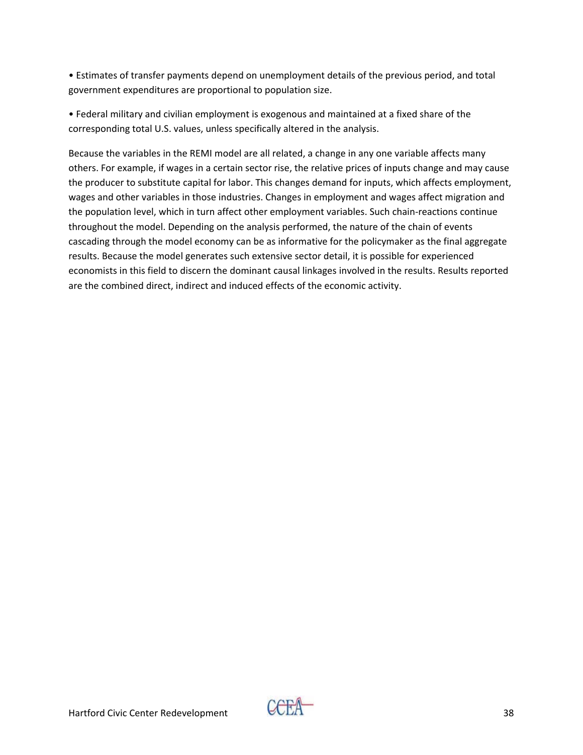- Estimates of transfer payments depend on unemployment details of the previous period, and total government expenditures are proportional to population size.

- Federal military and civilian employment is exogenous and maintained at a fixed share of the corresponding total U.S. values, unless specifically altered in the analysis.

Because the variables in the REMI model are all related, a change in any one variable affects many others. For example, if wages in a certain sector rise, the relative prices of inputs change and may cause the producer to substitute capital for labor. This changes demand for inputs, which affects employment, wages and other variables in those industries. Changes in employment and wages affect migration and the population level, which in turn affect other employment variables. Such chain-reactions continue throughout the model. Depending on the analysis performed, the nature of the chain of events cascading through the model economy can be as informative for the policymaker as the final aggregate results. Because the model generates such extensive sector detail, it is possible for experienced economists in this field to discern the dominant causal linkages involved in the results. Results reported are the combined direct, indirect and induced effects of the economic activity.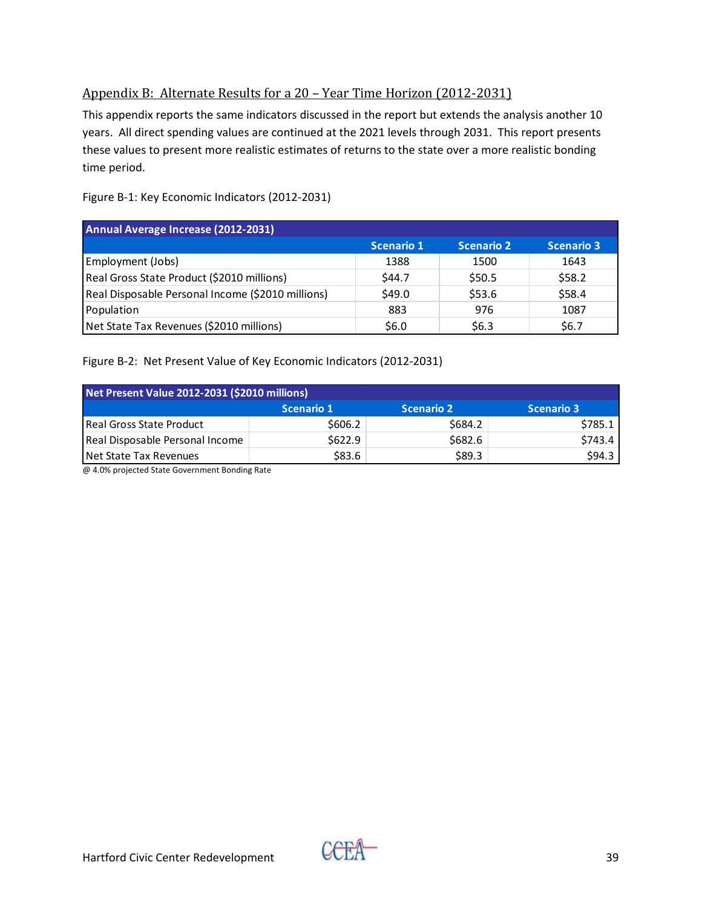## Appendix B: Alternate Results for a 20 – Year Time Horizon (2012-2031)

This appendix reports the same indicators discussed in the report but extends the analysis another 10 years. All direct spending values are continued at the 2021 levels through 2031. This report presents these values to present more realistic estimates of returns to the state over a more realistic bonding time period.

Figure B-1: Key Economic Indicators (2012-2031)

| Annual Average Increase (2012-2031) | | | |
|---|---|---|---|
| | Scenario 1 | Scenario 2 | Scenario 3 |
| Employment (Jobs) | 1388 | 1500 | 1643 |
| Real Gross State Product ($2010 millions) | $44.7 | $50.5 | $58.2 |
| Real Disposable Personal Income ($2010 millions) | $49.0 | $53.6 | $58.4 |
| Population | 883 | 976 | 1087 |
| Net State Tax Revenues ($2010 millions) | $6.0 | $6.3 | $6.7 |

Figure B-2: Net Present Value of Key Economic Indicators (2012-2031)

| Net Present Value 2012-2031 ($2010 millions) | | | |
|---|---|---|---|
| | Scenario 1 | Scenario 2 | Scenario 3 |
| Real Gross State Product | $606.2 | $684.2 | $785.1 |
| Real Disposable Personal Income | $622.9 | $682.6 | $743.4 |
| Net State Tax Revenues | $83.6 | $89.3 | $94.3 |

@ 4.0% projected State Government Bonding Rate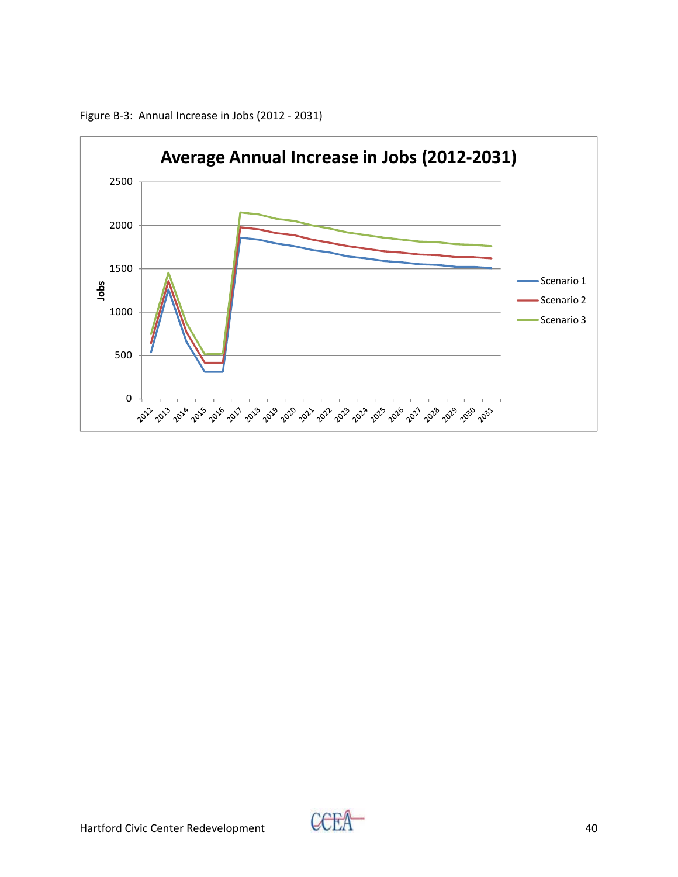Figure B-3: Annual Increase in Jobs (2012 - 2031)

**Average Annual Increase in Jobs (2012-2031)**

Jobs: 0, 500, 1000, 1500, 2000, 2500

Years: 2012, 2013, 2014, 2015, 2016, 2017, 2018, 2019, 2020, 2021, 2022, 2023, 2024, 2025, 2026, 2027, 2028, 2029, 2030, 2031

Legend: Scenario 1, Scenario 2, Scenario 3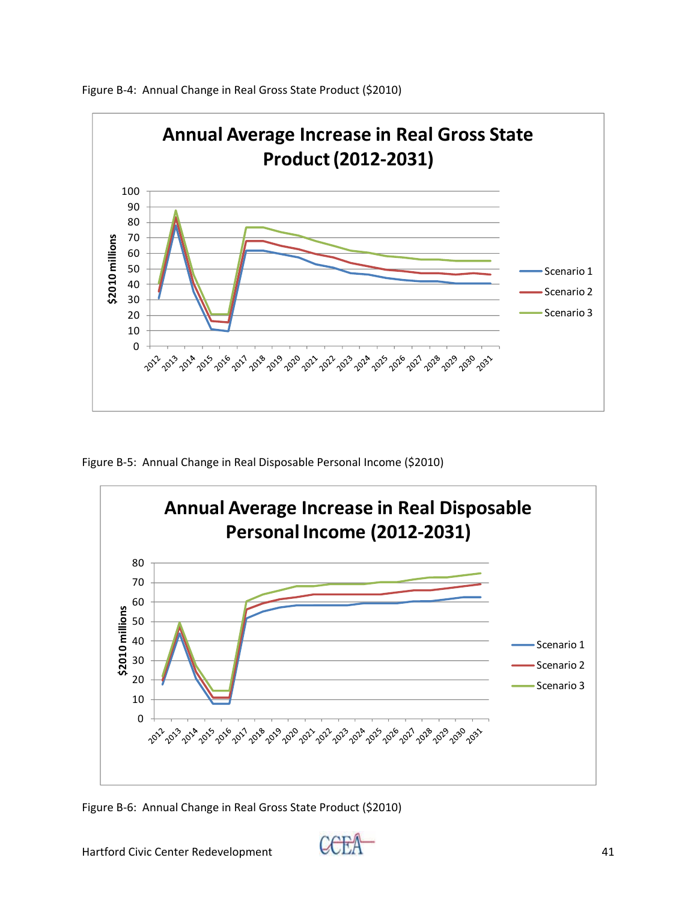Figure B-4: Annual Change in Real Gross State Product ($2010)

Figure B-5: Annual Change in Real Disposable Personal Income ($2010)

Figure B-6: Annual Change in Real Gross State Product ($2010)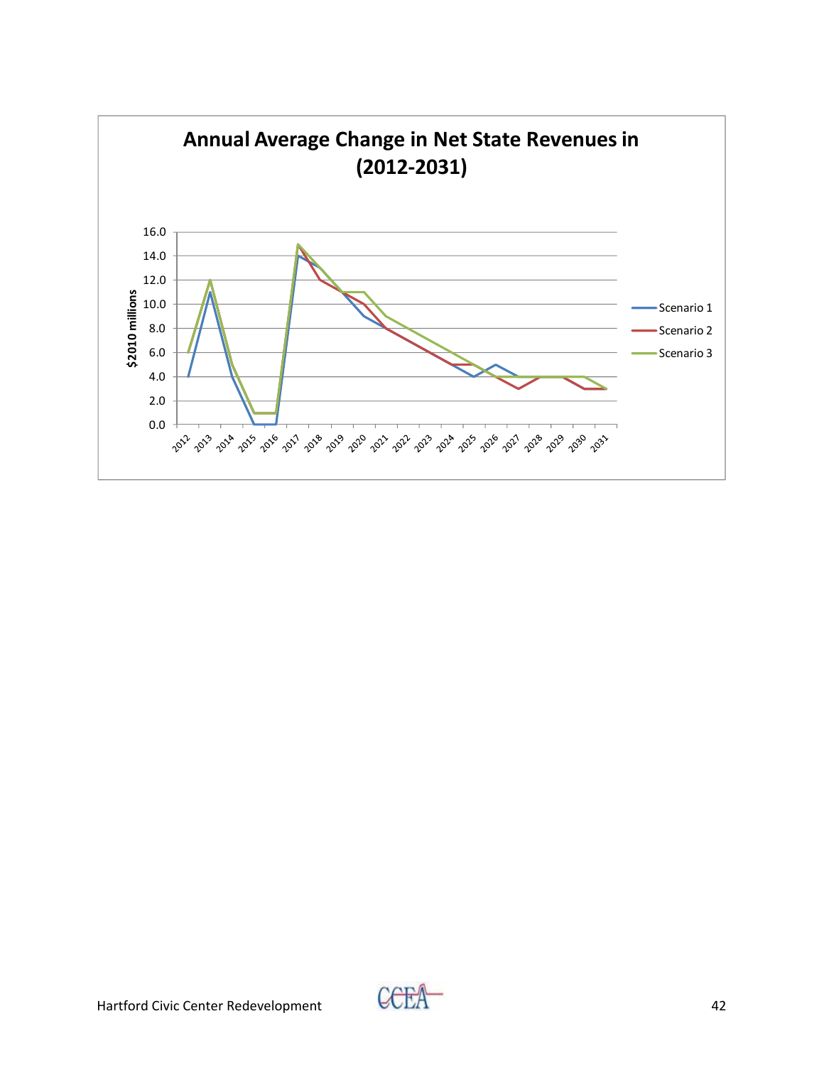**Annual Average Change in Net State Revenues in (2012-2031)**

$2010 millions

16.0
14.0
12.0
10.0
8.0
6.0
4.0
2.0
0.0

2012 2013 2014 2015 2016 2017 2018 2019 2020 2021 2022 2023 2024 2025 2026 2027 2028 2029 2030 2031

Scenario 1
Scenario 2
Scenario 3